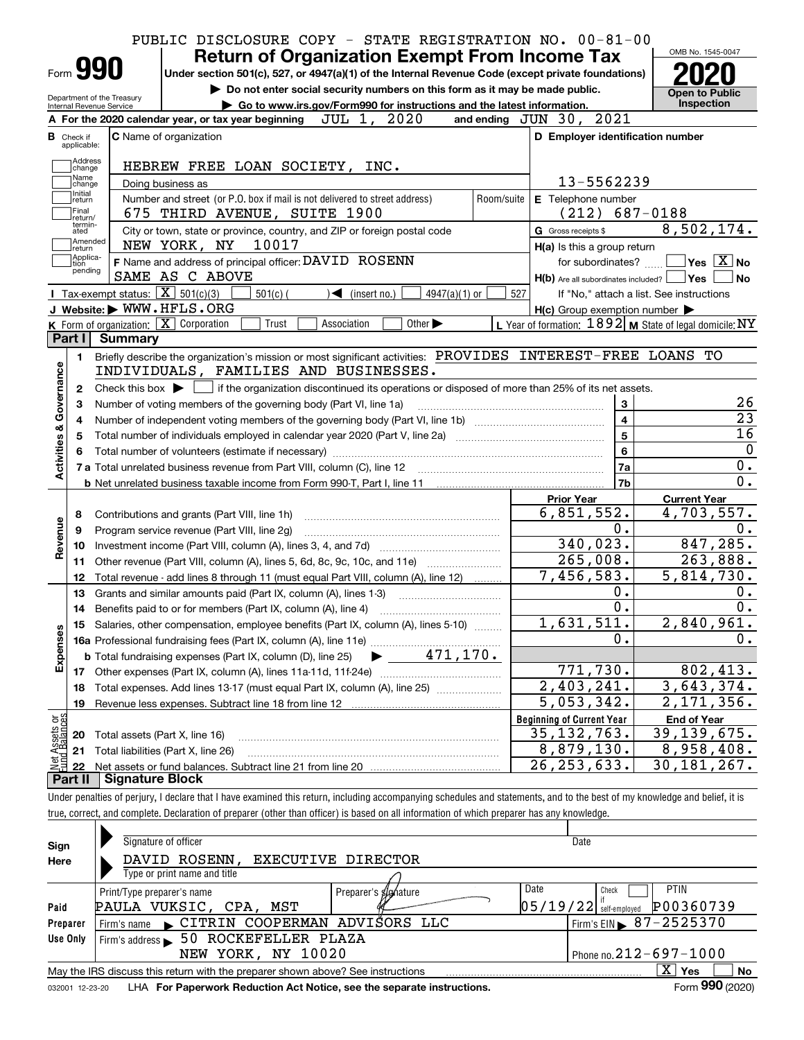PUBLIC DISCLOSURE COPY - STATE REGISTRATION NO. 00-81-00

# Form 990 — Return of Organization Exempt From Income Tax

Under section 501(c), 527, or 4947(a)(1) of the Internal Revenue Code (except private foundations)

▶ Do not enter social security numbers on this form as it may be made public.

▶ Go to www.irs.gov/Form990 for instructions and the latest information.

Department of the Treasury
Internal Revenue Service

OMB No. 1545-0047

**2020**

**Open to Public Inspection**

**A** For the 2020 calendar year, or tax year beginning JUL 1, 2020 and ending JUN 30, 2021

**B** Check if applicable: Address change, Name change, Initial return, Final return/terminated, Amended return, Application pending

**C** Name of organization: HEBREW FREE LOAN SOCIETY, INC.

Doing business as

Number and street (or P.O. box if mail is not delivered to street address): 675 THIRD AVENUE, SUITE 1900 | Room/suite

City or town, state or province, country, and ZIP or foreign postal code: NEW YORK, NY 10017

**D** Employer identification number: 13-5562239

**E** Telephone number: (212) 687-0188

**G** Gross receipts $ 8,502,174.

**F** Name and address of principal officer: DAVID ROSENN, SAME AS C ABOVE

**H(a)** Is this a group return for subordinates? Yes [ ] No [X]

**H(b)** Are all subordinates included? Yes [ ] No [ ]
If "No," attach a list. See instructions

**H(c)** Group exemption number ▶

**I** Tax-exempt status: [X] 501(c)(3) [ ] 501(c) ( ) ◀ (insert no.) [ ] 4947(a)(1) or [ ] 527

**J** Website: ▶ WWW.HFLS.ORG

**K** Form of organization: [X] Corporation [ ] Trust [ ] Association [ ] Other ▶

**L** Year of formation: 1892 **M** State of legal domicile: NY

## Part I Summary

**Activities & Governance**

1. Briefly describe the organization's mission or most significant activities: PROVIDES INTEREST-FREE LOANS TO INDIVIDUALS, FAMILIES AND BUSINESSES.
2. Check this box ▶ [ ] if the organization discontinued its operations or disposed of more than 25% of its net assets.

| Line | Description | No. | Value |
|---|---|---|---|
| 3 | Number of voting members of the governing body (Part VI, line 1a) | 3 | 26 |
| 4 | Number of independent voting members of the governing body (Part VI, line 1b) | 4 | 23 |
| 5 | Total number of individuals employed in calendar year 2020 (Part V, line 2a) | 5 | 16 |
| 6 | Total number of volunteers (estimate if necessary) | 6 | 0 |
| 7a | Total unrelated business revenue from Part VIII, column (C), line 12 | 7a | 0. |
| 7b | Net unrelated business taxable income from Form 990-T, Part I, line 11 | 7b | 0. |

| | | Prior Year | Current Year |
|---|---|---|---|
| **Revenue** | | | |
| 8 | Contributions and grants (Part VIII, line 1h) | 6,851,552. | 4,703,557. |
| 9 | Program service revenue (Part VIII, line 2g) | 0. | 0. |
| 10 | Investment income (Part VIII, column (A), lines 3, 4, and 7d) | 340,023. | 847,285. |
| 11 | Other revenue (Part VIII, column (A), lines 5, 6d, 8c, 9c, 10c, and 11e) | 265,008. | 263,888. |
| 12 | Total revenue - add lines 8 through 11 (must equal Part VIII, column (A), line 12) | 7,456,583. | 5,814,730. |
| **Expenses** | | | |
| 13 | Grants and similar amounts paid (Part IX, column (A), lines 1-3) | 0. | 0. |
| 14 | Benefits paid to or for members (Part IX, column (A), line 4) | 0. | 0. |
| 15 | Salaries, other compensation, employee benefits (Part IX, column (A), lines 5-10) | 1,631,511. | 2,840,961. |
| 16a | Professional fundraising fees (Part IX, column (A), line 11e) | 0. | 0. |
| b | Total fundraising expenses (Part IX, column (D), line 25) ▶ 471,170. | | |
| 17 | Other expenses (Part IX, column (A), lines 11a-11d, 11f-24e) | 771,730. | 802,413. |
| 18 | Total expenses. Add lines 13-17 (must equal Part IX, column (A), line 25) | 2,403,241. | 3,643,374. |
| 19 | Revenue less expenses. Subtract line 18 from line 12 | 5,053,342. | 2,171,356. |

| **Net Assets or Fund Balances** | | Beginning of Current Year | End of Year |
|---|---|---|---|
| 20 | Total assets (Part X, line 16) | 35,132,763. | 39,139,675. |
| 21 | Total liabilities (Part X, line 26) | 8,879,130. | 8,958,408. |
| 22 | Net assets or fund balances. Subtract line 21 from line 20 | 26,253,633. | 30,181,267. |

## Part II Signature Block

Under penalties of perjury, I declare that I have examined this return, including accompanying schedules and statements, and to the best of my knowledge and belief, it is true, correct, and complete. Declaration of preparer (other than officer) is based on all information of which preparer has any knowledge.

**Sign Here**

Signature of officer | Date

DAVID ROSENN, EXECUTIVE DIRECTOR
Type or print name and title

**Paid Preparer Use Only**

| Print/Type preparer's name | Preparer's signature | Date | Check if self-employed | PTIN |
|---|---|---|---|---|
| PAULA VUKSIC, CPA, MST | | 05/19/22 | [ ] | P00360739 |

Firm's name ▶ CITRIN COOPERMAN ADVISORS LLC — Firm's EIN ▶ 87-2525370

Firm's address ▶ 50 ROCKEFELLER PLAZA, NEW YORK, NY 10020 — Phone no. 212-697-1000

May the IRS discuss this return with the preparer shown above? See instructions [X] Yes [ ] No

032001 12-23-20 LHA For Paperwork Reduction Act Notice, see the separate instructions. Form **990** (2020)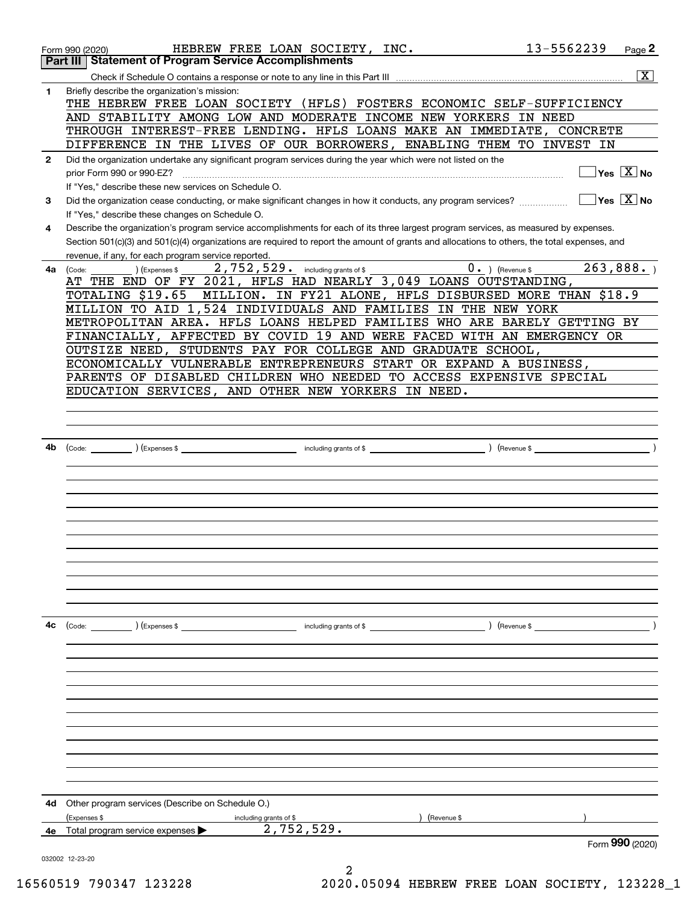Form 990 (2020) HEBREW FREE LOAN SOCIETY, INC. 13-5562239

## Part III Statement of Program Service Accomplishments

Check if Schedule O contains a response or note to any line in this Part III ..... [X]

**1** Briefly describe the organization's mission:

THE HEBREW FREE LOAN SOCIETY (HFLS) FOSTERS ECONOMIC SELF-SUFFICIENCY AND STABILITY AMONG LOW AND MODERATE INCOME NEW YORKERS IN NEED THROUGH INTEREST-FREE LENDING. HFLS LOANS MAKE AN IMMEDIATE, CONCRETE DIFFERENCE IN THE LIVES OF OUR BORROWERS, ENABLING THEM TO INVEST IN

**2** Did the organization undertake any significant program services during the year which were not listed on the prior Form 990 or 990-EZ? ..... [ ] Yes [X] No

If "Yes," describe these new services on Schedule O.

**3** Did the organization cease conducting, or make significant changes in how it conducts, any program services? ..... [ ] Yes [X] No

If "Yes," describe these changes on Schedule O.

**4** Describe the organization's program service accomplishments for each of its three largest program services, as measured by expenses. Section 501(c)(3) and 501(c)(4) organizations are required to report the amount of grants and allocations to others, the total expenses, and revenue, if any, for each program service reported.

**4a** (Code: ) (Expenses $ 2,752,529. including grants of $ 0. ) (Revenue $ 263,888. )

AT THE END OF FY 2021, HFLS HAD NEARLY 3,049 LOANS OUTSTANDING, TOTALING $19.65 MILLION. IN FY21 ALONE, HFLS DISBURSED MORE THAN $18.9 MILLION TO AID 1,524 INDIVIDUALS AND FAMILIES IN THE NEW YORK METROPOLITAN AREA. HFLS LOANS HELPED FAMILIES WHO ARE BARELY GETTING BY FINANCIALLY, AFFECTED BY COVID 19 AND WERE FACED WITH AN EMERGENCY OR OUTSIZE NEED, STUDENTS PAY FOR COLLEGE AND GRADUATE SCHOOL, ECONOMICALLY VULNERABLE ENTREPRENEURS START OR EXPAND A BUSINESS, PARENTS OF DISABLED CHILDREN WHO NEEDED TO ACCESS EXPENSIVE SPECIAL EDUCATION SERVICES, AND OTHER NEW YORKERS IN NEED.

**4b** (Code: ) (Expenses $ including grants of $ ) (Revenue $ )

**4c** (Code: ) (Expenses $ including grants of $ ) (Revenue $ )

**4d** Other program services (Describe on Schedule O.)

(Expenses $ including grants of $ ) (Revenue $ )

**4e** Total program services expenses ▶ 2,752,529.

Form **990** (2020)

032002 12-23-20

16560519 790347 123228 2020.05094 HEBREW FREE LOAN SOCIETY, 123228_1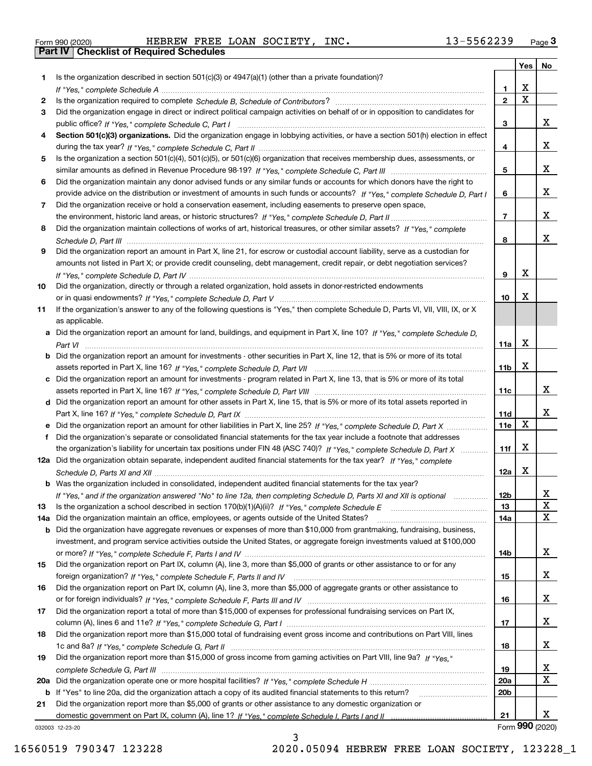Form 990 (2020) HEBREW FREE LOAN SOCIETY, INC. 13-5562239 Page 3

**Part IV | Checklist of Required Schedules**

| | | | Yes | No |
|---|---|---|---|---|
| 1 | Is the organization described in section 501(c)(3) or 4947(a)(1) (other than a private foundation)? *If "Yes," complete Schedule A* | 1 | X | |
| 2 | Is the organization required to complete *Schedule B, Schedule of Contributors*? | 2 | X | |
| 3 | Did the organization engage in direct or indirect political campaign activities on behalf of or in opposition to candidates for public office? *If "Yes," complete Schedule C, Part I* | 3 | | X |
| 4 | **Section 501(c)(3) organizations.** Did the organization engage in lobbying activities, or have a section 501(h) election in effect during the tax year? *If "Yes," complete Schedule C, Part II* | 4 | | X |
| 5 | Is the organization a section 501(c)(4), 501(c)(5), or 501(c)(6) organization that receives membership dues, assessments, or similar amounts as defined in Revenue Procedure 98-19? *If "Yes," complete Schedule C, Part III* | 5 | | X |
| 6 | Did the organization maintain any donor advised funds or any similar funds or accounts for which donors have the right to provide advice on the distribution or investment of amounts in such funds or accounts? *If "Yes," complete Schedule D, Part I* | 6 | | X |
| 7 | Did the organization receive or hold a conservation easement, including easements to preserve open space, the environment, historic land areas, or historic structures? *If "Yes," complete Schedule D, Part II* | 7 | | X |
| 8 | Did the organization maintain collections of works of art, historical treasures, or other similar assets? *If "Yes," complete Schedule D, Part III* | 8 | | X |
| 9 | Did the organization report an amount in Part X, line 21, for escrow or custodial account liability, serve as a custodian for amounts not listed in Part X; or provide credit counseling, debt management, credit repair, or debt negotiation services? *If "Yes," complete Schedule D, Part IV* | 9 | X | |
| 10 | Did the organization, directly or through a related organization, hold assets in donor-restricted endowments or in quasi endowments? *If "Yes," complete Schedule D, Part V* | 10 | X | |
| 11 | If the organization's answer to any of the following questions is "Yes," then complete Schedule D, Parts VI, VII, VIII, IX, or X as applicable. | | | |
| a | Did the organization report an amount for land, buildings, and equipment in Part X, line 10? *If "Yes," complete Schedule D, Part VI* | 11a | X | |
| b | Did the organization report an amount for investments - other securities in Part X, line 12, that is 5% or more of its total assets reported in Part X, line 16? *If "Yes," complete Schedule D, Part VII* | 11b | X | |
| c | Did the organization report an amount for investments - program related in Part X, line 13, that is 5% or more of its total assets reported in Part X, line 16? *If "Yes," complete Schedule D, Part VIII* | 11c | | X |
| d | Did the organization report an amount for other assets in Part X, line 15, that is 5% or more of its total assets reported in Part X, line 16? *If "Yes," complete Schedule D, Part IX* | 11d | | X |
| e | Did the organization report an amount for other liabilities in Part X, line 25? *If "Yes," complete Schedule D, Part X* | 11e | X | |
| f | Did the organization's separate or consolidated financial statements for the tax year include a footnote that addresses the organization's liability for uncertain tax positions under FIN 48 (ASC 740)? *If "Yes," complete Schedule D, Part X* | 11f | X | |
| 12a | Did the organization obtain separate, independent audited financial statements for the tax year? *If "Yes," complete Schedule D, Parts XI and XII* | 12a | X | |
| b | Was the organization included in consolidated, independent audited financial statements for the tax year? *If "Yes," and if the organization answered "No" to line 12a, then completing Schedule D, Parts XI and XII is optional* | 12b | | X |
| 13 | Is the organization a school described in section 170(b)(1)(A)(ii)? *If "Yes," complete Schedule E* | 13 | | X |
| 14a | Did the organization maintain an office, employees, or agents outside of the United States? | 14a | | X |
| b | Did the organization have aggregate revenues or expenses of more than $10,000 from grantmaking, fundraising, business, investment, and program service activities outside the United States, or aggregate foreign investments valued at $100,000 or more? *If "Yes," complete Schedule F, Parts I and IV* | 14b | | X |
| 15 | Did the organization report on Part IX, column (A), line 3, more than $5,000 of grants or other assistance to or for any foreign organization? *If "Yes," complete Schedule F, Parts II and IV* | 15 | | X |
| 16 | Did the organization report on Part IX, column (A), line 3, more than $5,000 of aggregate grants or other assistance to or for foreign individuals? *If "Yes," complete Schedule F, Parts III and IV* | 16 | | X |
| 17 | Did the organization report a total of more than $15,000 of expenses for professional fundraising services on Part IX, column (A), lines 6 and 11e? *If "Yes," complete Schedule G, Part I* | 17 | | X |
| 18 | Did the organization report more than $15,000 total of fundraising event gross income and contributions on Part VIII, lines 1c and 8a? *If "Yes," complete Schedule G, Part II* | 18 | | X |
| 19 | Did the organization report more than $15,000 of gross income from gaming activities on Part VIII, line 9a? *If "Yes," complete Schedule G, Part III* | 19 | | X |
| 20a | Did the organization operate one or more hospital facilities? *If "Yes," complete Schedule H* | 20a | | X |
| b | If "Yes" to line 20a, did the organization attach a copy of its audited financial statements to this return? | 20b | | |
| 21 | Did the organization report more than $5,000 of grants or other assistance to any domestic organization or domestic government on Part IX, column (A), line 1? *If "Yes," complete Schedule I, Parts I and II* | 21 | | X |

032003 12-23-20 Form **990** (2020)

16560519 790347 123228 2020.05094 HEBREW FREE LOAN SOCIETY, 123228_1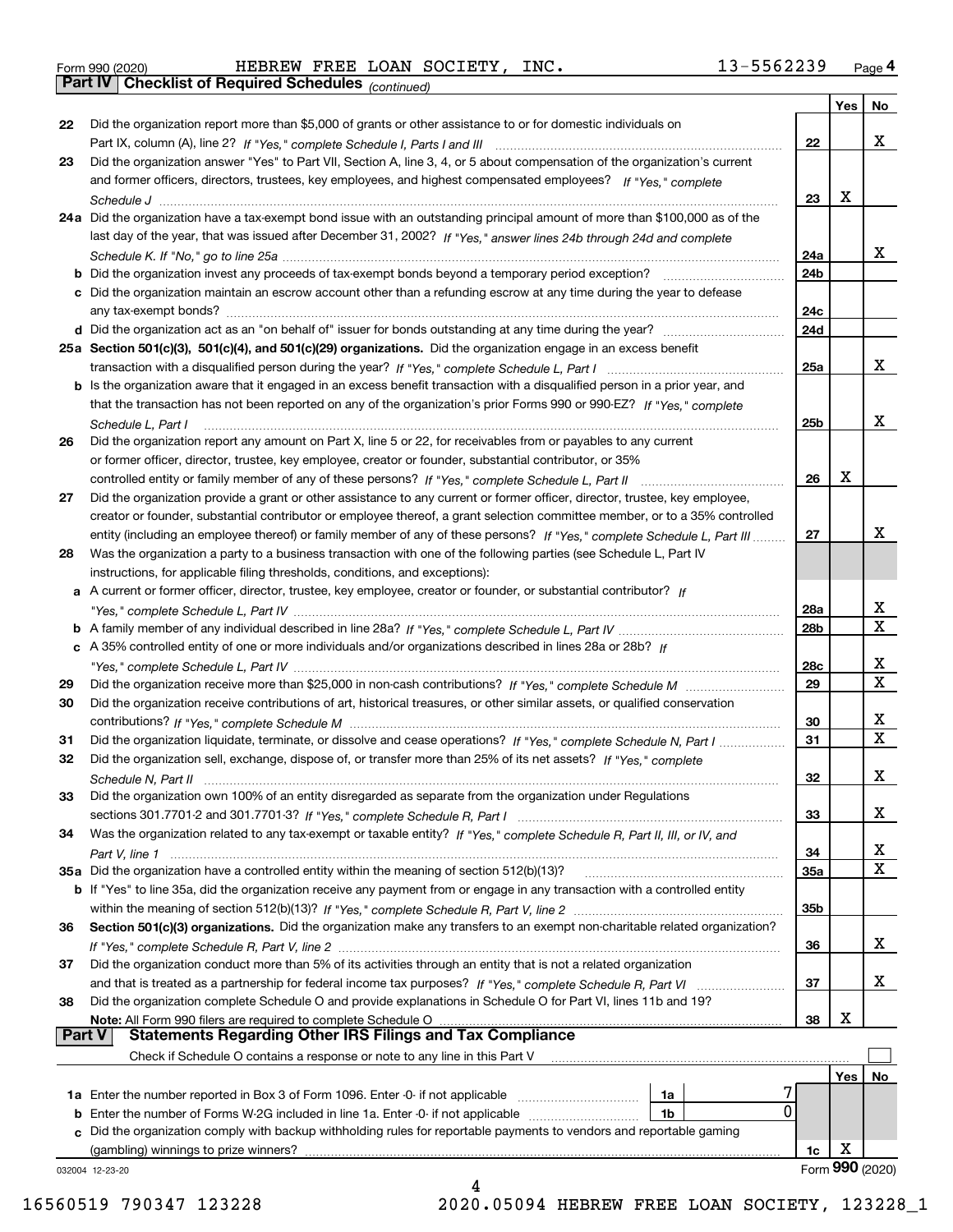Form 990 (2020) HEBREW FREE LOAN SOCIETY, INC. 13-5562239 Page 4

## Part IV Checklist of Required Schedules *(continued)*

| | | | Yes | No |
|---|---|---|---|---|
| 22 | Did the organization report more than $5,000 of grants or other assistance to or for domestic individuals on Part IX, column (A), line 2? *If "Yes," complete Schedule I, Parts I and III* | 22 | | X |
| 23 | Did the organization answer "Yes" to Part VII, Section A, line 3, 4, or 5 about compensation of the organization's current and former officers, directors, trustees, key employees, and highest compensated employees? *If "Yes," complete Schedule J* | 23 | X | |
| 24a | Did the organization have a tax-exempt bond issue with an outstanding principal amount of more than $100,000 as of the last day of the year, that was issued after December 31, 2002? *If "Yes," answer lines 24b through 24d and complete Schedule K. If "No," go to line 25a* | 24a | | X |
| b | Did the organization invest any proceeds of tax-exempt bonds beyond a temporary period exception? | 24b | | |
| c | Did the organization maintain an escrow account other than a refunding escrow at any time during the year to defease any tax-exempt bonds? | 24c | | |
| d | Did the organization act as an "on behalf of" issuer for bonds outstanding at any time during the year? | 24d | | |
| 25a | **Section 501(c)(3), 501(c)(4), and 501(c)(29) organizations.** Did the organization engage in an excess benefit transaction with a disqualified person during the year? *If "Yes," complete Schedule L, Part I* | 25a | | X |
| b | Is the organization aware that it engaged in an excess benefit transaction with a disqualified person in a prior year, and that the transaction has not been reported on any of the organization's prior Forms 990 or 990-EZ? *If "Yes," complete Schedule L, Part I* | 25b | | X |
| 26 | Did the organization report any amount on Part X, line 5 or 22, for receivables from or payables to any current or former officer, director, trustee, key employee, creator or founder, substantial contributor, or 35% controlled entity or family member of any of these persons? *If "Yes," complete Schedule L, Part II* | 26 | X | |
| 27 | Did the organization provide a grant or other assistance to any current or former officer, director, trustee, key employee, creator or founder, substantial contributor or employee thereof, a grant selection committee member, or to a 35% controlled entity (including an employee thereof) or family member of any of these persons? *If "Yes," complete Schedule L, Part III* | 27 | | X |
| 28 | Was the organization a party to a business transaction with one of the following parties (see Schedule L, Part IV instructions, for applicable filing thresholds, conditions, and exceptions): | | | |
| a | A current or former officer, director, trustee, key employee, creator or founder, or substantial contributor? *If "Yes," complete Schedule L, Part IV* | 28a | | X |
| b | A family member of any individual described in line 28a? *If "Yes," complete Schedule L, Part IV* | 28b | | X |
| c | A 35% controlled entity of one or more individuals and/or organizations described in lines 28a or 28b? *If "Yes," complete Schedule L, Part IV* | 28c | | X |
| 29 | Did the organization receive more than $25,000 in non-cash contributions? *If "Yes," complete Schedule M* | 29 | | X |
| 30 | Did the organization receive contributions of art, historical treasures, or other similar assets, or qualified conservation contributions? *If "Yes," complete Schedule M* | 30 | | X |
| 31 | Did the organization liquidate, terminate, or dissolve and cease operations? *If "Yes," complete Schedule N, Part I* | 31 | | X |
| 32 | Did the organization sell, exchange, dispose of, or transfer more than 25% of its net assets? *If "Yes," complete Schedule N, Part II* | 32 | | X |
| 33 | Did the organization own 100% of an entity disregarded as separate from the organization under Regulations sections 301.7701-2 and 301.7701-3? *If "Yes," complete Schedule R, Part I* | 33 | | X |
| 34 | Was the organization related to any tax-exempt or taxable entity? *If "Yes," complete Schedule R, Part II, III, or IV, and Part V, line 1* | 34 | | X |
| 35a | Did the organization have a controlled entity within the meaning of section 512(b)(13)? | 35a | | X |
| b | If "Yes" to line 35a, did the organization receive any payment from or engage in any transaction with a controlled entity within the meaning of section 512(b)(13)? *If "Yes," complete Schedule R, Part V, line 2* | 35b | | |
| 36 | **Section 501(c)(3) organizations.** Did the organization make any transfers to an exempt non-charitable related organization? *If "Yes," complete Schedule R, Part V, line 2* | 36 | | X |
| 37 | Did the organization conduct more than 5% of its activities through an entity that is not a related organization and that is treated as a partnership for federal income tax purposes? *If "Yes," complete Schedule R, Part VI* | 37 | | X |
| 38 | Did the organization complete Schedule O and provide explanations in Schedule O for Part VI, lines 11b and 19? **Note:** All Form 990 filers are required to complete Schedule O | 38 | X | |

## Part V Statements Regarding Other IRS Filings and Tax Compliance

Check if Schedule O contains a response or note to any line in this Part V ☐

| | | | | | Yes | No |
|---|---|---|---|---|---|---|
| 1a | Enter the number reported in Box 3 of Form 1096. Enter -0- if not applicable | 1a | 7 | | | |
| b | Enter the number of Forms W-2G included in line 1a. Enter -0- if not applicable | 1b | 0 | | | |
| c | Did the organization comply with backup withholding rules for reportable payments to vendors and reportable gaming (gambling) winnings to prize winners? | | | 1c | X | |

032004 12-23-20 Form **990** (2020)

16560519 790347 123228 2020.05094 HEBREW FREE LOAN SOCIETY, 123228_1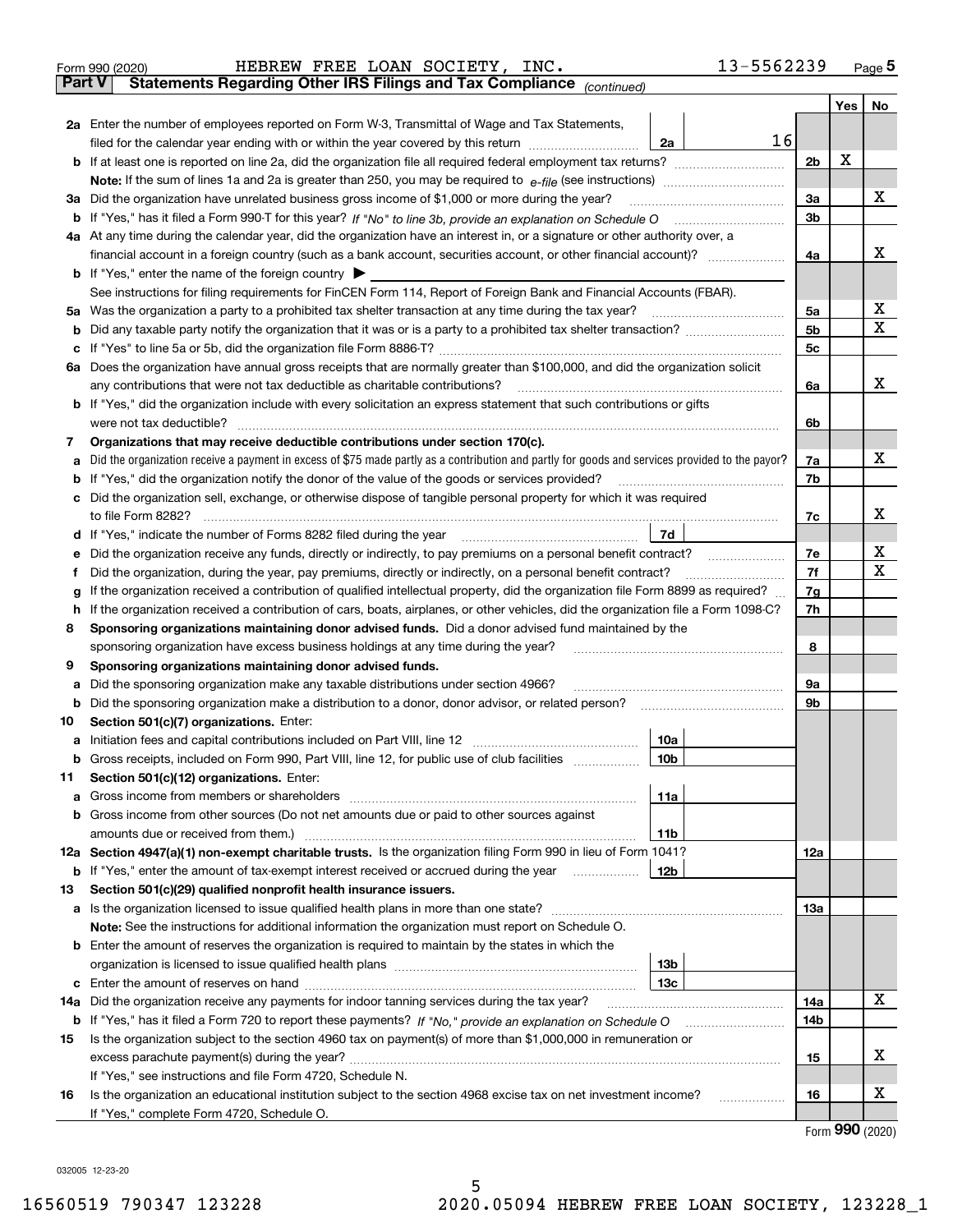Form 990 (2020) HEBREW FREE LOAN SOCIETY, INC. 13-5562239 Page 5

**Part V Statements Regarding Other IRS Filings and Tax Compliance** *(continued)*

| | | | | | Yes | No |
|---|---|---|---|---|---|---|
| **2a** | Enter the number of employees reported on Form W-3, Transmittal of Wage and Tax Statements, filed for the calendar year ending with or within the year covered by this return | 2a | 16 | | | |
| **b** | If at least one is reported on line 2a, did the organization file all required federal employment tax returns? | | | 2b | X | |
| | **Note:** If the sum of lines 1a and 2a is greater than 250, you may be required to *e-file* (see instructions) | | | | | |
| **3a** | Did the organization have unrelated business gross income of $1,000 or more during the year? | | | 3a | | X |
| **b** | If "Yes," has it filed a Form 990-T for this year? *If "No" to line 3b, provide an explanation on Schedule O* | | | 3b | | |
| **4a** | At any time during the calendar year, did the organization have an interest in, or a signature or other authority over, a financial account in a foreign country (such as a bank account, securities account, or other financial account)? | | | 4a | | X |
| **b** | If "Yes," enter the name of the foreign country ▶ | | | | | |
| | See instructions for filing requirements for FinCEN Form 114, Report of Foreign Bank and Financial Accounts (FBAR). | | | | | |
| **5a** | Was the organization a party to a prohibited tax shelter transaction at any time during the tax year? | | | 5a | | X |
| **b** | Did any taxable party notify the organization that it was or is a party to a prohibited tax shelter transaction? | | | 5b | | X |
| **c** | If "Yes" to line 5a or 5b, did the organization file Form 8886-T? | | | 5c | | |
| **6a** | Does the organization have annual gross receipts that are normally greater than $100,000, and did the organization solicit any contributions that were not tax deductible as charitable contributions? | | | 6a | | X |
| **b** | If "Yes," did the organization include with every solicitation an express statement that such contributions or gifts were not tax deductible? | | | 6b | | |
| **7** | **Organizations that may receive deductible contributions under section 170(c).** | | | | | |
| **a** | Did the organization receive a payment in excess of $75 made partly as a contribution and partly for goods and services provided to the payor? | | | 7a | | X |
| **b** | If "Yes," did the organization notify the donor of the value of the goods or services provided? | | | 7b | | |
| **c** | Did the organization sell, exchange, or otherwise dispose of tangible personal property for which it was required to file Form 8282? | | | 7c | | X |
| **d** | If "Yes," indicate the number of Forms 8282 filed during the year | 7d | | | | |
| **e** | Did the organization receive any funds, directly or indirectly, to pay premiums on a personal benefit contract? | | | 7e | | X |
| **f** | Did the organization, during the year, pay premiums, directly or indirectly, on a personal benefit contract? | | | 7f | | X |
| **g** | If the organization received a contribution of qualified intellectual property, did the organization file Form 8899 as required? | | | 7g | | |
| **h** | If the organization received a contribution of cars, boats, airplanes, or other vehicles, did the organization file a Form 1098-C? | | | 7h | | |
| **8** | **Sponsoring organizations maintaining donor advised funds.** Did a donor advised fund maintained by the sponsoring organization have excess business holdings at any time during the year? | | | 8 | | |
| **9** | **Sponsoring organizations maintaining donor advised funds.** | | | | | |
| **a** | Did the sponsoring organization make any taxable distributions under section 4966? | | | 9a | | |
| **b** | Did the sponsoring organization make a distribution to a donor, donor advisor, or related person? | | | 9b | | |
| **10** | **Section 501(c)(7) organizations.** Enter: | | | | | |
| **a** | Initiation fees and capital contributions included on Part VIII, line 12 | 10a | | | | |
| **b** | Gross receipts, included on Form 990, Part VIII, line 12, for public use of club facilities | 10b | | | | |
| **11** | **Section 501(c)(12) organizations.** Enter: | | | | | |
| **a** | Gross income from members or shareholders | 11a | | | | |
| **b** | Gross income from other sources (Do not net amounts due or paid to other sources against amounts due or received from them.) | 11b | | | | |
| **12a** | **Section 4947(a)(1) non-exempt charitable trusts.** Is the organization filing Form 990 in lieu of Form 1041? | | | 12a | | |
| **b** | If "Yes," enter the amount of tax-exempt interest received or accrued during the year | 12b | | | | |
| **13** | **Section 501(c)(29) qualified nonprofit health insurance issuers.** | | | | | |
| **a** | Is the organization licensed to issue qualified health plans in more than one state? | | | 13a | | |
| | **Note:** See the instructions for additional information the organization must report on Schedule O. | | | | | |
| **b** | Enter the amount of reserves the organization is required to maintain by the states in which the organization is licensed to issue qualified health plans | 13b | | | | |
| **c** | Enter the amount of reserves on hand | 13c | | | | |
| **14a** | Did the organization receive any payments for indoor tanning services during the tax year? | | | 14a | | X |
| **b** | If "Yes," has it filed a Form 720 to report these payments? *If "No," provide an explanation on Schedule O* | | | 14b | | |
| **15** | Is the organization subject to the section 4960 tax on payment(s) of more than $1,000,000 in remuneration or excess parachute payment(s) during the year? | | | 15 | | X |
| | If "Yes," see instructions and file Form 4720, Schedule N. | | | | | |
| **16** | Is the organization an educational institution subject to the section 4968 excise tax on net investment income? | | | 16 | | X |
| | If "Yes," complete Form 4720, Schedule O. | | | | | |

Form **990** (2020)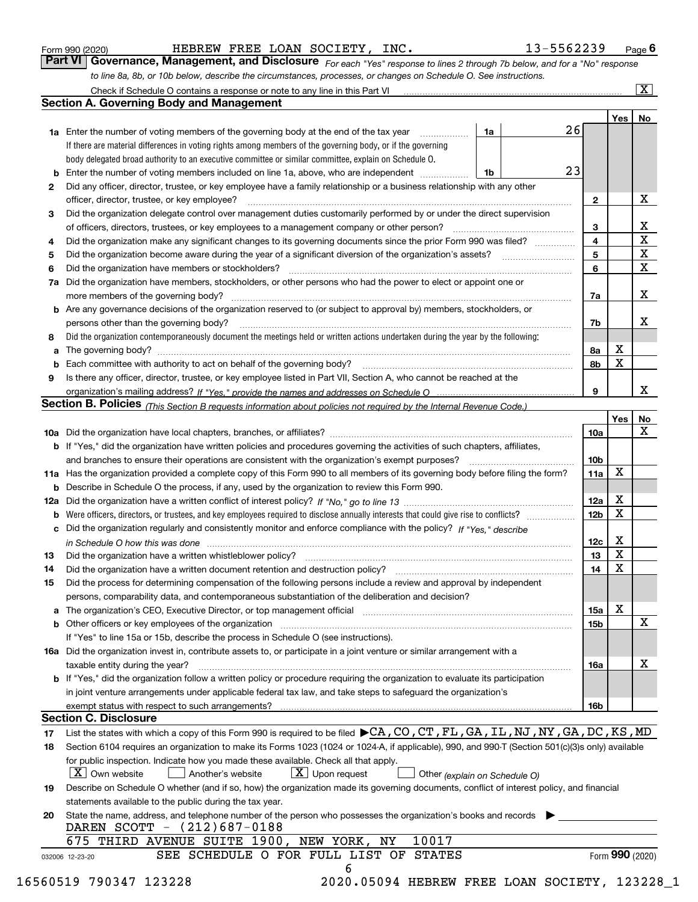Form 990 (2020) HEBREW FREE LOAN SOCIETY, INC. 13-5562239 Page 6

## Part VI Governance, Management, and Disclosure

*For each "Yes" response to lines 2 through 7b below, and for a "No" response to line 8a, 8b, or 10b below, describe the circumstances, processes, or changes on Schedule O. See instructions.*

Check if Schedule O contains a response or note to any line in this Part VI .......... [X]

### Section A. Governing Body and Management

| | | | | | Yes | No |
|---|---|---|---|---|---|---|
| 1a | Enter the number of voting members of the governing body at the end of the tax year. If there are material differences in voting rights among members of the governing body, or if the governing body delegated broad authority to an executive committee or similar committee, explain on Schedule O. | 1a | 26 | | | |
| b | Enter the number of voting members included on line 1a, above, who are independent | 1b | 23 | | | |
| 2 | Did any officer, director, trustee, or key employee have a family relationship or a business relationship with any other officer, director, trustee, or key employee? | | | 2 | | X |
| 3 | Did the organization delegate control over management duties customarily performed by or under the direct supervision of officers, directors, trustees, or key employees to a management company or other person? | | | 3 | | X |
| 4 | Did the organization make any significant changes to its governing documents since the prior Form 990 was filed? | | | 4 | | X |
| 5 | Did the organization become aware during the year of a significant diversion of the organization's assets? | | | 5 | | X |
| 6 | Did the organization have members or stockholders? | | | 6 | | X |
| 7a | Did the organization have members, stockholders, or other persons who had the power to elect or appoint one or more members of the governing body? | | | 7a | | X |
| b | Are any governance decisions of the organization reserved to (or subject to approval by) members, stockholders, or persons other than the governing body? | | | 7b | | X |
| 8 | Did the organization contemporaneously document the meetings held or written actions undertaken during the year by the following: | | | | | |
| a | The governing body? | | | 8a | X | |
| b | Each committee with authority to act on behalf of the governing body? | | | 8b | X | |
| 9 | Is there any officer, director, trustee, or key employee listed in Part VII, Section A, who cannot be reached at the organization's mailing address? *If "Yes," provide the names and addresses on Schedule O* | | | 9 | | X |

### Section B. Policies *(This Section B requests information about policies not required by the Internal Revenue Code.)*

| | | | Yes | No |
|---|---|---|---|---|
| 10a | Did the organization have local chapters, branches, or affiliates? | 10a | | X |
| b | If "Yes," did the organization have written policies and procedures governing the activities of such chapters, affiliates, and branches to ensure their operations are consistent with the organization's exempt purposes? | 10b | | |
| 11a | Has the organization provided a complete copy of this Form 990 to all members of its governing body before filing the form? | 11a | X | |
| b | Describe in Schedule O the process, if any, used by the organization to review this Form 990. | | | |
| 12a | Did the organization have a written conflict of interest policy? *If "No," go to line 13* | 12a | X | |
| b | Were officers, directors, or trustees, and key employees required to disclose annually interests that could give rise to conflicts? | 12b | X | |
| c | Did the organization regularly and consistently monitor and enforce compliance with the policy? *If "Yes," describe in Schedule O how this was done* | 12c | X | |
| 13 | Did the organization have a written whistleblower policy? | 13 | X | |
| 14 | Did the organization have a written document retention and destruction policy? | 14 | X | |
| 15 | Did the process for determining compensation of the following persons include a review and approval by independent persons, comparability data, and contemporaneous substantiation of the deliberation and decision? | | | |
| a | The organization's CEO, Executive Director, or top management official | 15a | X | |
| b | Other officers or key employees of the organization | 15b | | X |
| | If "Yes" to line 15a or 15b, describe the process in Schedule O (see instructions). | | | |
| 16a | Did the organization invest in, contribute assets to, or participate in a joint venture or similar arrangement with a taxable entity during the year? | 16a | | X |
| b | If "Yes," did the organization follow a written policy or procedure requiring the organization to evaluate its participation in joint venture arrangements under applicable federal tax law, and take steps to safeguard the organization's exempt status with respect to such arrangements? | 16b | | |

### Section C. Disclosure

17 List the states with which a copy of this Form 990 is required to be filed ▶CA,CO,CT,FL,GA,IL,NJ,NY,GA,DC,KS,MD

18 Section 6104 requires an organization to make its Forms 1023 (1024 or 1024-A, if applicable), 990, and 990-T (Section 501(c)(3)s only) available for public inspection. Indicate how you made these available. Check all that apply.

[X] Own website [ ] Another's website [X] Upon request [ ] Other *(explain on Schedule O)*

19 Describe on Schedule O whether (and if so, how) the organization made its governing documents, conflict of interest policy, and financial statements available to the public during the tax year.

20 State the name, address, and telephone number of the person who possesses the organization's books and records ▶

DAREN SCOTT - (212)687-0188
675 THIRD AVENUE SUITE 1900, NEW YORK, NY 10017

SEE SCHEDULE O FOR FULL LIST OF STATES

032006 12-23-20 Form 990 (2020)

16560519 790347 123228 2020.05094 HEBREW FREE LOAN SOCIETY, 123228_1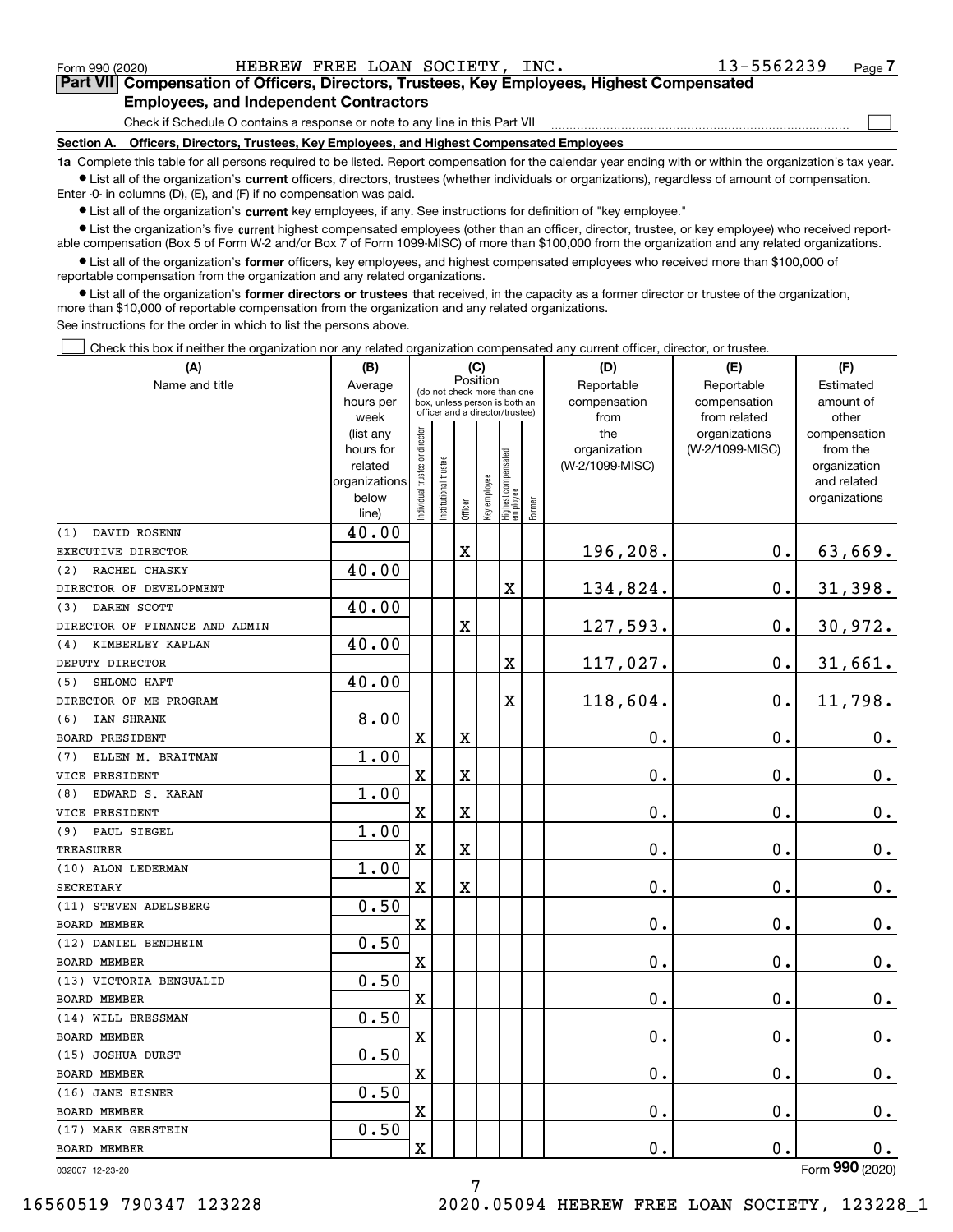Form 990 (2020) HEBREW FREE LOAN SOCIETY, INC. 13-5562239 Page 7

**Part VII Compensation of Officers, Directors, Trustees, Key Employees, Highest Compensated Employees, and Independent Contractors**

Check if Schedule O contains a response or note to any line in this Part VII ☐

**Section A. Officers, Directors, Trustees, Key Employees, and Highest Compensated Employees**

**1a** Complete this table for all persons required to be listed. Report compensation for the calendar year ending with or within the organization's tax year.

- List all of the organization's **current** officers, directors, trustees (whether individuals or organizations), regardless of amount of compensation. Enter -0- in columns (D), (E), and (F) if no compensation was paid.
- List all of the organization's **current** key employees, if any. See instructions for definition of "key employee."
- List the organization's five **current** highest compensated employees (other than an officer, director, trustee, or key employee) who received reportable compensation (Box 5 of Form W-2 and/or Box 7 of Form 1099-MISC) of more than $100,000 from the organization and any related organizations.
- List all of the organization's **former** officers, key employees, and highest compensated employees who received more than $100,000 of reportable compensation from the organization and any related organizations.
- List all of the organization's **former directors or trustees** that received, in the capacity as a former director or trustee of the organization, more than $10,000 of reportable compensation from the organization and any related organizations.

See instructions for the order in which to list the persons above.

☐ Check this box if neither the organization nor any related organization compensated any current officer, director, or trustee.

| (A) Name and title | (B) Average hours per week (list any hours for related organizations below line) | (C) Position: Individual trustee or director | Institutional trustee | Officer | Key employee | Highest compensated employee | Former | (D) Reportable compensation from the organization (W-2/1099-MISC) | (E) Reportable compensation from related organizations (W-2/1099-MISC) | (F) Estimated amount of other compensation from the organization and related organizations |
|---|---|---|---|---|---|---|---|---|---|---|
| (1) DAVID ROSENN<br>EXECUTIVE DIRECTOR | 40.00 | | | X | | | | 196,208. | 0. | 63,669. |
| (2) RACHEL CHASKY<br>DIRECTOR OF DEVELOPMENT | 40.00 | | | | | X | | 134,824. | 0. | 31,398. |
| (3) DAREN SCOTT<br>DIRECTOR OF FINANCE AND ADMIN | 40.00 | | | X | | | | 127,593. | 0. | 30,972. |
| (4) KIMBERLEY KAPLAN<br>DEPUTY DIRECTOR | 40.00 | | | | | X | | 117,027. | 0. | 31,661. |
| (5) SHLOMO HAFT<br>DIRECTOR OF ME PROGRAM | 40.00 | | | | | X | | 118,604. | 0. | 11,798. |
| (6) IAN SHRANK<br>BOARD PRESIDENT | 8.00 | X | | X | | | | 0. | 0. | 0. |
| (7) ELLEN M. BRAITMAN<br>VICE PRESIDENT | 1.00 | X | | X | | | | 0. | 0. | 0. |
| (8) EDWARD S. KARAN<br>VICE PRESIDENT | 1.00 | X | | X | | | | 0. | 0. | 0. |
| (9) PAUL SIEGEL<br>TREASURER | 1.00 | X | | X | | | | 0. | 0. | 0. |
| (10) ALON LEDERMAN<br>SECRETARY | 1.00 | X | | X | | | | 0. | 0. | 0. |
| (11) STEVEN ADELSBERG<br>BOARD MEMBER | 0.50 | X | | | | | | 0. | 0. | 0. |
| (12) DANIEL BENDHEIM<br>BOARD MEMBER | 0.50 | X | | | | | | 0. | 0. | 0. |
| (13) VICTORIA BENGUALID<br>BOARD MEMBER | 0.50 | X | | | | | | 0. | 0. | 0. |
| (14) WILL BRESSMAN<br>BOARD MEMBER | 0.50 | X | | | | | | 0. | 0. | 0. |
| (15) JOSHUA DURST<br>BOARD MEMBER | 0.50 | X | | | | | | 0. | 0. | 0. |
| (16) JANE EISNER<br>BOARD MEMBER | 0.50 | X | | | | | | 0. | 0. | 0. |
| (17) MARK GERSTEIN<br>BOARD MEMBER | 0.50 | X | | | | | | 0. | 0. | 0. |

032007 12-23-20 Form 990 (2020)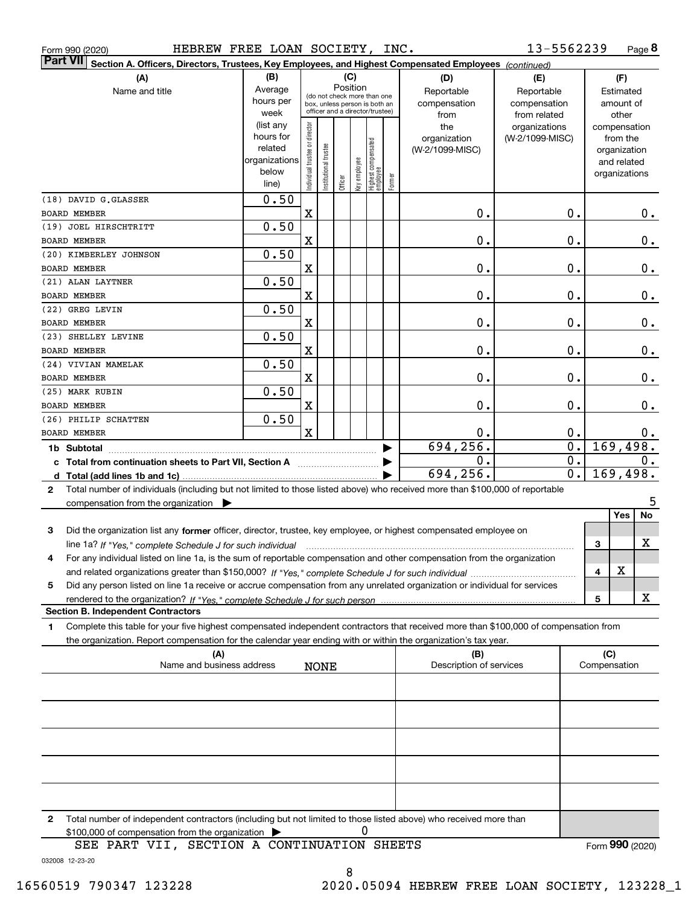Form 990 (2020) HEBREW FREE LOAN SOCIETY, INC. 13-5562239 Page **8**

**Part VII Section A. Officers, Directors, Trustees, Key Employees, and Highest Compensated Employees** *(continued)*

| (A) Name and title | (B) Average hours per week (list any hours for related organizations below line) | (C) Position: Individual trustee or director | Institutional trustee | Officer | Key employee | Highest compensated employee | Former | (D) Reportable compensation from the organization (W-2/1099-MISC) | (E) Reportable compensation from related organizations (W-2/1099-MISC) | (F) Estimated amount of other compensation from the organization and related organizations |
|---|---|---|---|---|---|---|---|---|---|---|
| (18) DAVID G.GLASSER BOARD MEMBER | 0.50 | X | | | | | | 0. | 0. | 0. |
| (19) JOEL HIRSCHTRITT BOARD MEMBER | 0.50 | X | | | | | | 0. | 0. | 0. |
| (20) KIMBERLEY JOHNSON BOARD MEMBER | 0.50 | X | | | | | | 0. | 0. | 0. |
| (21) ALAN LAYTNER BOARD MEMBER | 0.50 | X | | | | | | 0. | 0. | 0. |
| (22) GREG LEVIN BOARD MEMBER | 0.50 | X | | | | | | 0. | 0. | 0. |
| (23) SHELLEY LEVINE BOARD MEMBER | 0.50 | X | | | | | | 0. | 0. | 0. |
| (24) VIVIAN MAMELAK BOARD MEMBER | 0.50 | X | | | | | | 0. | 0. | 0. |
| (25) MARK RUBIN BOARD MEMBER | 0.50 | X | | | | | | 0. | 0. | 0. |
| (26) PHILIP SCHATTEN BOARD MEMBER | 0.50 | X | | | | | | 0. | 0. | 0. |
| **1b Subtotal** | | | | | | | | 694,256. | 0. | 169,498. |
| **c Total from continuation sheets to Part VII, Section A** | | | | | | | | 0. | 0. | 0. |
| **d Total (add lines 1b and 1c)** | | | | | | | | 694,256. | 0. | 169,498. |

**2** Total number of individuals (including but not limited to those listed above) who received more than $100,000 of reportable compensation from the organization ▶ 5

| | | Yes | No |
|---|---|---|---|
| **3** Did the organization list any **former** officer, director, trustee, key employee, or highest compensated employee on line 1a? *If "Yes," complete Schedule J for such individual* | 3 | | X |
| **4** For any individual listed on line 1a, is the sum of reportable compensation and other compensation from the organization and related organizations greater than $150,000? *If "Yes," complete Schedule J for such individual* | 4 | X | |
| **5** Did any person listed on line 1a receive or accrue compensation from any unrelated organization or individual for services rendered to the organization? *If "Yes," complete Schedule J for such person* | 5 | | X |

**Section B. Independent Contractors**

**1** Complete this table for your five highest compensated independent contractors that received more than $100,000 of compensation from the organization. Report compensation for the calendar year ending with or within the organization's tax year.

| (A) Name and business address | (B) Description of services | (C) Compensation |
|---|---|---|
| NONE | | |
| | | |
| | | |
| | | |
| | | |

**2** Total number of independent contractors (including but not limited to those listed above) who received more than $100,000 of compensation from the organization ▶ 0

SEE PART VII, SECTION A CONTINUATION SHEETS

Form **990** (2020)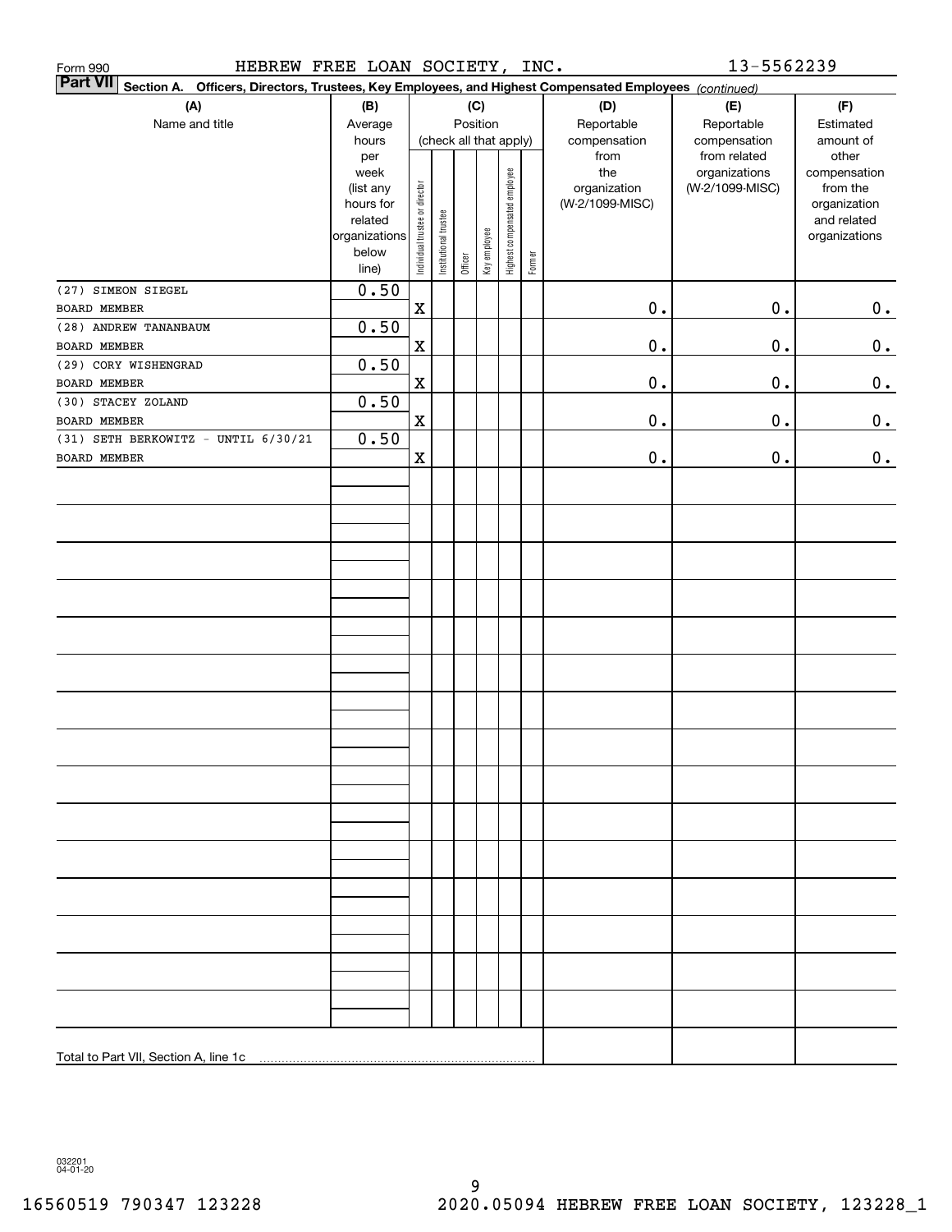Form 990 HEBREW FREE LOAN SOCIETY, INC. 13-5562239

**Part VII** **Section A. Officers, Directors, Trustees, Key Employees, and Highest Compensated Employees** *(continued)*

| (A) Name and title | (B) Average hours per week (list any hours for related organizations below line) | (C) Position (check all that apply): Individual trustee or director | Institutional trustee | Officer | Key employee | Highest compensated employee | Former | (D) Reportable compensation from the organization (W-2/1099-MISC) | (E) Reportable compensation from related organizations (W-2/1099-MISC) | (F) Estimated amount of other compensation from the organization and related organizations |
|---|---|---|---|---|---|---|---|---|---|---|
| (27) SIMEON SIEGEL<br>BOARD MEMBER | 0.50 | X | | | | | | 0. | 0. | 0. |
| (28) ANDREW TANANBAUM<br>BOARD MEMBER | 0.50 | X | | | | | | 0. | 0. | 0. |
| (29) CORY WISHENGRAD<br>BOARD MEMBER | 0.50 | X | | | | | | 0. | 0. | 0. |
| (30) STACEY ZOLAND<br>BOARD MEMBER | 0.50 | X | | | | | | 0. | 0. | 0. |
| (31) SETH BERKOWITZ - UNTIL 6/30/21<br>BOARD MEMBER | 0.50 | X | | | | | | 0. | 0. | 0. |
| Total to Part VII, Section A, line 1c | | | | | | | | | | |

032201 04-01-20

16560519 790347 123228 2020.05094 HEBREW FREE LOAN SOCIETY, 123228_1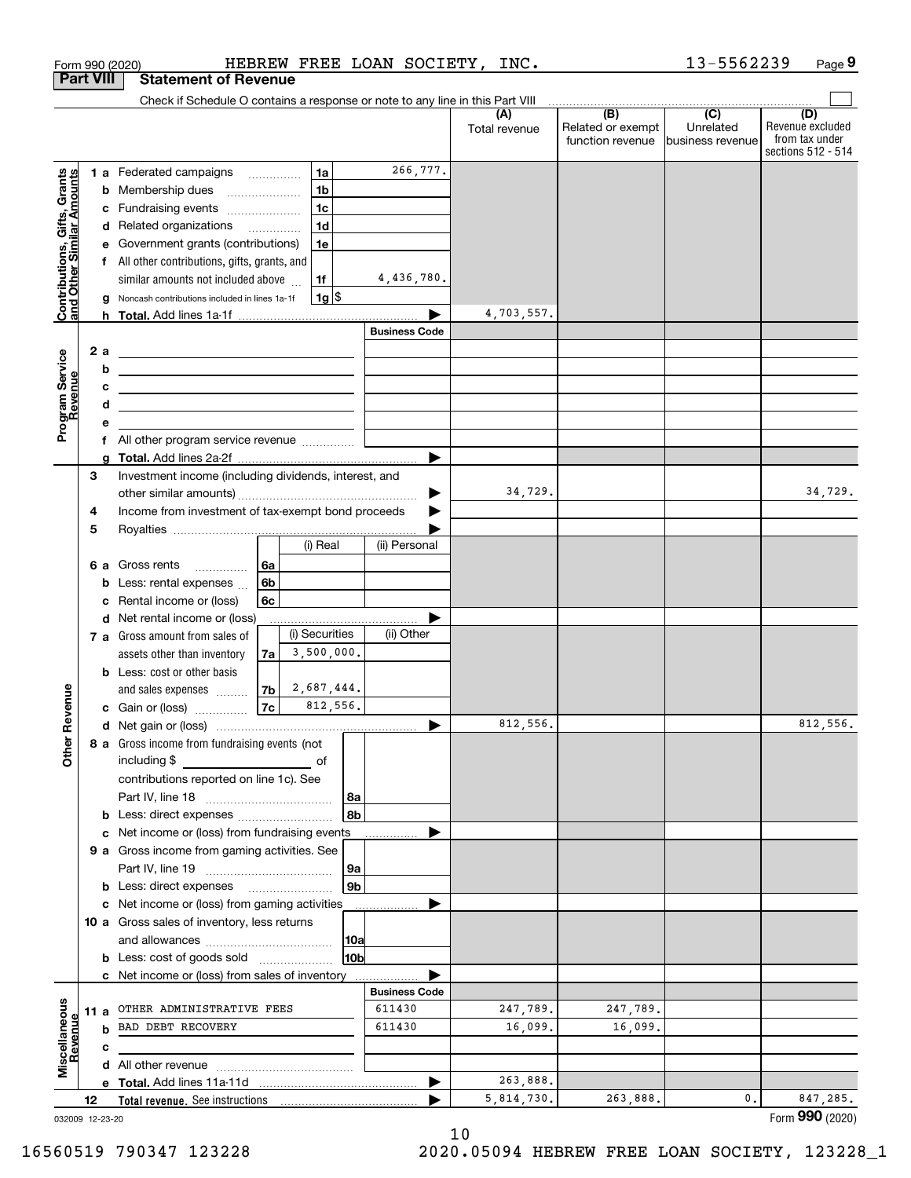Form 990 (2020) HEBREW FREE LOAN SOCIETY, INC. 13-5562239 Page **9**

## Part VIII Statement of Revenue

Check if Schedule O contains a response or note to any line in this Part VIII

| | | | (A) Total revenue | (B) Related or exempt function revenue | (C) Unrelated business revenue | (D) Revenue excluded from tax under sections 512 - 514 |
|---|---|---|---|---|---|---|
| **Contributions, Gifts, Grants and Other Similar Amounts** | 1a Federated campaigns — 1a | 266,777. | | | | |
| | b Membership dues — 1b | | | | | |
| | c Fundraising events — 1c | | | | | |
| | d Related organizations — 1d | | | | | |
| | e Government grants (contributions) — 1e | | | | | |
| | f All other contributions, gifts, grants, and similar amounts not included above — 1f | 4,436,780. | | | | |
| | g Noncash contributions included in lines 1a-1f — 1g $ | | | | | |
| | h **Total.** Add lines 1a-1f | | 4,703,557. | | | |
| **Program Service Revenue** | | Business Code | | | | |
| | 2a | | | | | |
| | b | | | | | |
| | c | | | | | |
| | d | | | | | |
| | e | | | | | |
| | f All other program service revenue | | | | | |
| | g **Total.** Add lines 2a-2f | | | | | |
| **Other Revenue** | 3 Investment income (including dividends, interest, and other similar amounts) | | 34,729. | | | 34,729. |
| | 4 Income from investment of tax-exempt bond proceeds | | | | | |
| | 5 Royalties | | | | | |
| | 6a Gross rents — 6a — (i) Real: — (ii) Personal: | | | | | |
| | b Less: rental expenses — 6b | | | | | |
| | c Rental income or (loss) — 6c | | | | | |
| | d Net rental income or (loss) | | | | | |
| | 7a Gross amount from sales of assets other than inventory — 7a — (i) Securities: 3,500,000. — (ii) Other: | | | | | |
| | b Less: cost or other basis and sales expenses — 7b — (i) Securities: 2,687,444. | | | | | |
| | c Gain or (loss) — 7c — (i) Securities: 812,556. | | | | | |
| | d Net gain or (loss) | | 812,556. | | | 812,556. |
| | 8a Gross income from fundraising events (not including $ ____ of contributions reported on line 1c). See Part IV, line 18 — 8a | | | | | |
| | b Less: direct expenses — 8b | | | | | |
| | c Net income or (loss) from fundraising events | | | | | |
| | 9a Gross income from gaming activities. See Part IV, line 19 — 9a | | | | | |
| | b Less: direct expenses — 9b | | | | | |
| | c Net income or (loss) from gaming activities | | | | | |
| | 10a Gross sales of inventory, less returns and allowances — 10a | | | | | |
| | b Less: cost of goods sold — 10b | | | | | |
| | c Net income or (loss) from sales of inventory | | | | | |
| **Miscellaneous Revenue** | | Business Code | | | | |
| | 11a OTHER ADMINISTRATIVE FEES | 611430 | 247,789. | 247,789. | | |
| | b BAD DEBT RECOVERY | 611430 | 16,099. | 16,099. | | |
| | c | | | | | |
| | d All other revenue | | | | | |
| | e **Total.** Add lines 11a-11d | | 263,888. | | | |
| 12 | **Total revenue.** See instructions | | 5,814,730. | 263,888. | 0. | 847,285. |

032009 12-23-20

Form **990** (2020)

16560519 790347 123228 2020.05094 HEBREW FREE LOAN SOCIETY, 123228_1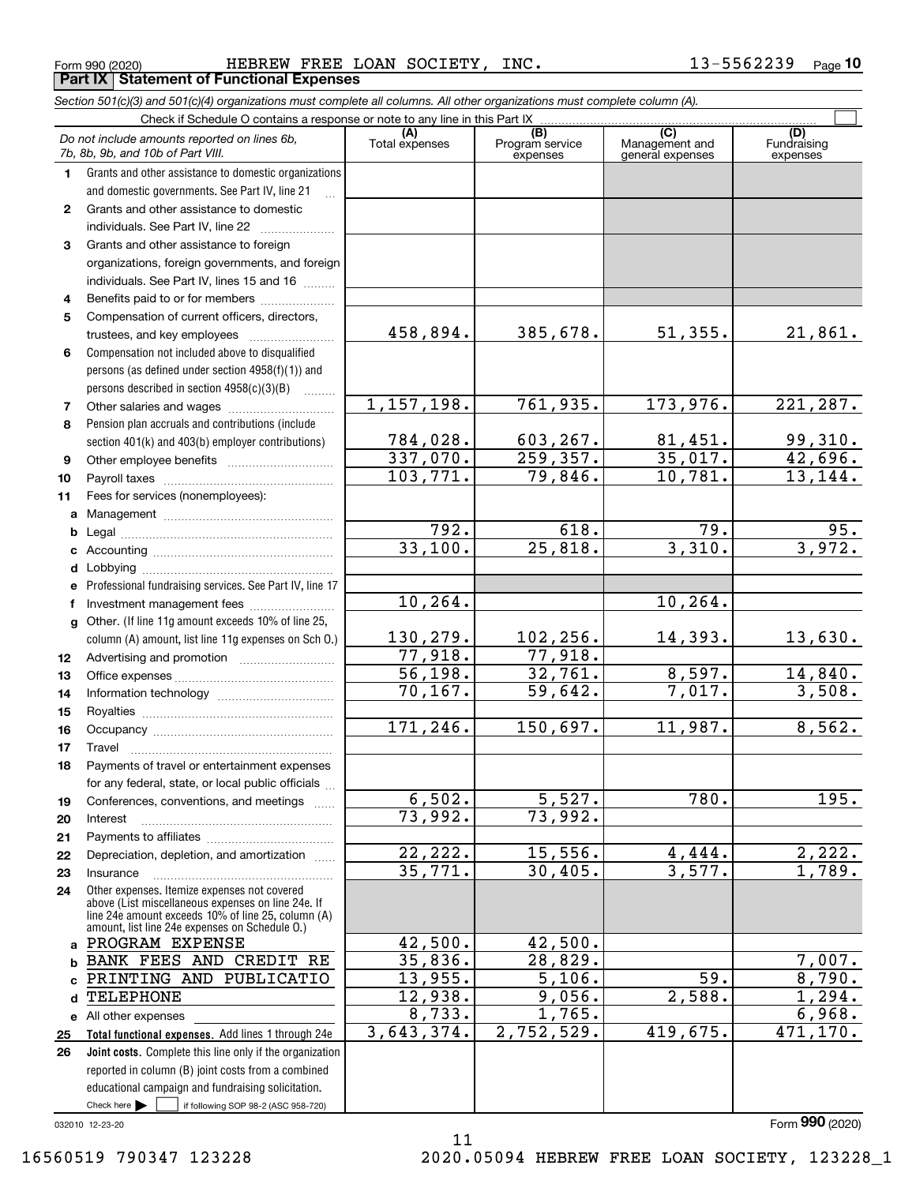Form 990 (2020) HEBREW FREE LOAN SOCIETY, INC. 13-5562239 Page 10

**Part IX Statement of Functional Expenses**

*Section 501(c)(3) and 501(c)(4) organizations must complete all columns. All other organizations must complete column (A).*

Check if Schedule O contains a response or note to any line in this Part IX

| | *Do not include amounts reported on lines 6b, 7b, 8b, 9b, and 10b of Part VIII.* | (A) Total expenses | (B) Program service expenses | (C) Management and general expenses | (D) Fundraising expenses |
|---|---|---|---|---|---|
| 1 | Grants and other assistance to domestic organizations and domestic governments. See Part IV, line 21 | | | | |
| 2 | Grants and other assistance to domestic individuals. See Part IV, line 22 | | | | |
| 3 | Grants and other assistance to foreign organizations, foreign governments, and foreign individuals. See Part IV, lines 15 and 16 | | | | |
| 4 | Benefits paid to or for members | | | | |
| 5 | Compensation of current officers, directors, trustees, and key employees | 458,894. | 385,678. | 51,355. | 21,861. |
| 6 | Compensation not included above to disqualified persons (as defined under section 4958(f)(1)) and persons described in section 4958(c)(3)(B) | | | | |
| 7 | Other salaries and wages | 1,157,198. | 761,935. | 173,976. | 221,287. |
| 8 | Pension plan accruals and contributions (include section 401(k) and 403(b) employer contributions) | 784,028. | 603,267. | 81,451. | 99,310. |
| 9 | Other employee benefits | 337,070. | 259,357. | 35,017. | 42,696. |
| 10 | Payroll taxes | 103,771. | 79,846. | 10,781. | 13,144. |
| 11 | Fees for services (nonemployees): | | | | |
| a | Management | | | | |
| b | Legal | 792. | 618. | 79. | 95. |
| c | Accounting | 33,100. | 25,818. | 3,310. | 3,972. |
| d | Lobbying | | | | |
| e | Professional fundraising services. See Part IV, line 17 | | | | |
| f | Investment management fees | 10,264. | | 10,264. | |
| g | Other. (If line 11g amount exceeds 10% of line 25, column (A) amount, list line 11g expenses on Sch O.) | 130,279. | 102,256. | 14,393. | 13,630. |
| 12 | Advertising and promotion | 77,918. | 77,918. | | |
| 13 | Office expenses | 56,198. | 32,761. | 8,597. | 14,840. |
| 14 | Information technology | 70,167. | 59,642. | 7,017. | 3,508. |
| 15 | Royalties | | | | |
| 16 | Occupancy | 171,246. | 150,697. | 11,987. | 8,562. |
| 17 | Travel | | | | |
| 18 | Payments of travel or entertainment expenses for any federal, state, or local public officials | | | | |
| 19 | Conferences, conventions, and meetings | 6,502. | 5,527. | 780. | 195. |
| 20 | Interest | 73,992. | 73,992. | | |
| 21 | Payments to affiliates | | | | |
| 22 | Depreciation, depletion, and amortization | 22,222. | 15,556. | 4,444. | 2,222. |
| 23 | Insurance | 35,771. | 30,405. | 3,577. | 1,789. |
| 24 | Other expenses. Itemize expenses not covered above (List miscellaneous expenses on line 24e. If line 24e amount exceeds 10% of line 25, column (A) amount, list line 24e expenses on Schedule O.) | | | | |
| a | PROGRAM EXPENSE | 42,500. | 42,500. | | |
| b | BANK FEES AND CREDIT RE | 35,836. | 28,829. | | 7,007. |
| c | PRINTING AND PUBLICATIO | 13,955. | 5,106. | 59. | 8,790. |
| d | TELEPHONE | 12,938. | 9,056. | 2,588. | 1,294. |
| e | All other expenses | 8,733. | 1,765. | | 6,968. |
| 25 | **Total functional expenses.** Add lines 1 through 24e | 3,643,374. | 2,752,529. | 419,675. | 471,170. |
| 26 | **Joint costs.** Complete this line only if the organization reported in column (B) joint costs from a combined educational campaign and fundraising solicitation. Check here ☐ if following SOP 98-2 (ASC 958-720) | | | | |

032010 12-23-20

Form **990** (2020)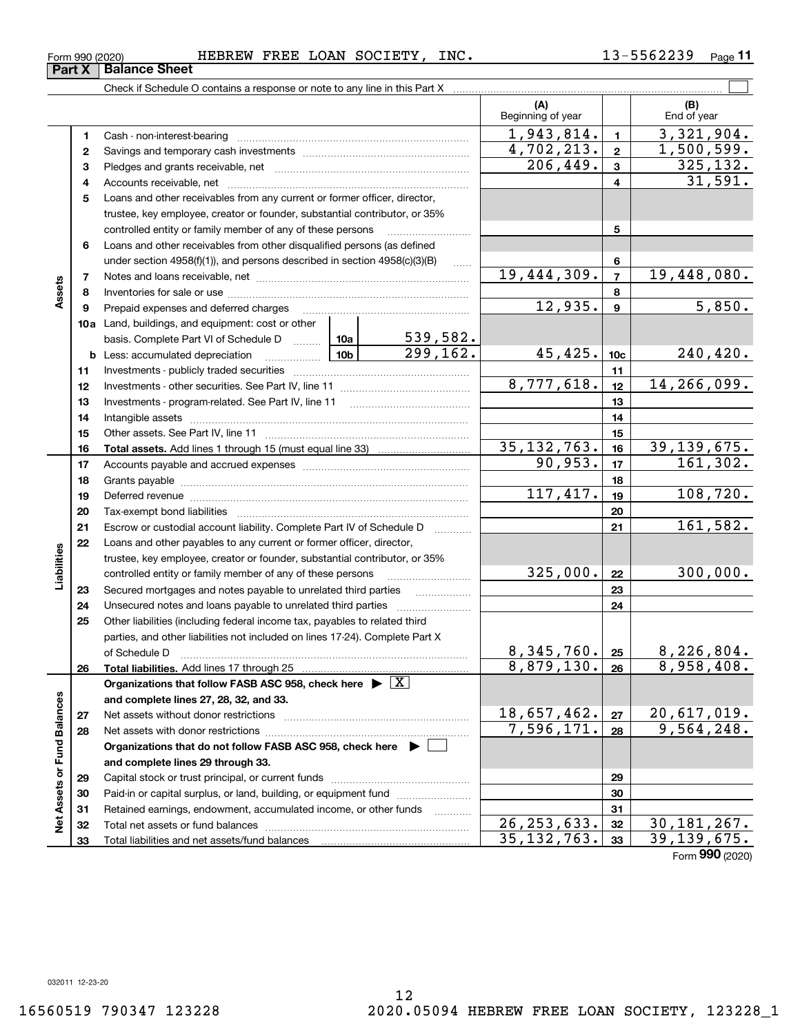Form 990 (2020) HEBREW FREE LOAN SOCIETY, INC. 13-5562239 Page 11

**Part X Balance Sheet**

Check if Schedule O contains a response or note to any line in this Part X ☐

| | | | | (A) Beginning of year | | (B) End of year |
|---|---|---|---|---|---|---|
| **Assets** | 1 | Cash - non-interest-bearing | | 1,943,814. | 1 | 3,321,904. |
| | 2 | Savings and temporary cash investments | | 4,702,213. | 2 | 1,500,599. |
| | 3 | Pledges and grants receivable, net | | 206,449. | 3 | 325,132. |
| | 4 | Accounts receivable, net | | | 4 | 31,591. |
| | 5 | Loans and other receivables from any current or former officer, director, trustee, key employee, creator or founder, substantial contributor, or 35% controlled entity or family member of any of these persons | | | 5 | |
| | 6 | Loans and other receivables from other disqualified persons (as defined under section 4958(f)(1)), and persons described in section 4958(c)(3)(B) | | | 6 | |
| | 7 | Notes and loans receivable, net | | 19,444,309. | 7 | 19,448,080. |
| | 8 | Inventories for sale or use | | | 8 | |
| | 9 | Prepaid expenses and deferred charges | | 12,935. | 9 | 5,850. |
| | 10a | Land, buildings, and equipment: cost or other basis. Complete Part VI of Schedule D | 10a 539,582. | | | |
| | b | Less: accumulated depreciation | 10b 299,162. | 45,425. | 10c | 240,420. |
| | 11 | Investments - publicly traded securities | | | 11 | |
| | 12 | Investments - other securities. See Part IV, line 11 | | 8,777,618. | 12 | 14,266,099. |
| | 13 | Investments - program-related. See Part IV, line 11 | | | 13 | |
| | 14 | Intangible assets | | | 14 | |
| | 15 | Other assets. See Part IV, line 11 | | | 15 | |
| | 16 | **Total assets.** Add lines 1 through 15 (must equal line 33) | | 35,132,763. | 16 | 39,139,675. |
| **Liabilities** | 17 | Accounts payable and accrued expenses | | 90,953. | 17 | 161,302. |
| | 18 | Grants payable | | | 18 | |
| | 19 | Deferred revenue | | 117,417. | 19 | 108,720. |
| | 20 | Tax-exempt bond liabilities | | | 20 | |
| | 21 | Escrow or custodial account liability. Complete Part IV of Schedule D | | | 21 | 161,582. |
| | 22 | Loans and other payables to any current or former officer, director, trustee, key employee, creator or founder, substantial contributor, or 35% controlled entity or family member of any of these persons | | 325,000. | 22 | 300,000. |
| | 23 | Secured mortgages and notes payable to unrelated third parties | | | 23 | |
| | 24 | Unsecured notes and loans payable to unrelated third parties | | | 24 | |
| | 25 | Other liabilities (including federal income tax, payables to related third parties, and other liabilities not included on lines 17-24). Complete Part X of Schedule D | | 8,345,760. | 25 | 8,226,804. |
| | 26 | **Total liabilities.** Add lines 17 through 25 | | 8,879,130. | 26 | 8,958,408. |
| **Net Assets or Fund Balances** | | **Organizations that follow FASB ASC 958, check here ▶ ☒ and complete lines 27, 28, 32, and 33.** | | | | |
| | 27 | Net assets without donor restrictions | | 18,657,462. | 27 | 20,617,019. |
| | 28 | Net assets with donor restrictions | | 7,596,171. | 28 | 9,564,248. |
| | | **Organizations that do not follow FASB ASC 958, check here ▶ ☐ and complete lines 29 through 33.** | | | | |
| | 29 | Capital stock or trust principal, or current funds | | | 29 | |
| | 30 | Paid-in or capital surplus, or land, building, or equipment fund | | | 30 | |
| | 31 | Retained earnings, endowment, accumulated income, or other funds | | | 31 | |
| | 32 | Total net assets or fund balances | | 26,253,633. | 32 | 30,181,267. |
| | 33 | Total liabilities and net assets/fund balances | | 35,132,763. | 33 | 39,139,675. |

Form **990** (2020)

032011 12-23-20

16560519 790347 123228 2020.05094 HEBREW FREE LOAN SOCIETY, 123228_1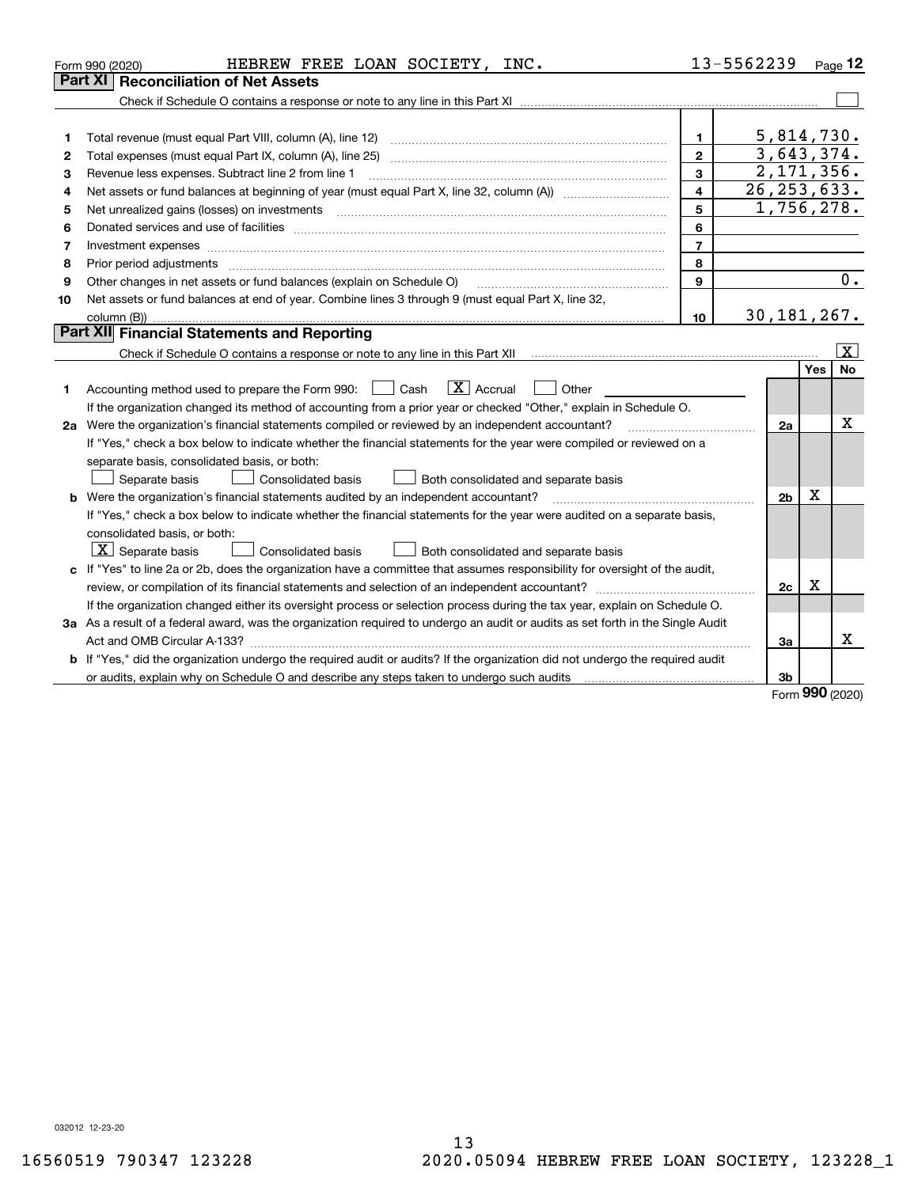Form 990 (2020) HEBREW FREE LOAN SOCIETY, INC. 13-5562239 Page 12

## Part XI Reconciliation of Net Assets

Check if Schedule O contains a response or note to any line in this Part XI ☐

| | | | |
|---|---|---|---|
| 1 | Total revenue (must equal Part VIII, column (A), line 12) | 1 | 5,814,730. |
| 2 | Total expenses (must equal Part IX, column (A), line 25) | 2 | 3,643,374. |
| 3 | Revenue less expenses. Subtract line 2 from line 1 | 3 | 2,171,356. |
| 4 | Net assets or fund balances at beginning of year (must equal Part X, line 32, column (A)) | 4 | 26,253,633. |
| 5 | Net unrealized gains (losses) on investments | 5 | 1,756,278. |
| 6 | Donated services and use of facilities | 6 | |
| 7 | Investment expenses | 7 | |
| 8 | Prior period adjustments | 8 | |
| 9 | Other changes in net assets or fund balances (explain on Schedule O) | 9 | 0. |
| 10 | Net assets or fund balances at end of year. Combine lines 3 through 9 (must equal Part X, line 32, column (B)) | 10 | 30,181,267. |

## Part XII Financial Statements and Reporting

Check if Schedule O contains a response or note to any line in this Part XII ☒

| | | | Yes | No |
|---|---|---|---|---|
| 1 | Accounting method used to prepare the Form 990: ☐ Cash ☒ Accrual ☐ Other<br>If the organization changed its method of accounting from a prior year or checked "Other," explain in Schedule O. | | | |
| 2a | Were the organization's financial statements compiled or reviewed by an independent accountant?<br>If "Yes," check a box below to indicate whether the financial statements for the year were compiled or reviewed on a separate basis, consolidated basis, or both:<br>☐ Separate basis ☐ Consolidated basis ☐ Both consolidated and separate basis | 2a | | X |
| b | Were the organization's financial statements audited by an independent accountant?<br>If "Yes," check a box below to indicate whether the financial statements for the year were audited on a separate basis, consolidated basis, or both:<br>☒ Separate basis ☐ Consolidated basis ☐ Both consolidated and separate basis | 2b | X | |
| c | If "Yes" to line 2a or 2b, does the organization have a committee that assumes responsibility for oversight of the audit, review, or compilation of its financial statements and selection of an independent accountant?<br>If the organization changed either its oversight process or selection process during the tax year, explain on Schedule O. | 2c | X | |
| 3a | As a result of a federal award, was the organization required to undergo an audit or audits as set forth in the Single Audit Act and OMB Circular A-133? | 3a | | X |
| b | If "Yes," did the organization undergo the required audit or audits? If the organization did not undergo the required audit or audits, explain why on Schedule O and describe any steps taken to undergo such audits | 3b | | |

Form 990 (2020)

032012 12-23-20

16560519 790347 123228 2020.05094 HEBREW FREE LOAN SOCIETY, 123228_1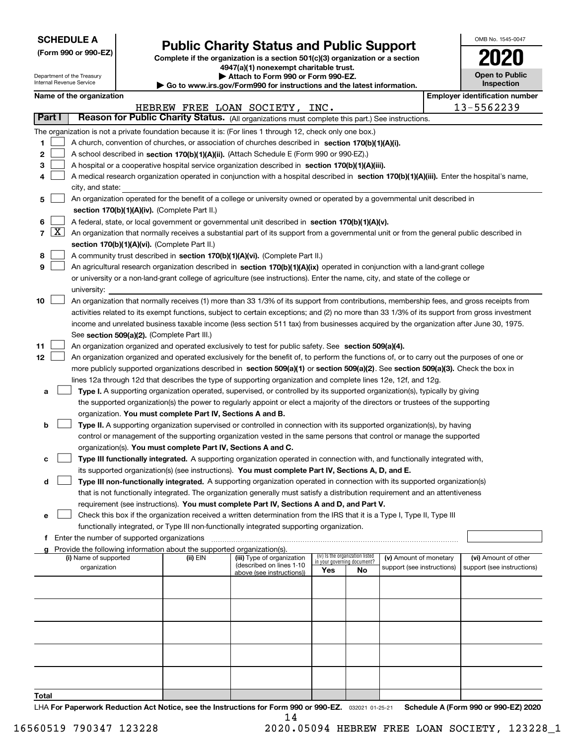**SCHEDULE A**
**(Form 990 or 990-EZ)**

Department of the Treasury
Internal Revenue Service

# Public Charity Status and Public Support

**Complete if the organization is a section 501(c)(3) organization or a section 4947(a)(1) nonexempt charitable trust.**
**▶ Attach to Form 990 or Form 990-EZ.**
**▶ Go to www.irs.gov/Form990 for instructions and the latest information.**

OMB No. 1545-0047
**2020**
**Open to Public Inspection**

**Name of the organization:** HEBREW FREE LOAN SOCIETY, INC.
**Employer identification number:** 13-5562239

## Part I Reason for Public Charity Status. (All organizations must complete this part.) See instructions.

The organization is not a private foundation because it is: (For lines 1 through 12, check only one box.)

1. ☐ A church, convention of churches, or association of churches described in **section 170(b)(1)(A)(i).**
2. ☐ A school described in **section 170(b)(1)(A)(ii).** (Attach Schedule E (Form 990 or 990-EZ).)
3. ☐ A hospital or a cooperative hospital service organization described in **section 170(b)(1)(A)(iii).**
4. ☐ A medical research organization operated in conjunction with a hospital described in **section 170(b)(1)(A)(iii).** Enter the hospital's name, city, and state:
5. ☐ An organization operated for the benefit of a college or university owned or operated by a governmental unit described in **section 170(b)(1)(A)(iv).** (Complete Part II.)
6. ☐ A federal, state, or local government or governmental unit described in **section 170(b)(1)(A)(v).**
7. ☒ An organization that normally receives a substantial part of its support from a governmental unit or from the general public described in **section 170(b)(1)(A)(vi).** (Complete Part II.)
8. ☐ A community trust described in **section 170(b)(1)(A)(vi).** (Complete Part II.)
9. ☐ An agricultural research organization described in **section 170(b)(1)(A)(ix)** operated in conjunction with a land-grant college or university or a non-land-grant college of agriculture (see instructions). Enter the name, city, and state of the college or university:
10. ☐ An organization that normally receives (1) more than 33 1/3% of its support from contributions, membership fees, and gross receipts from activities related to its exempt functions, subject to certain exceptions; and (2) no more than 33 1/3% of its support from gross investment income and unrelated business taxable income (less section 511 tax) from businesses acquired by the organization after June 30, 1975. See **section 509(a)(2).** (Complete Part III.)
11. ☐ An organization organized and operated exclusively to test for public safety. See **section 509(a)(4).**
12. ☐ An organization organized and operated exclusively for the benefit of, to perform the functions of, or to carry out the purposes of one or more publicly supported organizations described in **section 509(a)(1)** or **section 509(a)(2).** See **section 509(a)(3).** Check the box in lines 12a through 12d that describes the type of supporting organization and complete lines 12e, 12f, and 12g.
   - **a** ☐ **Type I.** A supporting organization operated, supervised, or controlled by its supported organization(s), typically by giving the supported organization(s) the power to regularly appoint or elect a majority of the directors or trustees of the supporting organization. **You must complete Part IV, Sections A and B.**
   - **b** ☐ **Type II.** A supporting organization supervised or controlled in connection with its supported organization(s), by having control or management of the supporting organization vested in the same persons that control or manage the supported organization(s). **You must complete Part IV, Sections A and C.**
   - **c** ☐ **Type III functionally integrated.** A supporting organization operated in connection with, and functionally integrated with, its supported organization(s) (see instructions). **You must complete Part IV, Sections A, D, and E.**
   - **d** ☐ **Type III non-functionally integrated.** A supporting organization operated in connection with its supported organization(s) that is not functionally integrated. The organization generally must satisfy a distribution requirement and an attentiveness requirement (see instructions). **You must complete Part IV, Sections A and D, and Part V.**
   - **e** ☐ Check this box if the organization received a written determination from the IRS that it is a Type I, Type II, Type III functionally integrated, or Type III non-functionally integrated supporting organization.
   - **f** Enter the number of supported organizations
   - **g** Provide the following information about the supported organization(s).

| (i) Name of supported organization | (ii) EIN | (iii) Type of organization (described on lines 1-10 above (see instructions)) | (iv) Is the organization listed in your governing document? Yes | No | (v) Amount of monetary support (see instructions) | (vi) Amount of other support (see instructions) |
|---|---|---|---|---|---|---|
| | | | | | | |
| | | | | | | |
| | | | | | | |
| | | | | | | |
| | | | | | | |
| **Total** | | | | | | |

LHA **For Paperwork Reduction Act Notice, see the Instructions for Form 990 or 990-EZ.** 032021 01-25-21 **Schedule A (Form 990 or 990-EZ) 2020**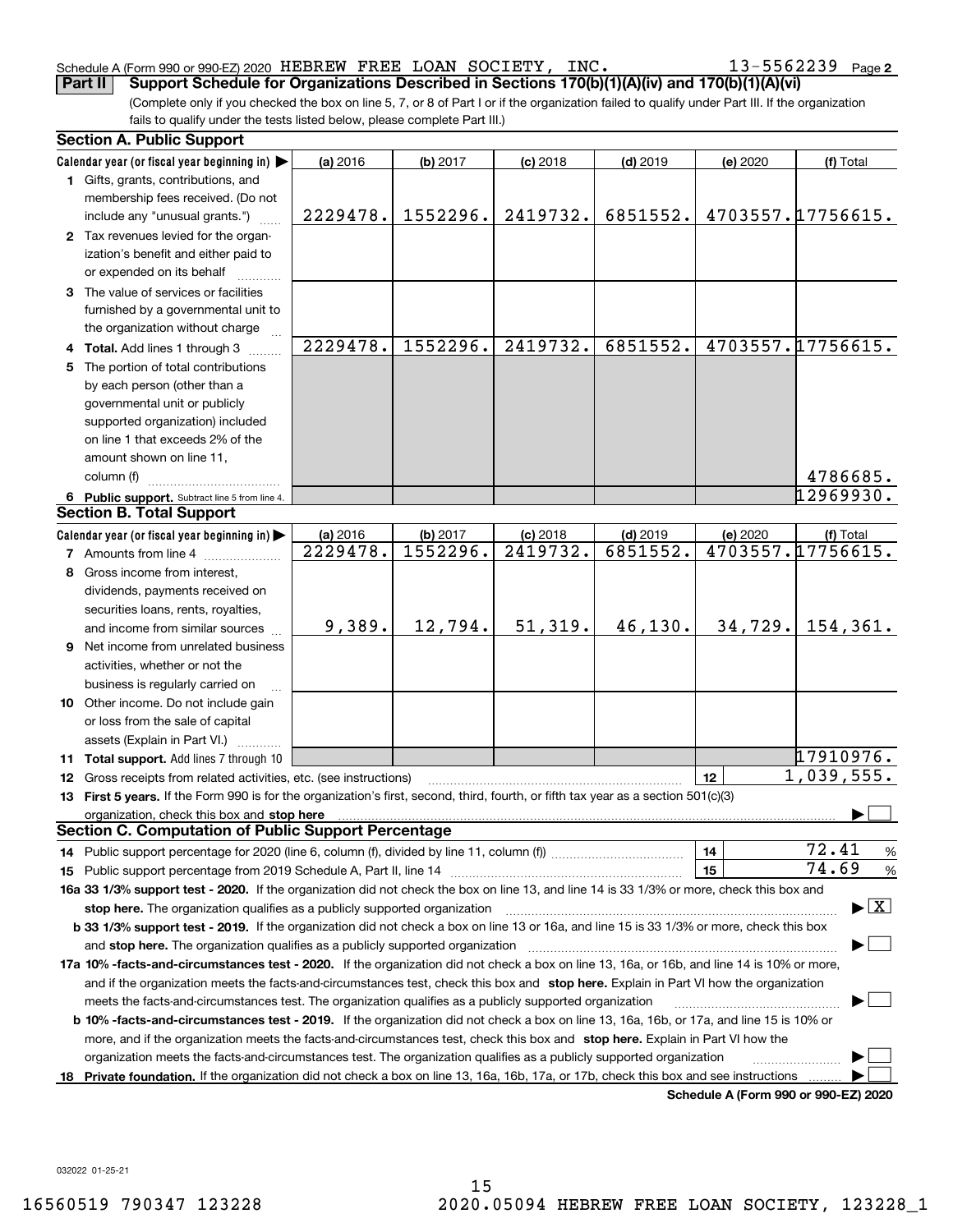Schedule A (Form 990 or 990-EZ) 2020 HEBREW FREE LOAN SOCIETY, INC. 13-5562239 Page 2

**Part II Support Schedule for Organizations Described in Sections 170(b)(1)(A)(iv) and 170(b)(1)(A)(vi)**

(Complete only if you checked the box on line 5, 7, or 8 of Part I or if the organization failed to qualify under Part III. If the organization fails to qualify under the tests listed below, please complete Part III.)

**Section A. Public Support**

| Calendar year (or fiscal year beginning in) ▶ | (a) 2016 | (b) 2017 | (c) 2018 | (d) 2019 | (e) 2020 | (f) Total |
|---|---|---|---|---|---|---|
| 1 Gifts, grants, contributions, and membership fees received. (Do not include any "unusual grants.") | 2229478. | 1552296. | 2419732. | 6851552. | 4703557. | 17756615. |
| 2 Tax revenues levied for the organization's benefit and either paid to or expended on its behalf | | | | | | |
| 3 The value of services or facilities furnished by a governmental unit to the organization without charge | | | | | | |
| 4 **Total.** Add lines 1 through 3 | 2229478. | 1552296. | 2419732. | 6851552. | 4703557. | 17756615. |
| 5 The portion of total contributions by each person (other than a governmental unit or publicly supported organization) included on line 1 that exceeds 2% of the amount shown on line 11, column (f) | | | | | | 4786685. |
| 6 **Public support.** Subtract line 5 from line 4. | | | | | | 12969930. |

**Section B. Total Support**

| Calendar year (or fiscal year beginning in) ▶ | (a) 2016 | (b) 2017 | (c) 2018 | (d) 2019 | (e) 2020 | (f) Total |
|---|---|---|---|---|---|---|
| 7 Amounts from line 4 | 2229478. | 1552296. | 2419732. | 6851552. | 4703557. | 17756615. |
| 8 Gross income from interest, dividends, payments received on securities loans, rents, royalties, and income from similar sources | 9,389. | 12,794. | 51,319. | 46,130. | 34,729. | 154,361. |
| 9 Net income from unrelated business activities, whether or not the business is regularly carried on | | | | | | |
| 10 Other income. Do not include gain or loss from the sale of capital assets (Explain in Part VI.) | | | | | | |
| 11 **Total support.** Add lines 7 through 10 | | | | | | 17910976. |

12 Gross receipts from related activities, etc. (see instructions) | 12 | 1,039,555.

13 **First 5 years.** If the Form 990 is for the organization's first, second, third, fourth, or fifth tax year as a section 501(c)(3) organization, check this box and **stop here** ▶ ☐

**Section C. Computation of Public Support Percentage**

14 Public support percentage for 2020 (line 6, column (f), divided by line 11, column (f)) | 14 | 72.41 %

15 Public support percentage from 2019 Schedule A, Part II, line 14 | 15 | 74.69 %

**16a 33 1/3% support test - 2020.** If the organization did not check the box on line 13, and line 14 is 33 1/3% or more, check this box and **stop here.** The organization qualifies as a publicly supported organization ▶ ☒

**b 33 1/3% support test - 2019.** If the organization did not check a box on line 13 or 16a, and line 15 is 33 1/3% or more, check this box and **stop here.** The organization qualifies as a publicly supported organization ▶ ☐

**17a 10% -facts-and-circumstances test - 2020.** If the organization did not check a box on line 13, 16a, or 16b, and line 14 is 10% or more, and if the organization meets the facts-and-circumstances test, check this box and **stop here.** Explain in Part VI how the organization meets the facts-and-circumstances test. The organization qualifies as a publicly supported organization ▶ ☐

**b 10% -facts-and-circumstances test - 2019.** If the organization did not check a box on line 13, 16a, 16b, or 17a, and line 15 is 10% or more, and if the organization meets the facts-and-circumstances test, check this box and **stop here.** Explain in Part VI how the organization meets the facts-and-circumstances test. The organization qualifies as a publicly supported organization ▶ ☐

**18 Private foundation.** If the organization did not check a box on line 13, 16a, 16b, 17a, or 17b, check this box and see instructions ▶ ☐

**Schedule A (Form 990 or 990-EZ) 2020**

032022 01-25-21

16560519 790347 123228 2020.05094 HEBREW FREE LOAN SOCIETY, 123228_1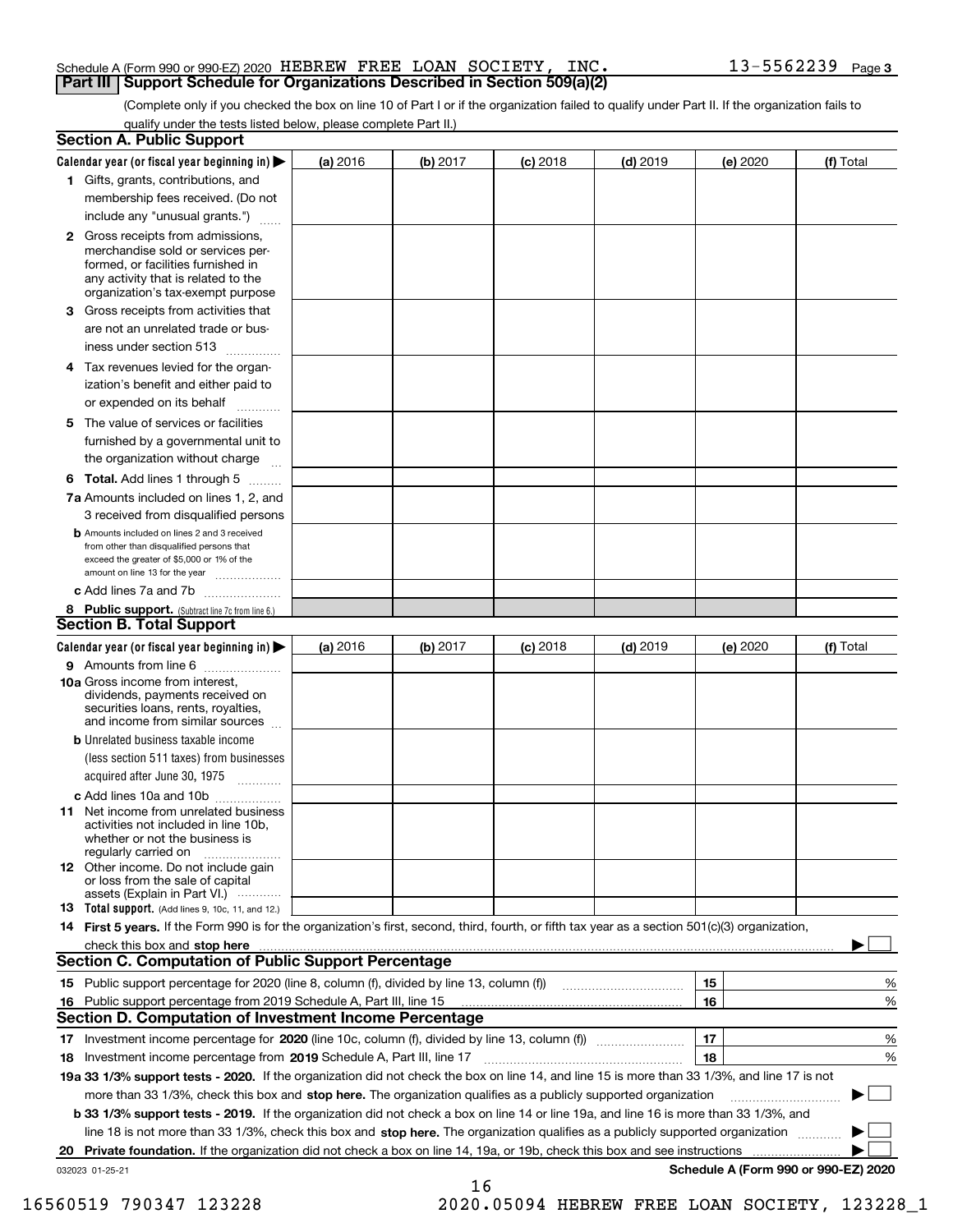Schedule A (Form 990 or 990-EZ) 2020 HEBREW FREE LOAN SOCIETY, INC. 13-5562239 Page 3

## Part III Support Schedule for Organizations Described in Section 509(a)(2)

(Complete only if you checked the box on line 10 of Part I or if the organization failed to qualify under Part II. If the organization fails to qualify under the tests listed below, please complete Part II.)

### Section A. Public Support

| Calendar year (or fiscal year beginning in) ▶ | (a) 2016 | (b) 2017 | (c) 2018 | (d) 2019 | (e) 2020 | (f) Total |
|---|---|---|---|---|---|---|
| **1** Gifts, grants, contributions, and membership fees received. (Do not include any "unusual grants.") | | | | | | |
| **2** Gross receipts from admissions, merchandise sold or services performed, or facilities furnished in any activity that is related to the organization's tax-exempt purpose | | | | | | |
| **3** Gross receipts from activities that are not an unrelated trade or business under section 513 | | | | | | |
| **4** Tax revenues levied for the organization's benefit and either paid to or expended on its behalf | | | | | | |
| **5** The value of services or facilities furnished by a governmental unit to the organization without charge | | | | | | |
| **6 Total.** Add lines 1 through 5 | | | | | | |
| **7a** Amounts included on lines 1, 2, and 3 received from disqualified persons | | | | | | |
| **b** Amounts included on lines 2 and 3 received from other than disqualified persons that exceed the greater of $5,000 or 1% of the amount on line 13 for the year | | | | | | |
| **c** Add lines 7a and 7b | | | | | | |
| **8 Public support.** (Subtract line 7c from line 6.) | | | | | | |

### Section B. Total Support

| Calendar year (or fiscal year beginning in) ▶ | (a) 2016 | (b) 2017 | (c) 2018 | (d) 2019 | (e) 2020 | (f) Total |
|---|---|---|---|---|---|---|
| **9** Amounts from line 6 | | | | | | |
| **10a** Gross income from interest, dividends, payments received on securities loans, rents, royalties, and income from similar sources | | | | | | |
| **b** Unrelated business taxable income (less section 511 taxes) from businesses acquired after June 30, 1975 | | | | | | |
| **c** Add lines 10a and 10b | | | | | | |
| **11** Net income from unrelated business activities not included in line 10b, whether or not the business is regularly carried on | | | | | | |
| **12** Other income. Do not include gain or loss from the sale of capital assets (Explain in Part VI.) | | | | | | |
| **13 Total support.** (Add lines 9, 10c, 11, and 12.) | | | | | | |

**14 First 5 years.** If the Form 990 is for the organization's first, second, third, fourth, or fifth tax year as a section 501(c)(3) organization, check this box and **stop here** ▶ ☐

### Section C. Computation of Public Support Percentage

| | | | |
|---|---|---|---|
| **15** Public support percentage for 2020 (line 8, column (f), divided by line 13, column (f)) | 15 | | % |
| **16** Public support percentage from 2019 Schedule A, Part III, line 15 | 16 | | % |

### Section D. Computation of Investment Income Percentage

| | | | |
|---|---|---|---|
| **17** Investment income percentage for **2020** (line 10c, column (f), divided by line 13, column (f)) | 17 | | % |
| **18** Investment income percentage from **2019** Schedule A, Part III, line 17 | 18 | | % |

**19a 33 1/3% support tests - 2020.** If the organization did not check the box on line 14, and line 15 is more than 33 1/3%, and line 17 is not more than 33 1/3%, check this box and **stop here.** The organization qualifies as a publicly supported organization ▶ ☐

**b 33 1/3% support tests - 2019.** If the organization did not check a box on line 14 or line 19a, and line 16 is more than 33 1/3%, and line 18 is not more than 33 1/3%, check this box and **stop here.** The organization qualifies as a publicly supported organization ▶ ☐

**20 Private foundation.** If the organization did not check a box on line 14, 19a, or 19b, check this box and see instructions ▶ ☐

032023 01-25-21 **Schedule A (Form 990 or 990-EZ) 2020**

16560519 790347 123228 2020.05094 HEBREW FREE LOAN SOCIETY, 123228_1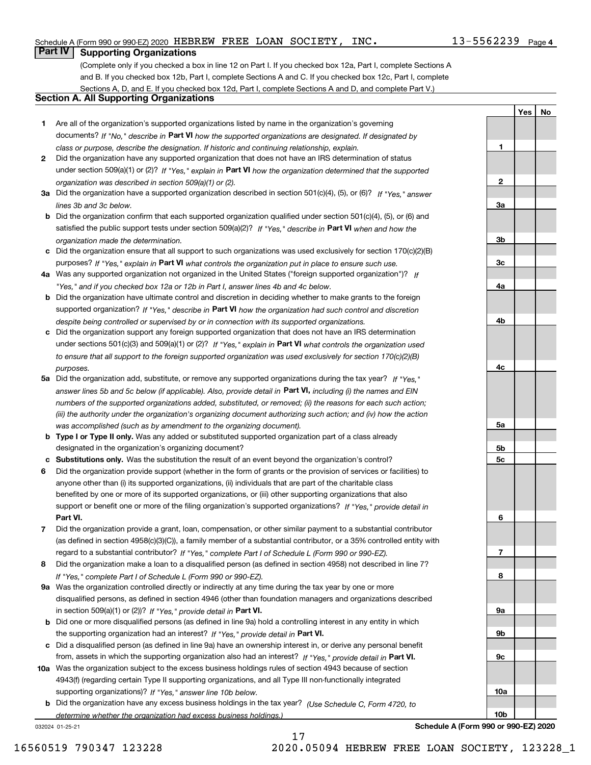Schedule A (Form 990 or 990-EZ) 2020 HEBREW FREE LOAN SOCIETY, INC. 13-5562239 Page 4

## Part IV Supporting Organizations

(Complete only if you checked a box in line 12 on Part I. If you checked box 12a, Part I, complete Sections A and B. If you checked box 12b, Part I, complete Sections A and C. If you checked box 12c, Part I, complete Sections A, D, and E. If you checked box 12d, Part I, complete Sections A and D, and complete Part V.)

### Section A. All Supporting Organizations

| | | Line | Yes | No |
|---|---|---|---|---|
| **1** | Are all of the organization's supported organizations listed by name in the organization's governing documents? *If "No," describe in* **Part VI** *how the supported organizations are designated. If designated by class or purpose, describe the designation. If historic and continuing relationship, explain.* | 1 | | |
| **2** | Did the organization have any supported organization that does not have an IRS determination of status under section 509(a)(1) or (2)? *If "Yes," explain in* **Part VI** *how the organization determined that the supported organization was described in section 509(a)(1) or (2).* | 2 | | |
| **3a** | Did the organization have a supported organization described in section 501(c)(4), (5), or (6)? *If "Yes," answer lines 3b and 3c below.* | 3a | | |
| **b** | Did the organization confirm that each supported organization qualified under section 501(c)(4), (5), or (6) and satisfied the public support tests under section 509(a)(2)? *If "Yes," describe in* **Part VI** *when and how the organization made the determination.* | 3b | | |
| **c** | Did the organization ensure that all support to such organizations was used exclusively for section 170(c)(2)(B) purposes? *If "Yes," explain in* **Part VI** *what controls the organization put in place to ensure such use.* | 3c | | |
| **4a** | Was any supported organization not organized in the United States ("foreign supported organization")? *If "Yes," and if you checked box 12a or 12b in Part I, answer lines 4b and 4c below.* | 4a | | |
| **b** | Did the organization have ultimate control and discretion in deciding whether to make grants to the foreign supported organization? *If "Yes," describe in* **Part VI** *how the organization had such control and discretion despite being controlled or supervised by or in connection with its supported organizations.* | 4b | | |
| **c** | Did the organization support any foreign supported organization that does not have an IRS determination under sections 501(c)(3) and 509(a)(1) or (2)? *If "Yes," explain in* **Part VI** *what controls the organization used to ensure that all support to the foreign supported organization was used exclusively for section 170(c)(2)(B) purposes.* | 4c | | |
| **5a** | Did the organization add, substitute, or remove any supported organizations during the tax year? *If "Yes," answer lines 5b and 5c below (if applicable). Also, provide detail in* **Part VI,** *including (i) the names and EIN numbers of the supported organizations added, substituted, or removed; (ii) the reasons for each such action; (iii) the authority under the organization's organizing document authorizing such action; and (iv) how the action was accomplished (such as by amendment to the organizing document).* | 5a | | |
| **b** | **Type I or Type II only.** Was any added or substituted supported organization part of a class already designated in the organization's organizing document? | 5b | | |
| **c** | **Substitutions only.** Was the substitution the result of an event beyond the organization's control? | 5c | | |
| **6** | Did the organization provide support (whether in the form of grants or the provision of services or facilities) to anyone other than (i) its supported organizations, (ii) individuals that are part of the charitable class benefited by one or more of its supported organizations, or (iii) other supporting organizations that also support or benefit one or more of the filing organization's supported organizations? *If "Yes," provide detail in* **Part VI.** | 6 | | |
| **7** | Did the organization provide a grant, loan, compensation, or other similar payment to a substantial contributor (as defined in section 4958(c)(3)(C)), a family member of a substantial contributor, or a 35% controlled entity with regard to a substantial contributor? *If "Yes," complete Part I of Schedule L (Form 990 or 990-EZ).* | 7 | | |
| **8** | Did the organization make a loan to a disqualified person (as defined in section 4958) not described in line 7? *If "Yes," complete Part I of Schedule L (Form 990 or 990-EZ).* | 8 | | |
| **9a** | Was the organization controlled directly or indirectly at any time during the tax year by one or more disqualified persons, as defined in section 4946 (other than foundation managers and organizations described in section 509(a)(1) or (2))? *If "Yes," provide detail in* **Part VI.** | 9a | | |
| **b** | Did one or more disqualified persons (as defined in line 9a) hold a controlling interest in any entity in which the supporting organization had an interest? *If "Yes," provide detail in* **Part VI.** | 9b | | |
| **c** | Did a disqualified person (as defined in line 9a) have an ownership interest in, or derive any personal benefit from, assets in which the supporting organization also had an interest? *If "Yes," provide detail in* **Part VI.** | 9c | | |
| **10a** | Was the organization subject to the excess business holdings rules of section 4943 because of section 4943(f) (regarding certain Type II supporting organizations, and all Type III non-functionally integrated supporting organizations)? *If "Yes," answer line 10b below.* | 10a | | |
| **b** | Did the organization have any excess business holdings in the tax year? *(Use Schedule C, Form 4720, to determine whether the organization had excess business holdings.)* | 10b | | |

032024 01-25-21

**Schedule A (Form 990 or 990-EZ) 2020**

16560519 790347 123228 2020.05094 HEBREW FREE LOAN SOCIETY, 123228_1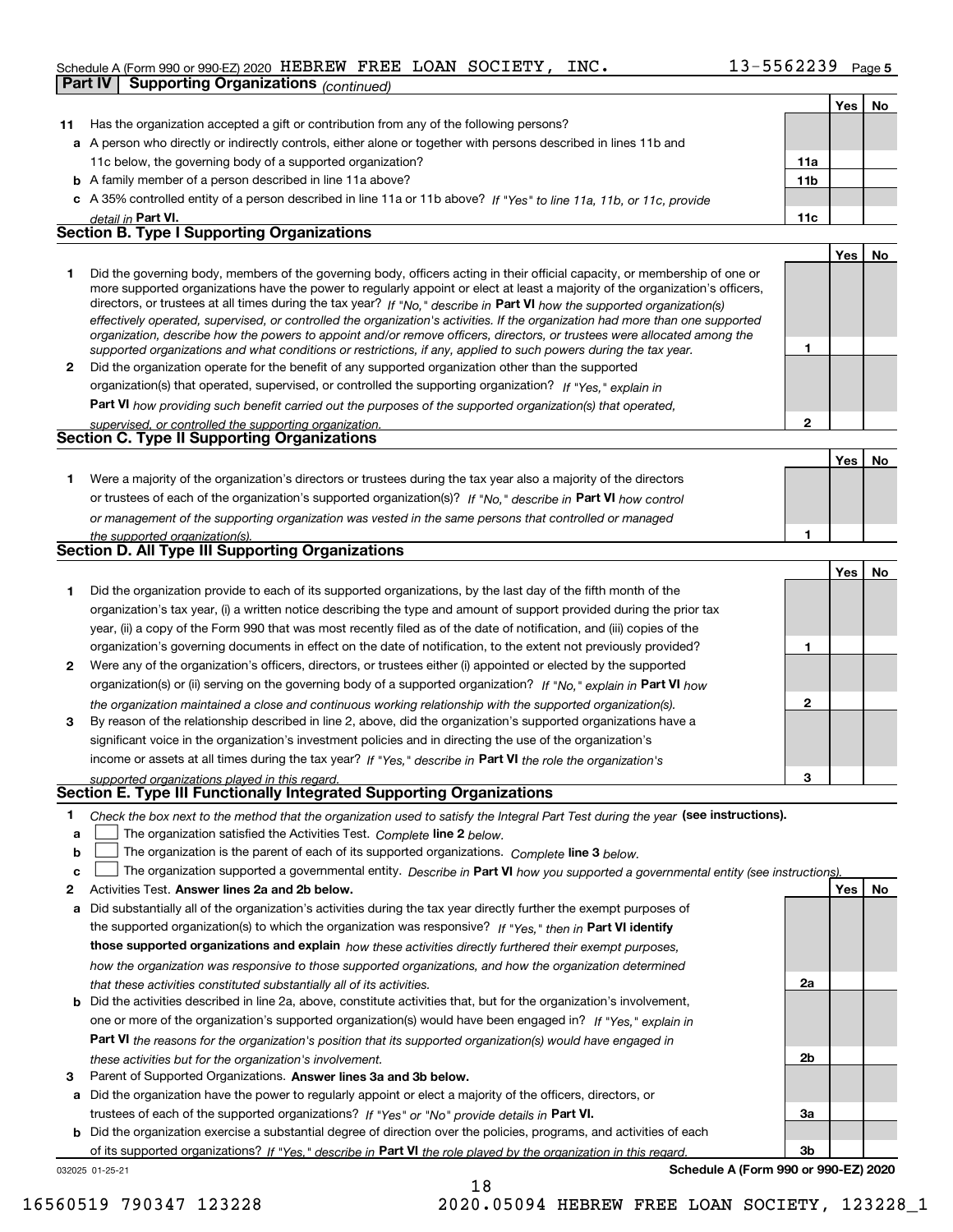Schedule A (Form 990 or 990-EZ) 2020 HEBREW FREE LOAN SOCIETY, INC. 13-5562239 Page 5

**Part IV | Supporting Organizations** *(continued)*

| | | | Yes | No |
|---|---|---|---|---|
| **11** | Has the organization accepted a gift or contribution from any of the following persons? | | | |
| **a** | A person who directly or indirectly controls, either alone or together with persons described in lines 11b and 11c below, the governing body of a supported organization? | **11a** | | |
| **b** | A family member of a person described in line 11a above? | **11b** | | |
| **c** | A 35% controlled entity of a person described in line 11a or 11b above? *If "Yes" to line 11a, 11b, or 11c, provide detail in* **Part VI.** | **11c** | | |

## Section B. Type I Supporting Organizations

| | | | Yes | No |
|---|---|---|---|---|
| **1** | Did the governing body, members of the governing body, officers acting in their official capacity, or membership of one or more supported organizations have the power to regularly appoint or elect at least a majority of the organization's officers, directors, or trustees at all times during the tax year? *If "No," describe in* **Part VI** *how the supported organization(s) effectively operated, supervised, or controlled the organization's activities. If the organization had more than one supported organization, describe how the powers to appoint and/or remove officers, directors, or trustees were allocated among the supported organizations and what conditions or restrictions, if any, applied to such powers during the tax year.* | **1** | | |
| **2** | Did the organization operate for the benefit of any supported organization other than the supported organization(s) that operated, supervised, or controlled the supporting organization? *If "Yes," explain in* **Part VI** *how providing such benefit carried out the purposes of the supported organization(s) that operated, supervised, or controlled the supporting organization.* | **2** | | |

## Section C. Type II Supporting Organizations

| | | | Yes | No |
|---|---|---|---|---|
| **1** | Were a majority of the organization's directors or trustees during the tax year also a majority of the directors or trustees of each of the organization's supported organization(s)? *If "No," describe in* **Part VI** *how control or management of the supporting organization was vested in the same persons that controlled or managed the supported organization(s).* | **1** | | |

## Section D. All Type III Supporting Organizations

| | | | Yes | No |
|---|---|---|---|---|
| **1** | Did the organization provide to each of its supported organizations, by the last day of the fifth month of the organization's tax year, (i) a written notice describing the type and amount of support provided during the prior tax year, (ii) a copy of the Form 990 that was most recently filed as of the date of notification, and (iii) copies of the organization's governing documents in effect on the date of notification, to the extent not previously provided? | **1** | | |
| **2** | Were any of the organization's officers, directors, or trustees either (i) appointed or elected by the supported organization(s) or (ii) serving on the governing body of a supported organization? *If "No," explain in* **Part VI** *how the organization maintained a close and continuous working relationship with the supported organization(s).* | **2** | | |
| **3** | By reason of the relationship described in line 2, above, did the organization's supported organizations have a significant voice in the organization's investment policies and in directing the use of the organization's income or assets at all times during the tax year? *If "Yes," describe in* **Part VI** *the role the organization's supported organizations played in this regard.* | **3** | | |

## Section E. Type III Functionally Integrated Supporting Organizations

**1** *Check the box next to the method that the organization used to satisfy the Integral Part Test during the year* **(see instructions).**

**a** ☐ The organization satisfied the Activities Test. *Complete* **line 2** *below.*

**b** ☐ The organization is the parent of each of its supported organizations. *Complete* **line 3** *below.*

**c** ☐ The organization supported a governmental entity. *Describe in* **Part VI** *how you supported a governmental entity (see instructions).*

| | | | Yes | No |
|---|---|---|---|---|
| **2** | Activities Test. **Answer lines 2a and 2b below.** | | | |
| **a** | Did substantially all of the organization's activities during the tax year directly further the exempt purposes of the supported organization(s) to which the organization was responsive? *If "Yes," then in* **Part VI identify those supported organizations and explain** *how these activities directly furthered their exempt purposes, how the organization was responsive to those supported organizations, and how the organization determined that these activities constituted substantially all of its activities.* | **2a** | | |
| **b** | Did the activities described in line 2a, above, constitute activities that, but for the organization's involvement, one or more of the organization's supported organization(s) would have been engaged in? *If "Yes," explain in* **Part VI** *the reasons for the organization's position that its supported organization(s) would have engaged in these activities but for the organization's involvement.* | **2b** | | |
| **3** | Parent of Supported Organizations. **Answer lines 3a and 3b below.** | | | |
| **a** | Did the organization have the power to regularly appoint or elect a majority of the officers, directors, or trustees of each of the supported organizations? *If "Yes" or "No" provide details in* **Part VI.** | **3a** | | |
| **b** | Did the organization exercise a substantial degree of direction over the policies, programs, and activities of each of its supported organizations? *If "Yes," describe in* **Part VI** *the role played by the organization in this regard.* | **3b** | | |

032025 01-25-21 **Schedule A (Form 990 or 990-EZ) 2020**

16560519 790347 123228 2020.05094 HEBREW FREE LOAN SOCIETY, 123228_1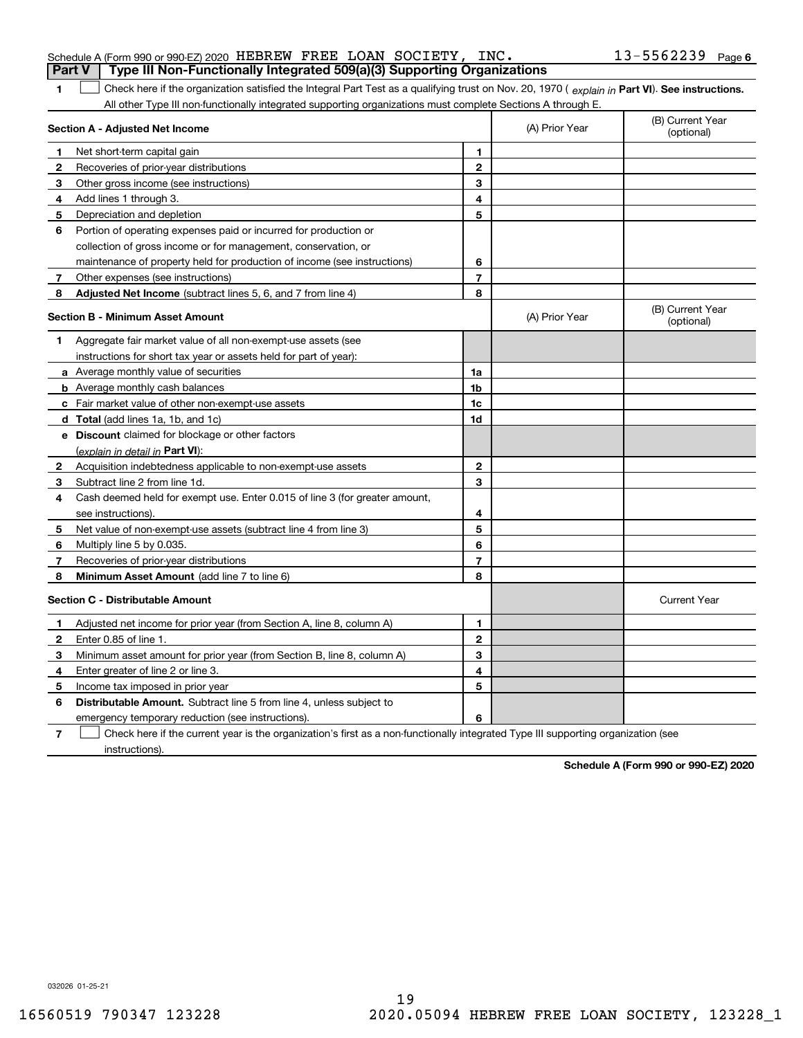Schedule A (Form 990 or 990-EZ) 2020 HEBREW FREE LOAN SOCIETY, INC. 13-5562239 Page 6

## Part V Type III Non-Functionally Integrated 509(a)(3) Supporting Organizations

**1** ☐ Check here if the organization satisfied the Integral Part Test as a qualifying trust on Nov. 20, 1970 ( *explain in* **Part VI**). **See instructions.** All other Type III non-functionally integrated supporting organizations must complete Sections A through E.

| **Section A - Adjusted Net Income** | | (A) Prior Year | (B) Current Year (optional) |
|---|---|---|---|
| **1** Net short-term capital gain | **1** | | |
| **2** Recoveries of prior-year distributions | **2** | | |
| **3** Other gross income (see instructions) | **3** | | |
| **4** Add lines 1 through 3. | **4** | | |
| **5** Depreciation and depletion | **5** | | |
| **6** Portion of operating expenses paid or incurred for production or collection of gross income or for management, conservation, or maintenance of property held for production of income (see instructions) | **6** | | |
| **7** Other expenses (see instructions) | **7** | | |
| **8** **Adjusted Net Income** (subtract lines 5, 6, and 7 from line 4) | **8** | | |

| **Section B - Minimum Asset Amount** | | (A) Prior Year | (B) Current Year (optional) |
|---|---|---|---|
| **1** Aggregate fair market value of all non-exempt-use assets (see instructions for short tax year or assets held for part of year): | | | |
| **a** Average monthly value of securities | **1a** | | |
| **b** Average monthly cash balances | **1b** | | |
| **c** Fair market value of other non-exempt-use assets | **1c** | | |
| **d** **Total** (add lines 1a, 1b, and 1c) | **1d** | | |
| **e** **Discount** claimed for blockage or other factors (*explain in detail in* **Part VI**): | | | |
| **2** Acquisition indebtedness applicable to non-exempt-use assets | **2** | | |
| **3** Subtract line 2 from line 1d. | **3** | | |
| **4** Cash deemed held for exempt use. Enter 0.015 of line 3 (for greater amount, see instructions). | **4** | | |
| **5** Net value of non-exempt-use assets (subtract line 4 from line 3) | **5** | | |
| **6** Multiply line 5 by 0.035. | **6** | | |
| **7** Recoveries of prior-year distributions | **7** | | |
| **8** **Minimum Asset Amount** (add line 7 to line 6) | **8** | | |

| **Section C - Distributable Amount** | | | Current Year |
|---|---|---|---|
| **1** Adjusted net income for prior year (from Section A, line 8, column A) | **1** | | |
| **2** Enter 0.85 of line 1. | **2** | | |
| **3** Minimum asset amount for prior year (from Section B, line 8, column A) | **3** | | |
| **4** Enter greater of line 2 or line 3. | **4** | | |
| **5** Income tax imposed in prior year | **5** | | |
| **6** **Distributable Amount.** Subtract line 5 from line 4, unless subject to emergency temporary reduction (see instructions). | **6** | | |

**7** ☐ Check here if the current year is the organization's first as a non-functionally integrated Type III supporting organization (see instructions).

**Schedule A (Form 990 or 990-EZ) 2020**

032026 01-25-21

16560519 790347 123228 2020.05094 HEBREW FREE LOAN SOCIETY, 123228_1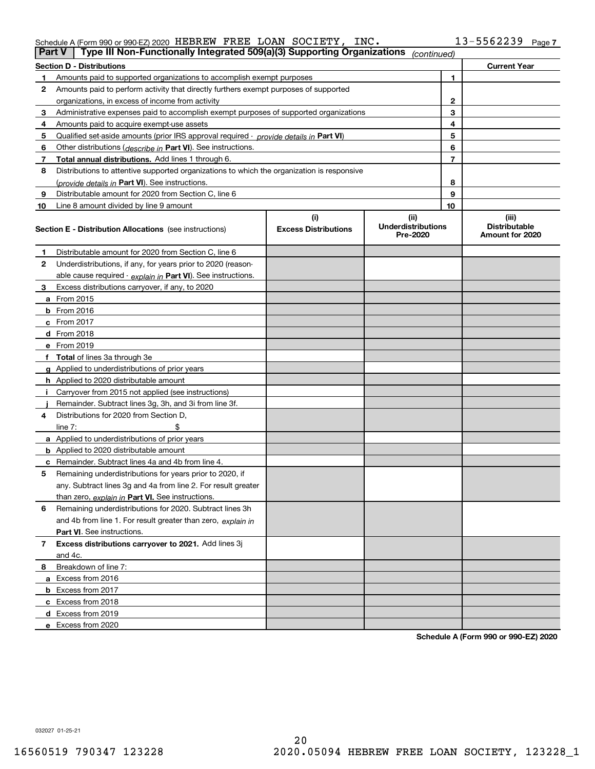Schedule A (Form 990 or 990-EZ) 2020 HEBREW FREE LOAN SOCIETY, INC. 13-5562239 Page 7

**Part V | Type III Non-Functionally Integrated 509(a)(3) Supporting Organizations** *(continued)*

| Section D - Distributions | | Current Year |
|---|---|---|
| 1 Amounts paid to supported organizations to accomplish exempt purposes | 1 | |
| 2 Amounts paid to perform activity that directly furthers exempt purposes of supported organizations, in excess of income from activity | 2 | |
| 3 Administrative expenses paid to accomplish exempt purposes of supported organizations | 3 | |
| 4 Amounts paid to acquire exempt-use assets | 4 | |
| 5 Qualified set-aside amounts (prior IRS approval required - *provide details in* **Part VI**) | 5 | |
| 6 Other distributions (*describe in* **Part VI**). See instructions. | 6 | |
| 7 **Total annual distributions.** Add lines 1 through 6. | 7 | |
| 8 Distributions to attentive supported organizations to which the organization is responsive (*provide details in* **Part VI**). See instructions. | 8 | |
| 9 Distributable amount for 2020 from Section C, line 6 | 9 | |
| 10 Line 8 amount divided by line 9 amount | 10 | |

| **Section E - Distribution Allocations** (see instructions) | (i) Excess Distributions | (ii) Underdistributions Pre-2020 | (iii) Distributable Amount for 2020 |
|---|---|---|---|
| 1 Distributable amount for 2020 from Section C, line 6 | | | |
| 2 Underdistributions, if any, for years prior to 2020 (reasonable cause required - *explain in* **Part VI**). See instructions. | | | |
| 3 Excess distributions carryover, if any, to 2020 | | | |
| a From 2015 | | | |
| b From 2016 | | | |
| c From 2017 | | | |
| d From 2018 | | | |
| e From 2019 | | | |
| f **Total** of lines 3a through 3e | | | |
| g Applied to underdistributions of prior years | | | |
| h Applied to 2020 distributable amount | | | |
| i Carryover from 2015 not applied (see instructions) | | | |
| j Remainder. Subtract lines 3g, 3h, and 3i from line 3f. | | | |
| 4 Distributions for 2020 from Section D, line 7: $ | | | |
| a Applied to underdistributions of prior years | | | |
| b Applied to 2020 distributable amount | | | |
| c Remainder. Subtract lines 4a and 4b from line 4. | | | |
| 5 Remaining underdistributions for years prior to 2020, if any. Subtract lines 3g and 4a from line 2. For result greater than zero, *explain in* **Part VI.** See instructions. | | | |
| 6 Remaining underdistributions for 2020. Subtract lines 3h and 4b from line 1. For result greater than zero, *explain in* **Part VI**. See instructions. | | | |
| 7 **Excess distributions carryover to 2021.** Add lines 3j and 4c. | | | |
| 8 Breakdown of line 7: | | | |
| a Excess from 2016 | | | |
| b Excess from 2017 | | | |
| c Excess from 2018 | | | |
| d Excess from 2019 | | | |
| e Excess from 2020 | | | |

**Schedule A (Form 990 or 990-EZ) 2020**

032027 01-25-21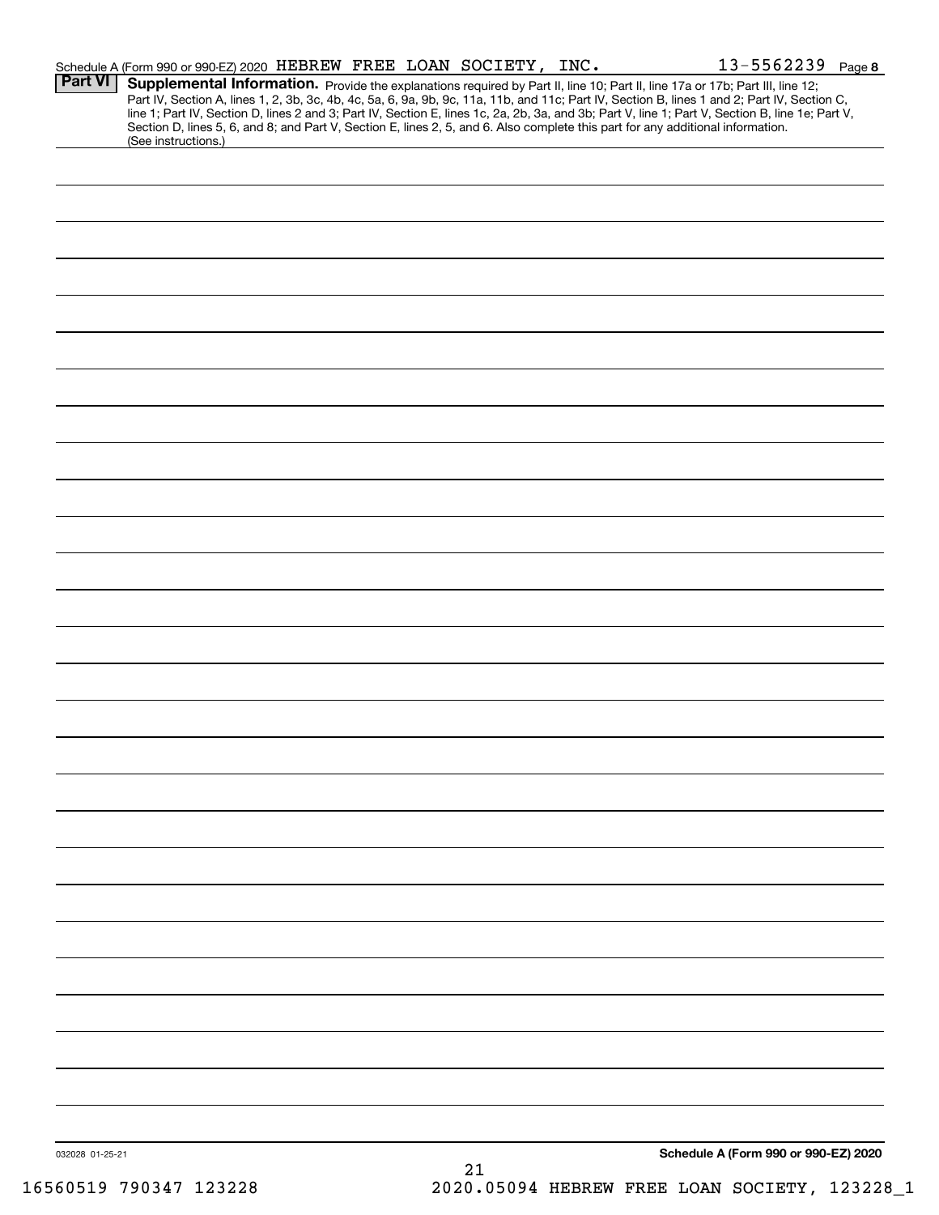Schedule A (Form 990 or 990-EZ) 2020 HEBREW FREE LOAN SOCIETY, INC. 13-5562239 Page 8

**Part VI** **Supplemental Information.** Provide the explanations required by Part II, line 10; Part II, line 17a or 17b; Part III, line 12; Part IV, Section A, lines 1, 2, 3b, 3c, 4b, 4c, 5a, 6, 9a, 9b, 9c, 11a, 11b, and 11c; Part IV, Section B, lines 1 and 2; Part IV, Section C, line 1; Part IV, Section D, lines 2 and 3; Part IV, Section E, lines 1c, 2a, 2b, 3a, and 3b; Part V, line 1; Part V, Section B, line 1e; Part V, Section D, lines 5, 6, and 8; and Part V, Section E, lines 2, 5, and 6. Also complete this part for any additional information. (See instructions.)

032028 01-25-21

**Schedule A (Form 990 or 990-EZ) 2020**

16560519 790347 123228 2020.05094 HEBREW FREE LOAN SOCIETY, 123228_1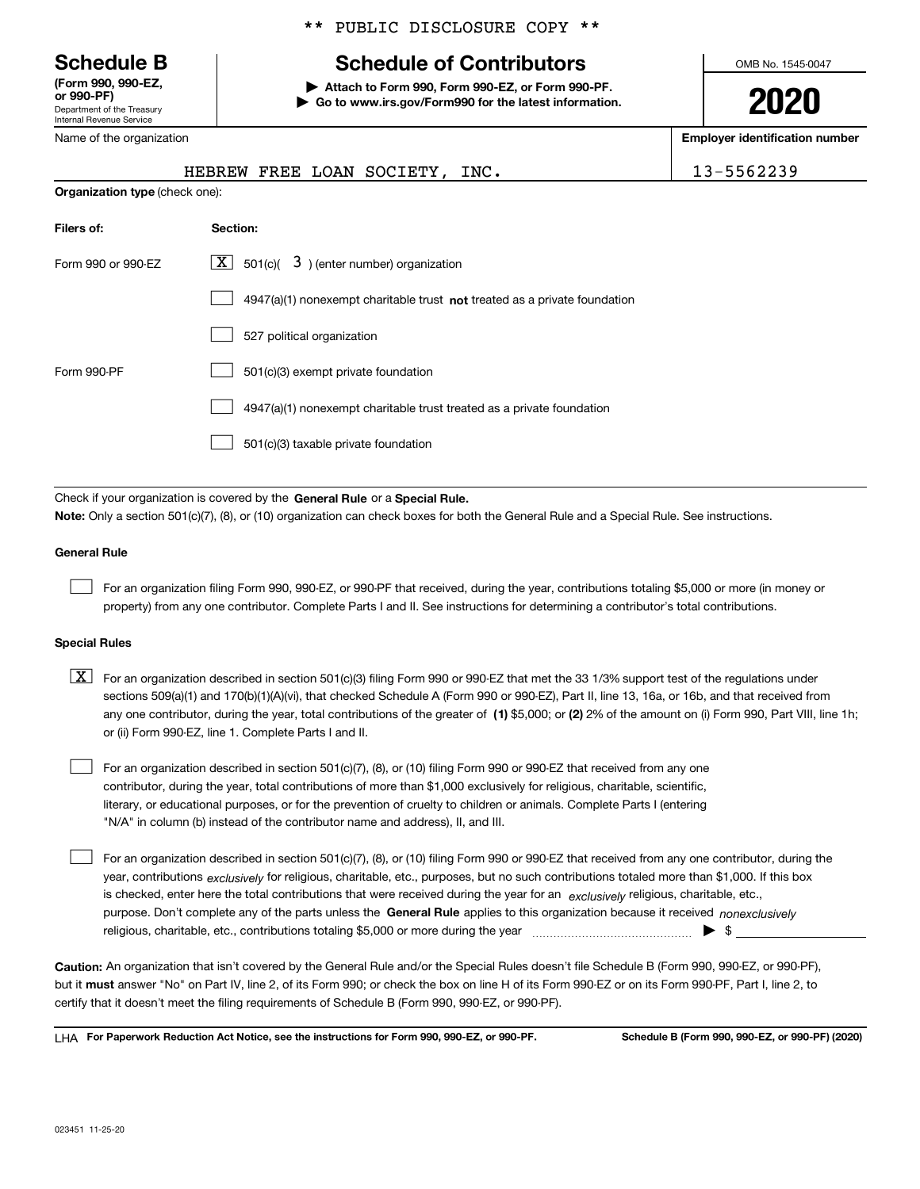** PUBLIC DISCLOSURE COPY **

**Schedule B**
**(Form 990, 990-EZ, or 990-PF)**
Department of the Treasury
Internal Revenue Service

# Schedule of Contributors

▶ **Attach to Form 990, Form 990-EZ, or Form 990-PF.**
▶ **Go to www.irs.gov/Form990 for the latest information.**

OMB No. 1545-0047

**2020**

Name of the organization: HEBREW FREE LOAN SOCIETY, INC.

**Employer identification number**: 13-5562239

**Organization type** (check one):

| **Filers of:** | **Section:** |
|---|---|
| Form 990 or 990-EZ | [X] 501(c)( 3 ) (enter number) organization |
| | [ ] 4947(a)(1) nonexempt charitable trust **not** treated as a private foundation |
| | [ ] 527 political organization |
| Form 990-PF | [ ] 501(c)(3) exempt private foundation |
| | [ ] 4947(a)(1) nonexempt charitable trust treated as a private foundation |
| | [ ] 501(c)(3) taxable private foundation |

Check if your organization is covered by the **General Rule** or a **Special Rule.**

**Note:** Only a section 501(c)(7), (8), or (10) organization can check boxes for both the General Rule and a Special Rule. See instructions.

**General Rule**

[ ] For an organization filing Form 990, 990-EZ, or 990-PF that received, during the year, contributions totaling $5,000 or more (in money or property) from any one contributor. Complete Parts I and II. See instructions for determining a contributor's total contributions.

**Special Rules**

[X] For an organization described in section 501(c)(3) filing Form 990 or 990-EZ that met the 33 1/3% support test of the regulations under sections 509(a)(1) and 170(b)(1)(A)(vi), that checked Schedule A (Form 990 or 990-EZ), Part II, line 13, 16a, or 16b, and that received from any one contributor, during the year, total contributions of the greater of **(1)** $5,000; or **(2)** 2% of the amount on (i) Form 990, Part VIII, line 1h; or (ii) Form 990-EZ, line 1. Complete Parts I and II.

[ ] For an organization described in section 501(c)(7), (8), or (10) filing Form 990 or 990-EZ that received from any one contributor, during the year, total contributions of more than $1,000 exclusively for religious, charitable, scientific, literary, or educational purposes, or for the prevention of cruelty to children or animals. Complete Parts I (entering "N/A" in column (b) instead of the contributor name and address), II, and III.

[ ] For an organization described in section 501(c)(7), (8), or (10) filing Form 990 or 990-EZ that received from any one contributor, during the year, contributions *exclusively* for religious, charitable, etc., purposes, but no such contributions totaled more than $1,000. If this box is checked, enter here the total contributions that were received during the year for an *exclusively* religious, charitable, etc., purpose. Don't complete any of the parts unless the **General Rule** applies to this organization because it received *nonexclusively* religious, charitable, etc., contributions totaling $5,000 or more during the year ▶ $

**Caution:** An organization that isn't covered by the General Rule and/or the Special Rules doesn't file Schedule B (Form 990, 990-EZ, or 990-PF), but it **must** answer "No" on Part IV, line 2, of its Form 990; or check the box on line H of its Form 990-EZ or on its Form 990-PF, Part I, line 2, to certify that it doesn't meet the filing requirements of Schedule B (Form 990, 990-EZ, or 990-PF).

LHA **For Paperwork Reduction Act Notice, see the instructions for Form 990, 990-EZ, or 990-PF.** **Schedule B (Form 990, 990-EZ, or 990-PF) (2020)**

023451 11-25-20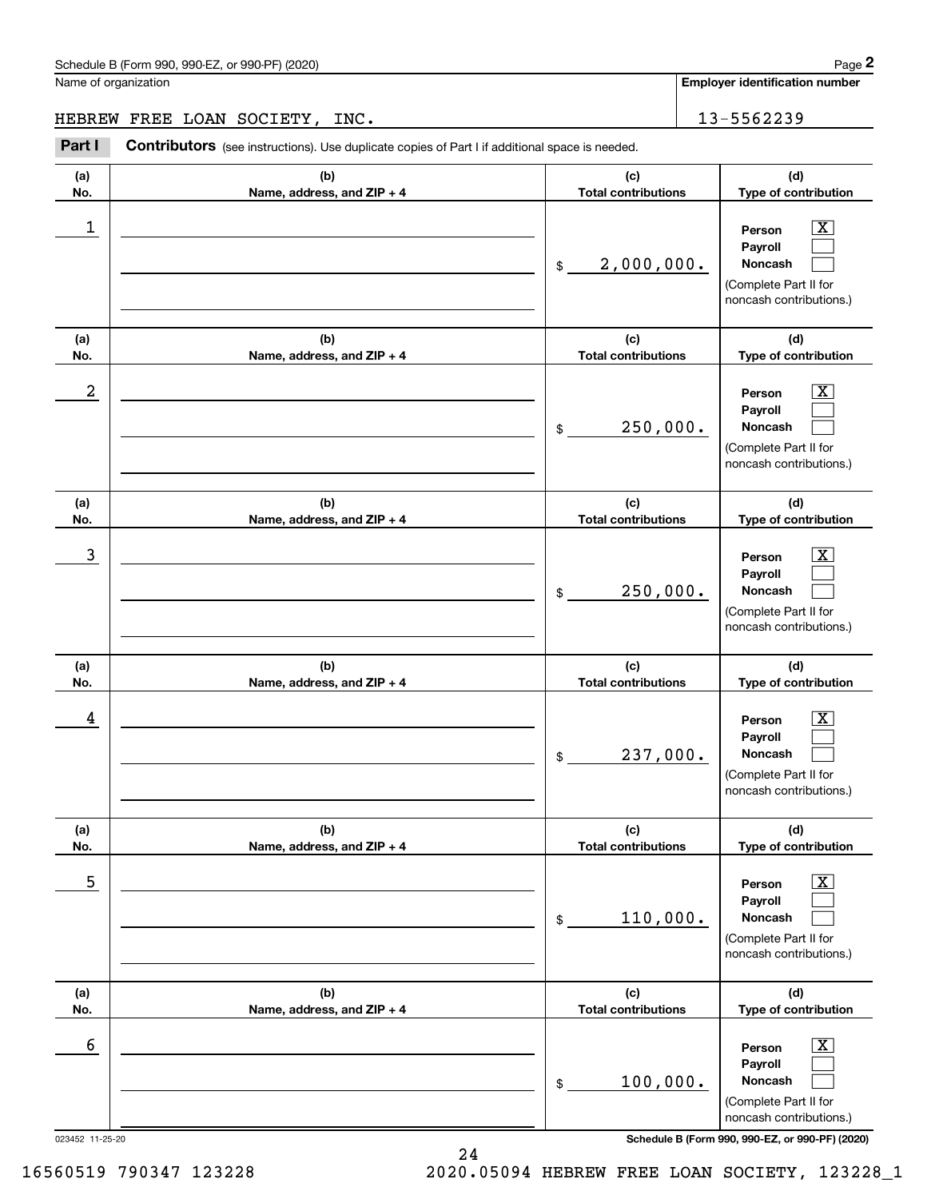Schedule B (Form 990, 990-EZ, or 990-PF) (2020)

Name of organization: HEBREW FREE LOAN SOCIETY, INC.

Employer identification number: 13-5562239

**Part I** **Contributors** (see instructions). Use duplicate copies of Part I if additional space is needed.

| (a) No. | (b) Name, address, and ZIP + 4 | (c) Total contributions | (d) Type of contribution |
|---|---|---|---|
| 1 | | $ 2,000,000. | Person [X] Payroll [ ] Noncash [ ] (Complete Part II for noncash contributions.) |
| 2 | | $ 250,000. | Person [X] Payroll [ ] Noncash [ ] (Complete Part II for noncash contributions.) |
| 3 | | $ 250,000. | Person [X] Payroll [ ] Noncash [ ] (Complete Part II for noncash contributions.) |
| 4 | | $ 237,000. | Person [X] Payroll [ ] Noncash [ ] (Complete Part II for noncash contributions.) |
| 5 | | $ 110,000. | Person [X] Payroll [ ] Noncash [ ] (Complete Part II for noncash contributions.) |
| 6 | | $ 100,000. | Person [X] Payroll [ ] Noncash [ ] (Complete Part II for noncash contributions.) |

023452 11-25-20

Schedule B (Form 990, 990-EZ, or 990-PF) (2020)

16560519 790347 123228 2020.05094 HEBREW FREE LOAN SOCIETY, 123228_1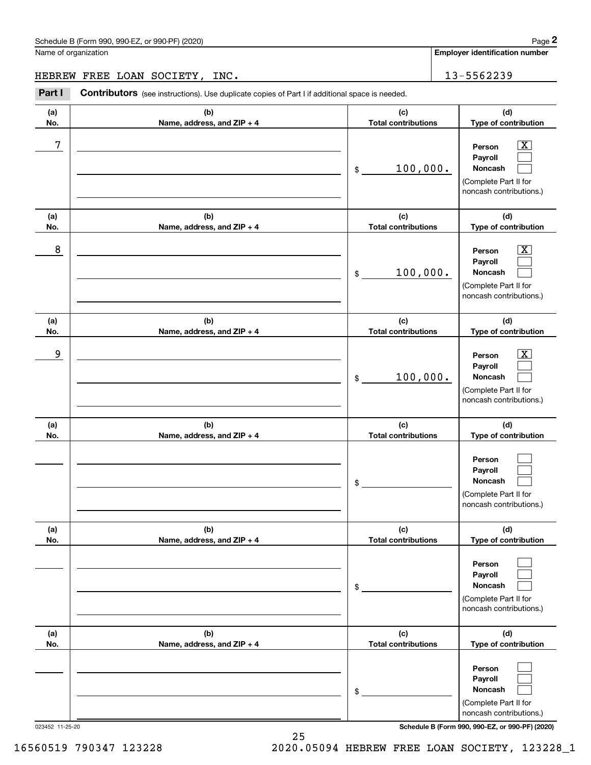Schedule B (Form 990, 990-EZ, or 990-PF) (2020)

Name of organization: HEBREW FREE LOAN SOCIETY, INC.

Employer identification number: 13-5562239

## Part I Contributors (see instructions). Use duplicate copies of Part I if additional space is needed.

| (a) No. | (b) Name, address, and ZIP + 4 | (c) Total contributions | (d) Type of contribution |
|---|---|---|---|
| 7 | | $ 100,000. | Person [X] Payroll [ ] Noncash [ ] (Complete Part II for noncash contributions.) |
| 8 | | $ 100,000. | Person [X] Payroll [ ] Noncash [ ] (Complete Part II for noncash contributions.) |
| 9 | | $ 100,000. | Person [X] Payroll [ ] Noncash [ ] (Complete Part II for noncash contributions.) |
| | | $ | Person [ ] Payroll [ ] Noncash [ ] (Complete Part II for noncash contributions.) |
| | | $ | Person [ ] Payroll [ ] Noncash [ ] (Complete Part II for noncash contributions.) |
| | | $ | Person [ ] Payroll [ ] Noncash [ ] (Complete Part II for noncash contributions.) |

023452 11-25-20

Schedule B (Form 990, 990-EZ, or 990-PF) (2020)

16560519 790347 123228 2020.05094 HEBREW FREE LOAN SOCIETY, 123228_1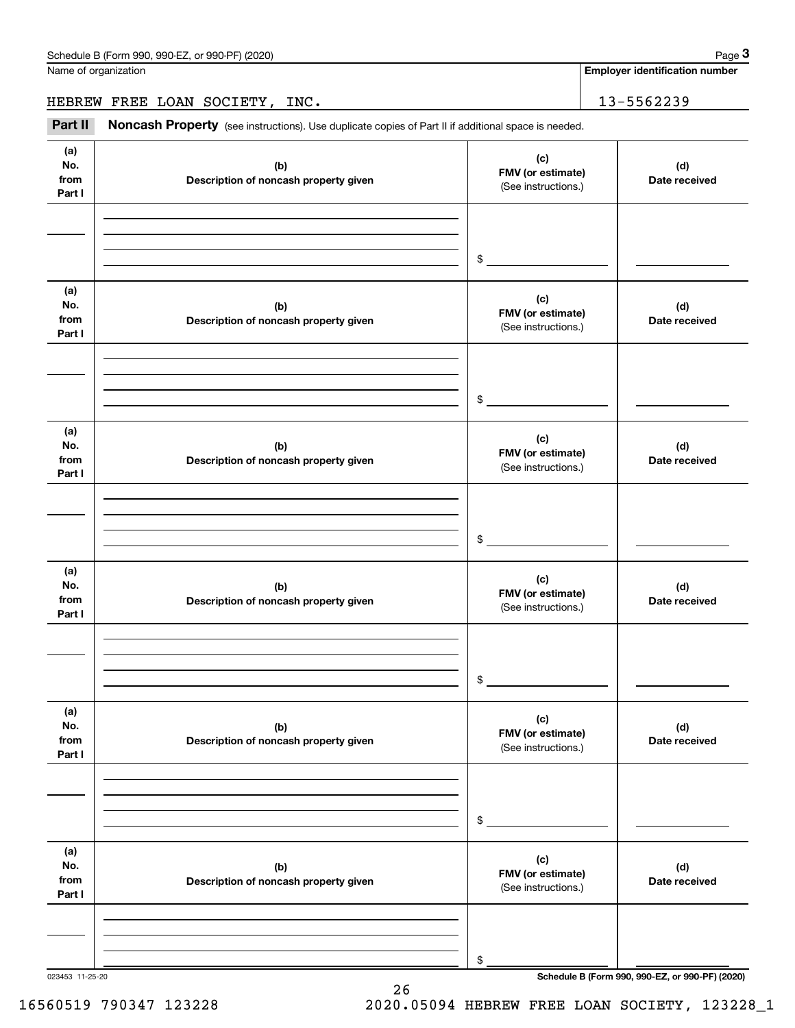Schedule B (Form 990, 990-EZ, or 990-PF) (2020)

Name of organization: HEBREW FREE LOAN SOCIETY, INC.

Employer identification number: 13-5562239

**Part II** **Noncash Property** (see instructions). Use duplicate copies of Part II if additional space is needed.

| (a) No. from Part I | (b) Description of noncash property given | (c) FMV (or estimate) (See instructions.) | (d) Date received |
|---|---|---|---|
| | | $ | |

| (a) No. from Part I | (b) Description of noncash property given | (c) FMV (or estimate) (See instructions.) | (d) Date received |
|---|---|---|---|
| | | $ | |

| (a) No. from Part I | (b) Description of noncash property given | (c) FMV (or estimate) (See instructions.) | (d) Date received |
|---|---|---|---|
| | | $ | |

| (a) No. from Part I | (b) Description of noncash property given | (c) FMV (or estimate) (See instructions.) | (d) Date received |
|---|---|---|---|
| | | $ | |

| (a) No. from Part I | (b) Description of noncash property given | (c) FMV (or estimate) (See instructions.) | (d) Date received |
|---|---|---|---|
| | | $ | |

| (a) No. from Part I | (b) Description of noncash property given | (c) FMV (or estimate) (See instructions.) | (d) Date received |
|---|---|---|---|
| | | $ | |

023453 11-25-20

Schedule B (Form 990, 990-EZ, or 990-PF) (2020)

16560519 790347 123228 2020.05094 HEBREW FREE LOAN SOCIETY, 123228_1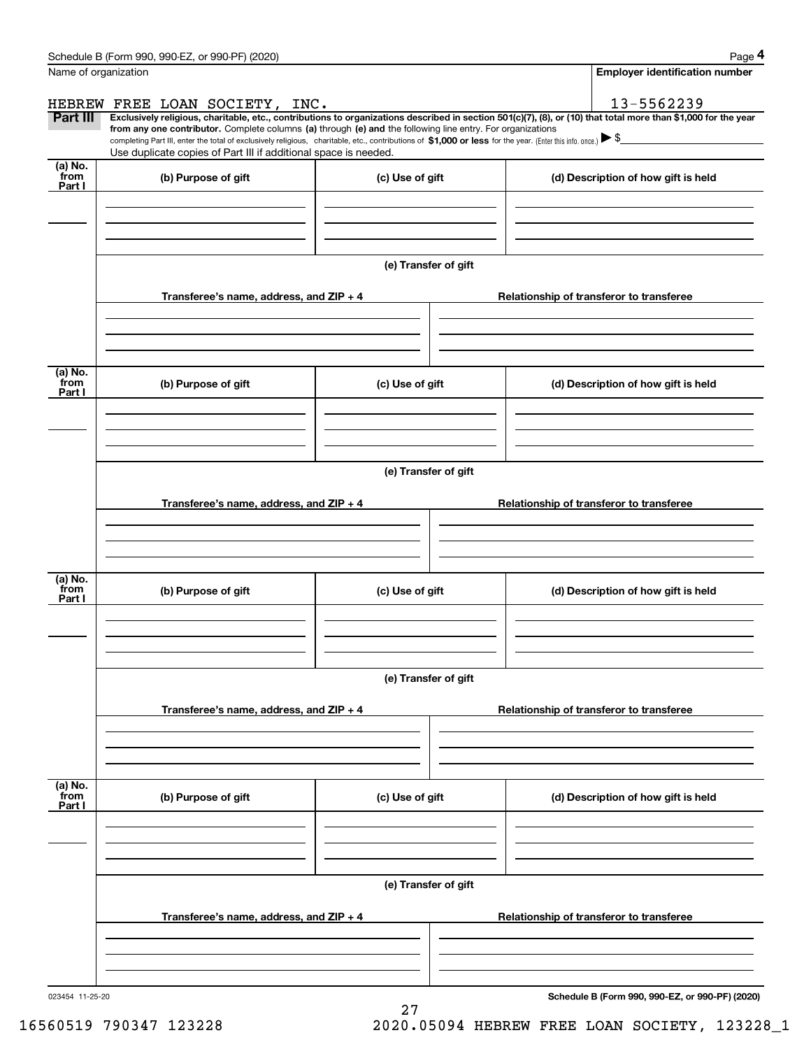Name of organization

**Employer identification number**

HEBREW FREE LOAN SOCIETY, INC.

13-5562239

**Part III** **Exclusively religious, charitable, etc., contributions to organizations described in section 501(c)(7), (8), or (10) that total more than $1,000 for the year from any one contributor.** Complete columns **(a)** through **(e) and** the following line entry. For organizations completing Part III, enter the total of exclusively religious, charitable, etc., contributions of **$1,000 or less** for the year. (Enter this info. once.) ▶ $

Use duplicate copies of Part III if additional space is needed.

| (a) No. from Part I | (b) Purpose of gift | (c) Use of gift | (d) Description of how gift is held |
|---|---|---|---|
| | | | |

**(e) Transfer of gift**

| Transferee's name, address, and ZIP + 4 | Relationship of transferor to transferee |
|---|---|
| | |

| (a) No. from Part I | (b) Purpose of gift | (c) Use of gift | (d) Description of how gift is held |
|---|---|---|---|
| | | | |

**(e) Transfer of gift**

| Transferee's name, address, and ZIP + 4 | Relationship of transferor to transferee |
|---|---|
| | |

| (a) No. from Part I | (b) Purpose of gift | (c) Use of gift | (d) Description of how gift is held |
|---|---|---|---|
| | | | |

**(e) Transfer of gift**

| Transferee's name, address, and ZIP + 4 | Relationship of transferor to transferee |
|---|---|
| | |

| (a) No. from Part I | (b) Purpose of gift | (c) Use of gift | (d) Description of how gift is held |
|---|---|---|---|
| | | | |

**(e) Transfer of gift**

| Transferee's name, address, and ZIP + 4 | Relationship of transferor to transferee |
|---|---|
| | |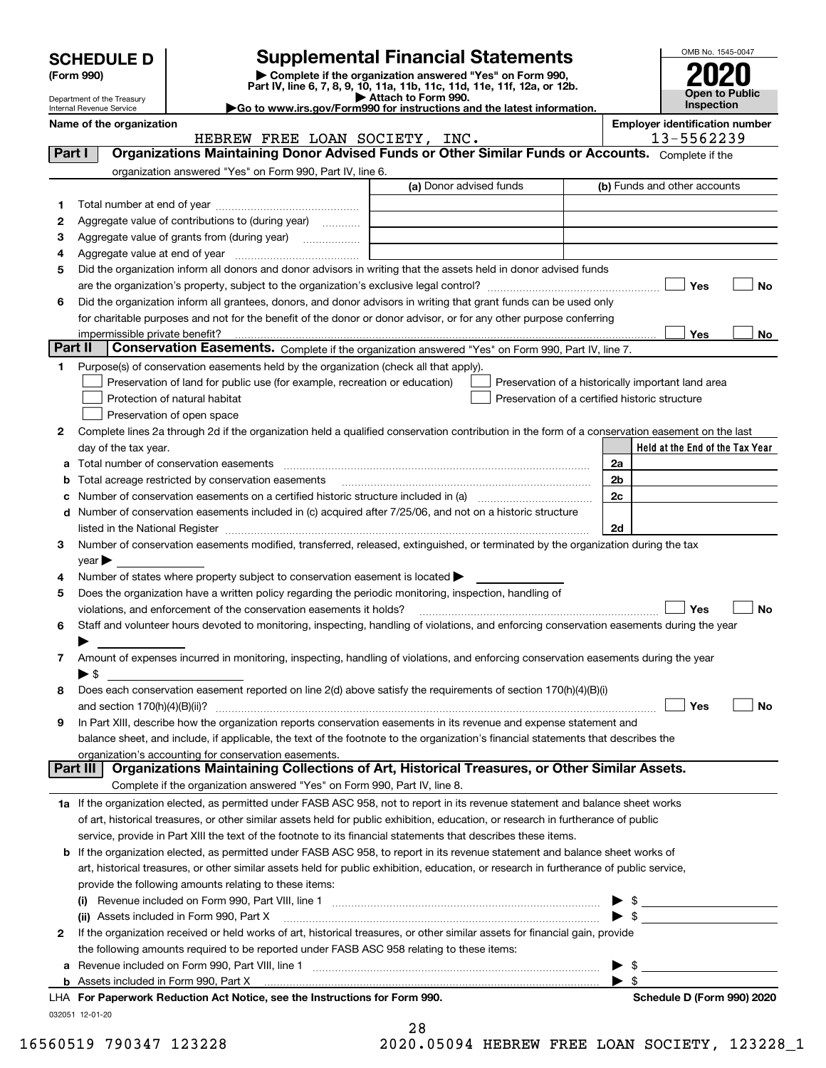# SCHEDULE D (Form 990)

Department of the Treasury
Internal Revenue Service

## Supplemental Financial Statements

▶ Complete if the organization answered "Yes" on Form 990, Part IV, line 6, 7, 8, 9, 10, 11a, 11b, 11c, 11d, 11e, 11f, 12a, or 12b.
▶ Attach to Form 990.
▶Go to www.irs.gov/Form990 for instructions and the latest information.

OMB No. 1545-0047
**2020**
**Open to Public Inspection**

**Name of the organization:** HEBREW FREE LOAN SOCIETY, INC.
**Employer identification number:** 13-5562239

### Part I  Organizations Maintaining Donor Advised Funds or Other Similar Funds or Accounts.
Complete if the organization answered "Yes" on Form 990, Part IV, line 6.

| | | (a) Donor advised funds | (b) Funds and other accounts |
|---|---|---|---|
| 1 | Total number at end of year | | |
| 2 | Aggregate value of contributions to (during year) | | |
| 3 | Aggregate value of grants from (during year) | | |
| 4 | Aggregate value at end of year | | |

5 Did the organization inform all donors and donor advisors in writing that the assets held in donor advised funds are the organization's property, subject to the organization's exclusive legal control? ☐ Yes ☐ No

6 Did the organization inform all grantees, donors, and donor advisors in writing that grant funds can be used only for charitable purposes and not for the benefit of the donor or donor advisor, or for any other purpose conferring impermissible private benefit? ☐ Yes ☐ No

### Part II  Conservation Easements.
Complete if the organization answered "Yes" on Form 990, Part IV, line 7.

1 Purpose(s) of conservation easements held by the organization (check all that apply).
- ☐ Preservation of land for public use (for example, recreation or education)
- ☐ Protection of natural habitat
- ☐ Preservation of open space
- ☐ Preservation of a historically important land area
- ☐ Preservation of a certified historic structure

2 Complete lines 2a through 2d if the organization held a qualified conservation contribution in the form of a conservation easement on the last day of the tax year.

| | | | Held at the End of the Tax Year |
|---|---|---|---|
| a | Total number of conservation easements | 2a | |
| b | Total acreage restricted by conservation easements | 2b | |
| c | Number of conservation easements on a certified historic structure included in (a) | 2c | |
| d | Number of conservation easements included in (c) acquired after 7/25/06, and not on a historic structure listed in the National Register | 2d | |

3 Number of conservation easements modified, transferred, released, extinguished, or terminated by the organization during the tax year ▶

4 Number of states where property subject to conservation easement is located ▶

5 Does the organization have a written policy regarding the periodic monitoring, inspection, handling of violations, and enforcement of the conservation easements it holds? ☐ Yes ☐ No

6 Staff and volunteer hours devoted to monitoring, inspecting, handling of violations, and enforcing conservation easements during the year ▶

7 Amount of expenses incurred in monitoring, inspecting, handling of violations, and enforcing conservation easements during the year ▶ $

8 Does each conservation easement reported on line 2(d) above satisfy the requirements of section 170(h)(4)(B)(i) and section 170(h)(4)(B)(ii)? ☐ Yes ☐ No

9 In Part XIII, describe how the organization reports conservation easements in its revenue and expense statement and balance sheet, and include, if applicable, the text of the footnote to the organization's financial statements that describes the organization's accounting for conservation easements.

### Part III  Organizations Maintaining Collections of Art, Historical Treasures, or Other Similar Assets.
Complete if the organization answered "Yes" on Form 990, Part IV, line 8.

1a If the organization elected, as permitted under FASB ASC 958, not to report in its revenue statement and balance sheet works of art, historical treasures, or other similar assets held for public exhibition, education, or research in furtherance of public service, provide in Part XIII the text of the footnote to its financial statements that describes these items.

b If the organization elected, as permitted under FASB ASC 958, to report in its revenue statement and balance sheet works of art, historical treasures, or other similar assets held for public exhibition, education, or research in furtherance of public service, provide the following amounts relating to these items:

(i) Revenue included on Form 990, Part VIII, line 1 ▶ $

(ii) Assets included in Form 990, Part X ▶ $

2 If the organization received or held works of art, historical treasures, or other similar assets for financial gain, provide the following amounts required to be reported under FASB ASC 958 relating to these items:

a Revenue included on Form 990, Part VIII, line 1 ▶ $

b Assets included in Form 990, Part X ▶ $

LHA For Paperwork Reduction Act Notice, see the Instructions for Form 990. Schedule D (Form 990) 2020

032051 12-01-20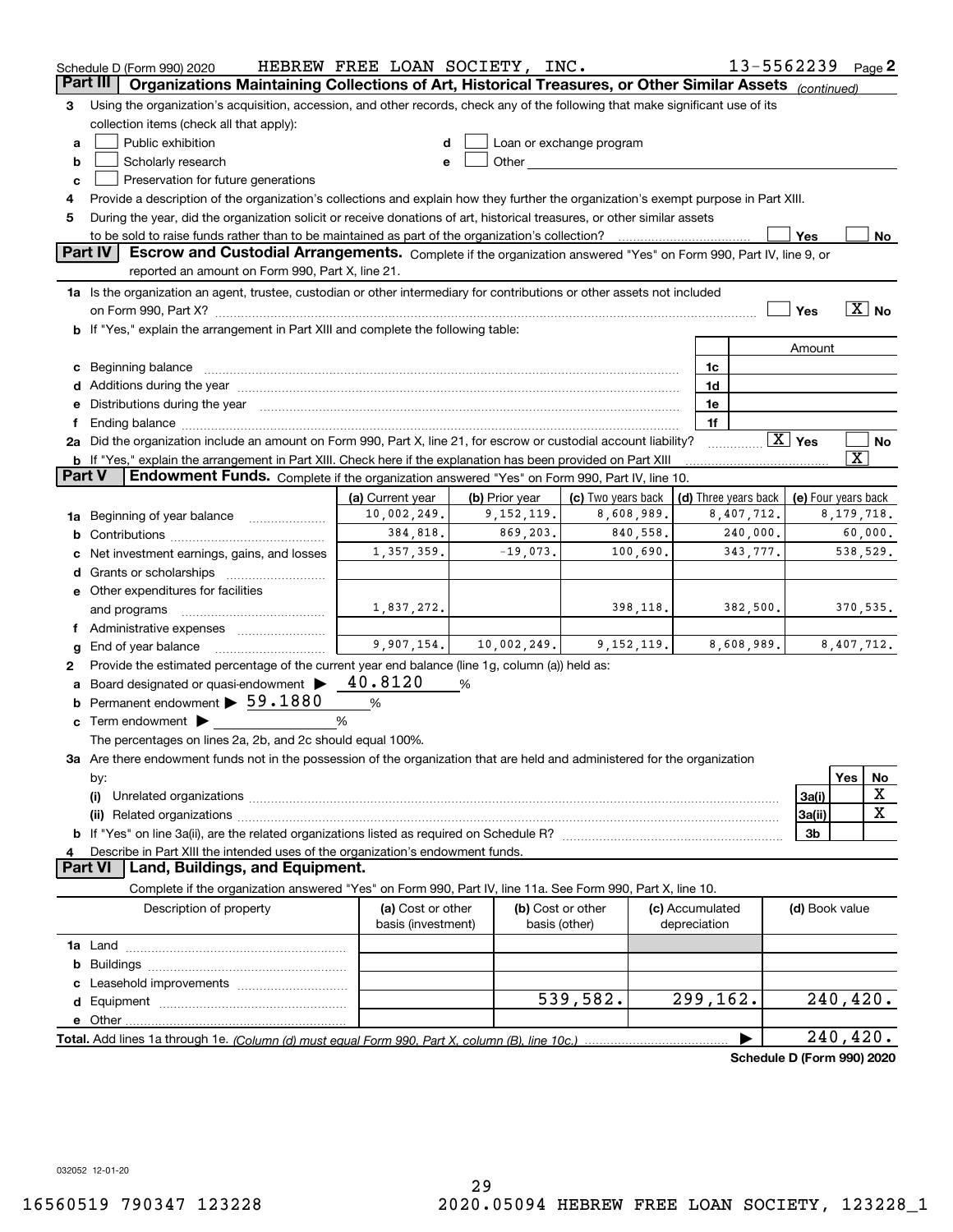Schedule D (Form 990) 2020 HEBREW FREE LOAN SOCIETY, INC. 13-5562239 Page 2

## Part III Organizations Maintaining Collections of Art, Historical Treasures, or Other Similar Assets *(continued)*

3 Using the organization's acquisition, accession, and other records, check any of the following that make significant use of its collection items (check all that apply):

a [ ] Public exhibition
b [ ] Scholarly research
c [ ] Preservation for future generations
d [ ] Loan or exchange program
e [ ] Other

4 Provide a description of the organization's collections and explain how they further the organization's exempt purpose in Part XIII.

5 During the year, did the organization solicit or receive donations of art, historical treasures, or other similar assets to be sold to raise funds rather than to be maintained as part of the organization's collection? [ ] Yes [ ] No

## Part IV Escrow and Custodial Arrangements.

Complete if the organization answered "Yes" on Form 990, Part IV, line 9, or reported an amount on Form 990, Part X, line 21.

1a Is the organization an agent, trustee, custodian or other intermediary for contributions or other assets not included on Form 990, Part X? [ ] Yes [X] No

b If "Yes," explain the arrangement in Part XIII and complete the following table:

| | | Amount |
|---|---|---|
| c Beginning balance | 1c | |
| d Additions during the year | 1d | |
| e Distributions during the year | 1e | |
| f Ending balance | 1f | |

2a Did the organization include an amount on Form 990, Part X, line 21, for escrow or custodial account liability? [X] Yes [ ] No

b If "Yes," explain the arrangement in Part XIII. Check here if the explanation has been provided on Part XIII [X]

## Part V Endowment Funds.

Complete if the organization answered "Yes" on Form 990, Part IV, line 10.

| | (a) Current year | (b) Prior year | (c) Two years back | (d) Three years back | (e) Four years back |
|---|---|---|---|---|---|
| 1a Beginning of year balance | 10,002,249. | 9,152,119. | 8,608,989. | 8,407,712. | 8,179,718. |
| b Contributions | 384,818. | 869,203. | 840,558. | 240,000. | 60,000. |
| c Net investment earnings, gains, and losses | 1,357,359. | -19,073. | 100,690. | 343,777. | 538,529. |
| d Grants or scholarships | | | | | |
| e Other expenditures for facilities and programs | 1,837,272. | | 398,118. | 382,500. | 370,535. |
| f Administrative expenses | | | | | |
| g End of year balance | 9,907,154. | 10,002,249. | 9,152,119. | 8,608,989. | 8,407,712. |

2 Provide the estimated percentage of the current year end balance (line 1g, column (a)) held as:

a Board designated or quasi-endowment ▶ 40.8120 %

b Permanent endowment ▶ 59.1880 %

c Term endowment ▶ %

The percentages on lines 2a, 2b, and 2c should equal 100%.

3a Are there endowment funds not in the possession of the organization that are held and administered for the organization by:

| | | Yes | No |
|---|---|---|---|
| (i) Unrelated organizations | 3a(i) | | X |
| (ii) Related organizations | 3a(ii) | | X |
| b If "Yes" on line 3a(ii), are the related organizations listed as required on Schedule R? | 3b | | |

4 Describe in Part XIII the intended uses of the organization's endowment funds.

## Part VI Land, Buildings, and Equipment.

Complete if the organization answered "Yes" on Form 990, Part IV, line 11a. See Form 990, Part X, line 10.

| Description of property | (a) Cost or other basis (investment) | (b) Cost or other basis (other) | (c) Accumulated depreciation | (d) Book value |
|---|---|---|---|---|
| 1a Land | | | | |
| b Buildings | | | | |
| c Leasehold improvements | | | | |
| d Equipment | | 539,582. | 299,162. | 240,420. |
| e Other | | | | |
| **Total.** Add lines 1a through 1e. *(Column (d) must equal Form 990, Part X, column (B), line 10c.)* | | | ▶ | 240,420. |

**Schedule D (Form 990) 2020**

032052 12-01-20

16560519 790347 123228 2020.05094 HEBREW FREE LOAN SOCIETY, 123228_1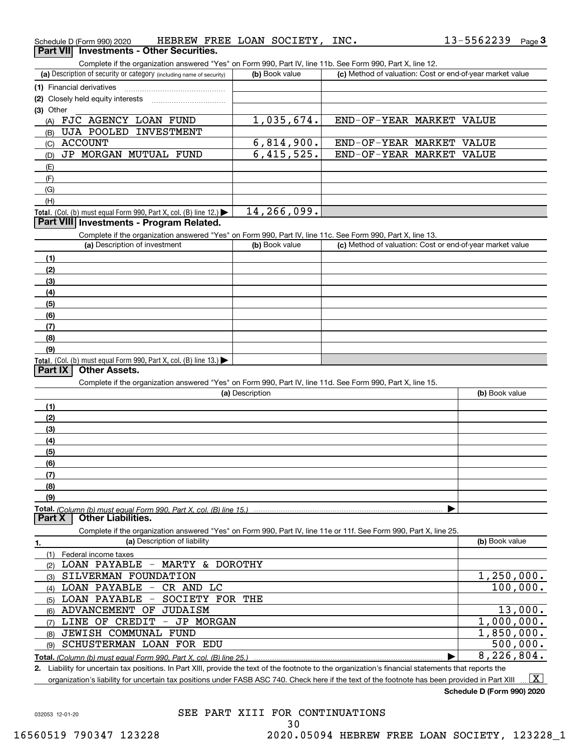Schedule D (Form 990) 2020 HEBREW FREE LOAN SOCIETY, INC. 13-5562239 Page 3

## Part VII Investments - Other Securities.

Complete if the organization answered "Yes" on Form 990, Part IV, line 11b. See Form 990, Part X, line 12.

| (a) Description of security or category (including name of security) | (b) Book value | (c) Method of valuation: Cost or end-of-year market value |
|---|---|---|
| (1) Financial derivatives | | |
| (2) Closely held equity interests | | |
| (3) Other | | |
| (A) FJC AGENCY LOAN FUND | 1,035,674. | END-OF-YEAR MARKET VALUE |
| (B) UJA POOLED INVESTMENT | | |
| (C) ACCOUNT | 6,814,900. | END-OF-YEAR MARKET VALUE |
| (D) JP MORGAN MUTUAL FUND | 6,415,525. | END-OF-YEAR MARKET VALUE |
| (E) | | |
| (F) | | |
| (G) | | |
| (H) | | |
| Total. (Col. (b) must equal Form 990, Part X, col. (B) line 12.) | 14,266,099. | |

## Part VIII Investments - Program Related.

Complete if the organization answered "Yes" on Form 990, Part IV, line 11c. See Form 990, Part X, line 13.

| (a) Description of investment | (b) Book value | (c) Method of valuation: Cost or end-of-year market value |
|---|---|---|
| (1) | | |
| (2) | | |
| (3) | | |
| (4) | | |
| (5) | | |
| (6) | | |
| (7) | | |
| (8) | | |
| (9) | | |
| Total. (Col. (b) must equal Form 990, Part X, col. (B) line 13.) | | |

## Part IX Other Assets.

Complete if the organization answered "Yes" on Form 990, Part IV, line 11d. See Form 990, Part X, line 15.

| (a) Description | (b) Book value |
|---|---|
| (1) | |
| (2) | |
| (3) | |
| (4) | |
| (5) | |
| (6) | |
| (7) | |
| (8) | |
| (9) | |
| Total. (Column (b) must equal Form 990, Part X, col. (B) line 15.) | |

## Part X Other Liabilities.

Complete if the organization answered "Yes" on Form 990, Part IV, line 11e or 11f. See Form 990, Part X, line 25.

| 1. (a) Description of liability | (b) Book value |
|---|---|
| (1) Federal income taxes | |
| (2) LOAN PAYABLE - MARTY & DOROTHY | |
| (3) SILVERMAN FOUNDATION | 1,250,000. |
| (4) LOAN PAYABLE - CR AND LC | 100,000. |
| (5) LOAN PAYABLE - SOCIETY FOR THE | |
| (6) ADVANCEMENT OF JUDAISM | 13,000. |
| (7) LINE OF CREDIT - JP MORGAN | 1,000,000. |
| (8) JEWISH COMMUNAL FUND | 1,850,000. |
| (9) SCHUSTERMAN LOAN FOR EDU | 500,000. |
| Total. (Column (b) must equal Form 990, Part X, col. (B) line 25.) | 8,226,804. |

2. Liability for uncertain tax positions. In Part XIII, provide the text of the footnote to the organization's financial statements that reports the organization's liability for uncertain tax positions under FASB ASC 740. Check here if the text of the footnote has been provided in Part XIII [X]

Schedule D (Form 990) 2020

SEE PART XIII FOR CONTINUATIONS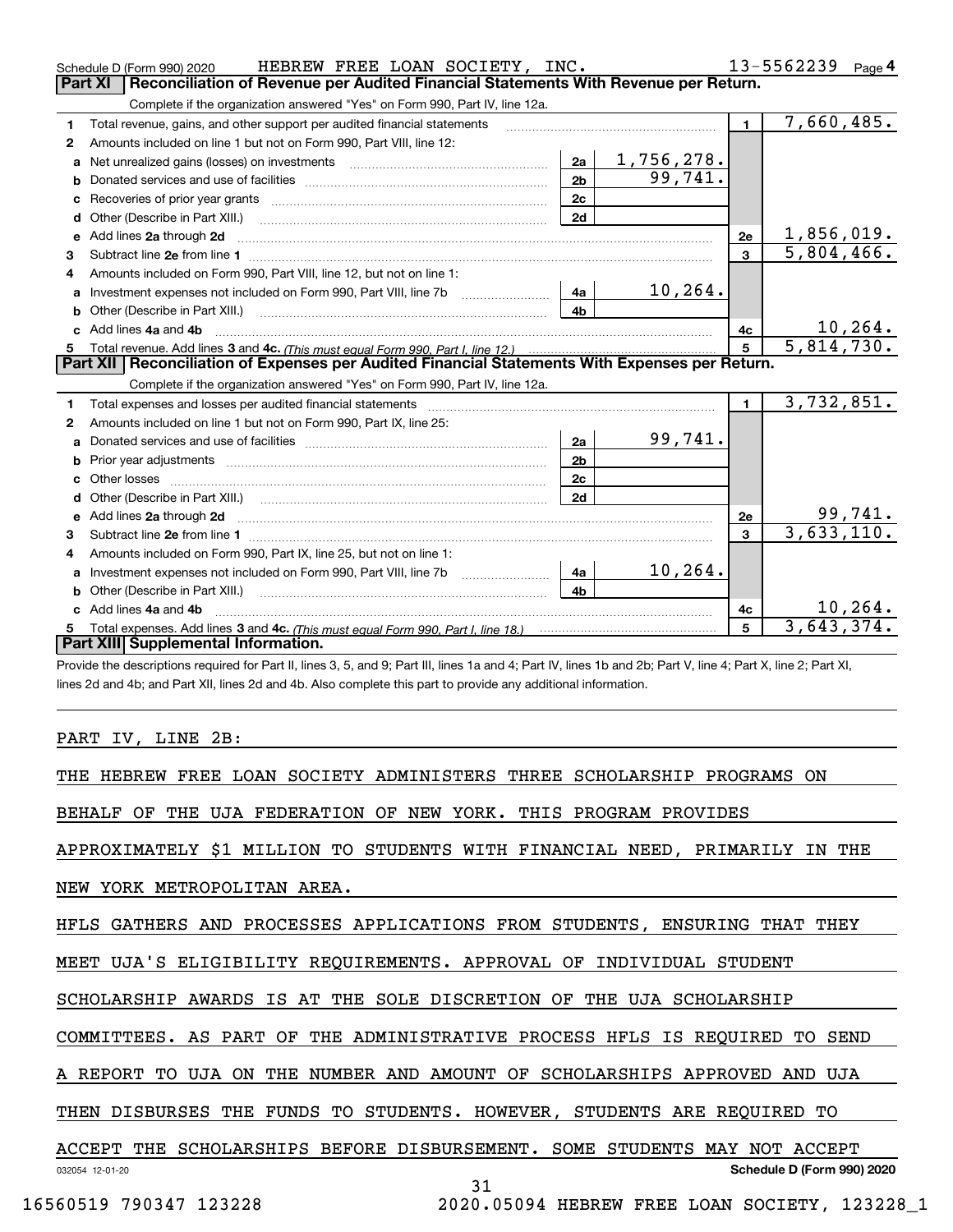Schedule D (Form 990) 2020 HEBREW FREE LOAN SOCIETY, INC. 13-5562239 Page 4

## Part XI Reconciliation of Revenue per Audited Financial Statements With Revenue per Return.

Complete if the organization answered "Yes" on Form 990, Part IV, line 12a.

| | | | | | |
|---|---|---|---|---|---|
| 1 | Total revenue, gains, and other support per audited financial statements | | | 1 | 7,660,485. |
| 2 | Amounts included on line 1 but not on Form 990, Part VIII, line 12: | | | | |
| a | Net unrealized gains (losses) on investments | 2a | 1,756,278. | | |
| b | Donated services and use of facilities | 2b | 99,741. | | |
| c | Recoveries of prior year grants | 2c | | | |
| d | Other (Describe in Part XIII.) | 2d | | | |
| e | Add lines 2a through 2d | | | 2e | 1,856,019. |
| 3 | Subtract line 2e from line 1 | | | 3 | 5,804,466. |
| 4 | Amounts included on Form 990, Part VIII, line 12, but not on line 1: | | | | |
| a | Investment expenses not included on Form 990, Part VIII, line 7b | 4a | 10,264. | | |
| b | Other (Describe in Part XIII.) | 4b | | | |
| c | Add lines 4a and 4b | | | 4c | 10,264. |
| 5 | Total revenue. Add lines 3 and 4c. *(This must equal Form 990, Part I, line 12.)* | | | 5 | 5,814,730. |

## Part XII Reconciliation of Expenses per Audited Financial Statements With Expenses per Return.

Complete if the organization answered "Yes" on Form 990, Part IV, line 12a.

| | | | | | |
|---|---|---|---|---|---|
| 1 | Total expenses and losses per audited financial statements | | | 1 | 3,732,851. |
| 2 | Amounts included on line 1 but not on Form 990, Part IX, line 25: | | | | |
| a | Donated services and use of facilities | 2a | 99,741. | | |
| b | Prior year adjustments | 2b | | | |
| c | Other losses | 2c | | | |
| d | Other (Describe in Part XIII.) | 2d | | | |
| e | Add lines 2a through 2d | | | 2e | 99,741. |
| 3 | Subtract line 2e from line 1 | | | 3 | 3,633,110. |
| 4 | Amounts included on Form 990, Part IX, line 25, but not on line 1: | | | | |
| a | Investment expenses not included on Form 990, Part VIII, line 7b | 4a | 10,264. | | |
| b | Other (Describe in Part XIII.) | 4b | | | |
| c | Add lines 4a and 4b | | | 4c | 10,264. |
| 5 | Total expenses. Add lines 3 and 4c. *(This must equal Form 990, Part I, line 18.)* | | | 5 | 3,643,374. |

## Part XIII Supplemental Information.

Provide the descriptions required for Part II, lines 3, 5, and 9; Part III, lines 1a and 4; Part IV, lines 1b and 2b; Part V, line 4; Part X, line 2; Part XI, lines 2d and 4b; and Part XII, lines 2d and 4b. Also complete this part to provide any additional information.

PART IV, LINE 2B:

THE HEBREW FREE LOAN SOCIETY ADMINISTERS THREE SCHOLARSHIP PROGRAMS ON BEHALF OF THE UJA FEDERATION OF NEW YORK. THIS PROGRAM PROVIDES APPROXIMATELY $1 MILLION TO STUDENTS WITH FINANCIAL NEED, PRIMARILY IN THE NEW YORK METROPOLITAN AREA.

HFLS GATHERS AND PROCESSES APPLICATIONS FROM STUDENTS, ENSURING THAT THEY MEET UJA'S ELIGIBILITY REQUIREMENTS. APPROVAL OF INDIVIDUAL STUDENT SCHOLARSHIP AWARDS IS AT THE SOLE DISCRETION OF THE UJA SCHOLARSHIP COMMITTEES. AS PART OF THE ADMINISTRATIVE PROCESS HFLS IS REQUIRED TO SEND A REPORT TO UJA ON THE NUMBER AND AMOUNT OF SCHOLARSHIPS APPROVED AND UJA THEN DISBURSES THE FUNDS TO STUDENTS. HOWEVER, STUDENTS ARE REQUIRED TO ACCEPT THE SCHOLARSHIPS BEFORE DISBURSEMENT. SOME STUDENTS MAY NOT ACCEPT

Schedule D (Form 990) 2020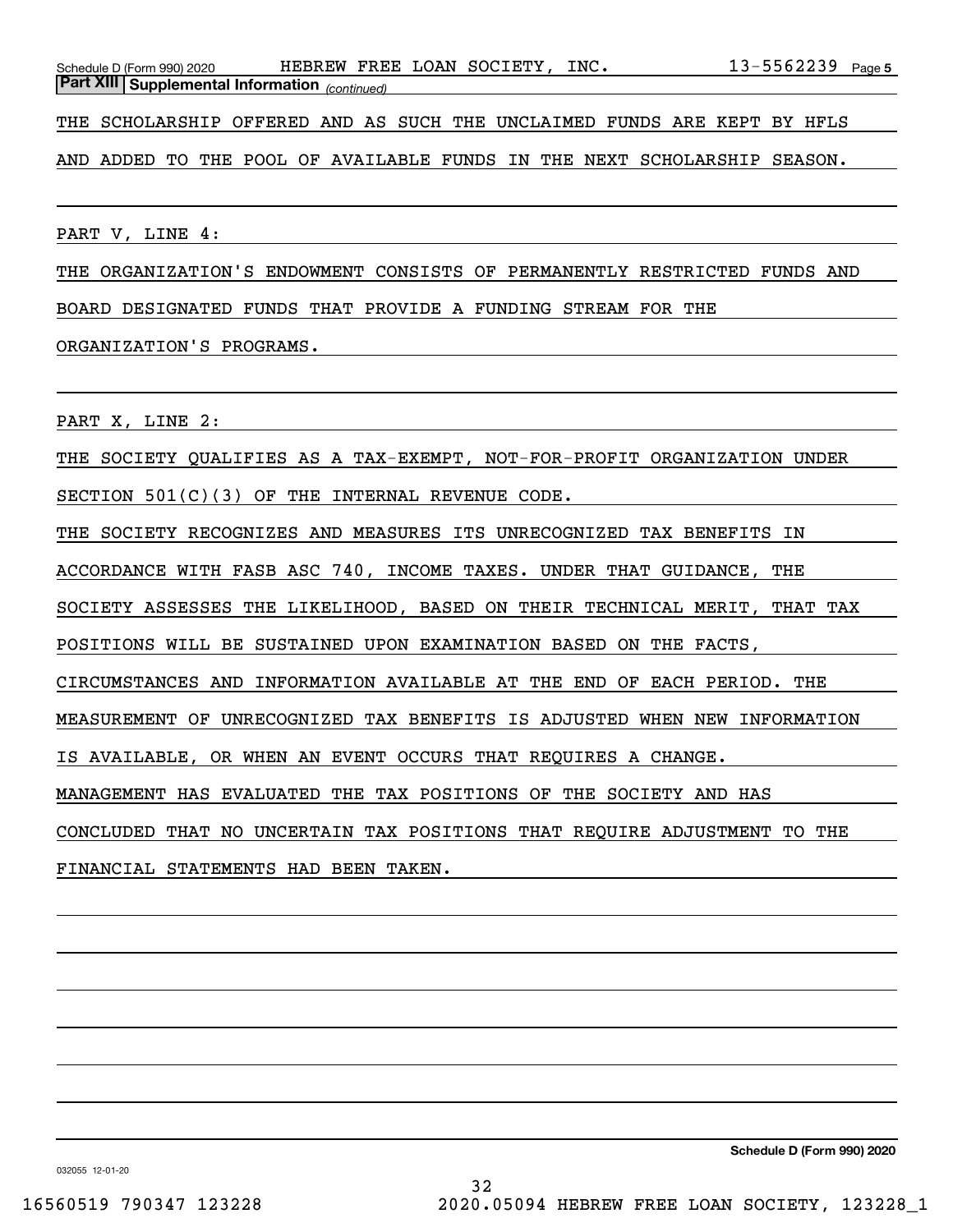**Part XIII Supplemental Information** *(continued)*

THE SCHOLARSHIP OFFERED AND AS SUCH THE UNCLAIMED FUNDS ARE KEPT BY HFLS AND ADDED TO THE POOL OF AVAILABLE FUNDS IN THE NEXT SCHOLARSHIP SEASON.

PART V, LINE 4:

THE ORGANIZATION'S ENDOWMENT CONSISTS OF PERMANENTLY RESTRICTED FUNDS AND BOARD DESIGNATED FUNDS THAT PROVIDE A FUNDING STREAM FOR THE ORGANIZATION'S PROGRAMS.

PART X, LINE 2:

THE SOCIETY QUALIFIES AS A TAX-EXEMPT, NOT-FOR-PROFIT ORGANIZATION UNDER SECTION 501(C)(3) OF THE INTERNAL REVENUE CODE.

THE SOCIETY RECOGNIZES AND MEASURES ITS UNRECOGNIZED TAX BENEFITS IN ACCORDANCE WITH FASB ASC 740, INCOME TAXES. UNDER THAT GUIDANCE, THE SOCIETY ASSESSES THE LIKELIHOOD, BASED ON THEIR TECHNICAL MERIT, THAT TAX POSITIONS WILL BE SUSTAINED UPON EXAMINATION BASED ON THE FACTS, CIRCUMSTANCES AND INFORMATION AVAILABLE AT THE END OF EACH PERIOD. THE MEASUREMENT OF UNRECOGNIZED TAX BENEFITS IS ADJUSTED WHEN NEW INFORMATION IS AVAILABLE, OR WHEN AN EVENT OCCURS THAT REQUIRES A CHANGE.

MANAGEMENT HAS EVALUATED THE TAX POSITIONS OF THE SOCIETY AND HAS CONCLUDED THAT NO UNCERTAIN TAX POSITIONS THAT REQUIRE ADJUSTMENT TO THE FINANCIAL STATEMENTS HAD BEEN TAKEN.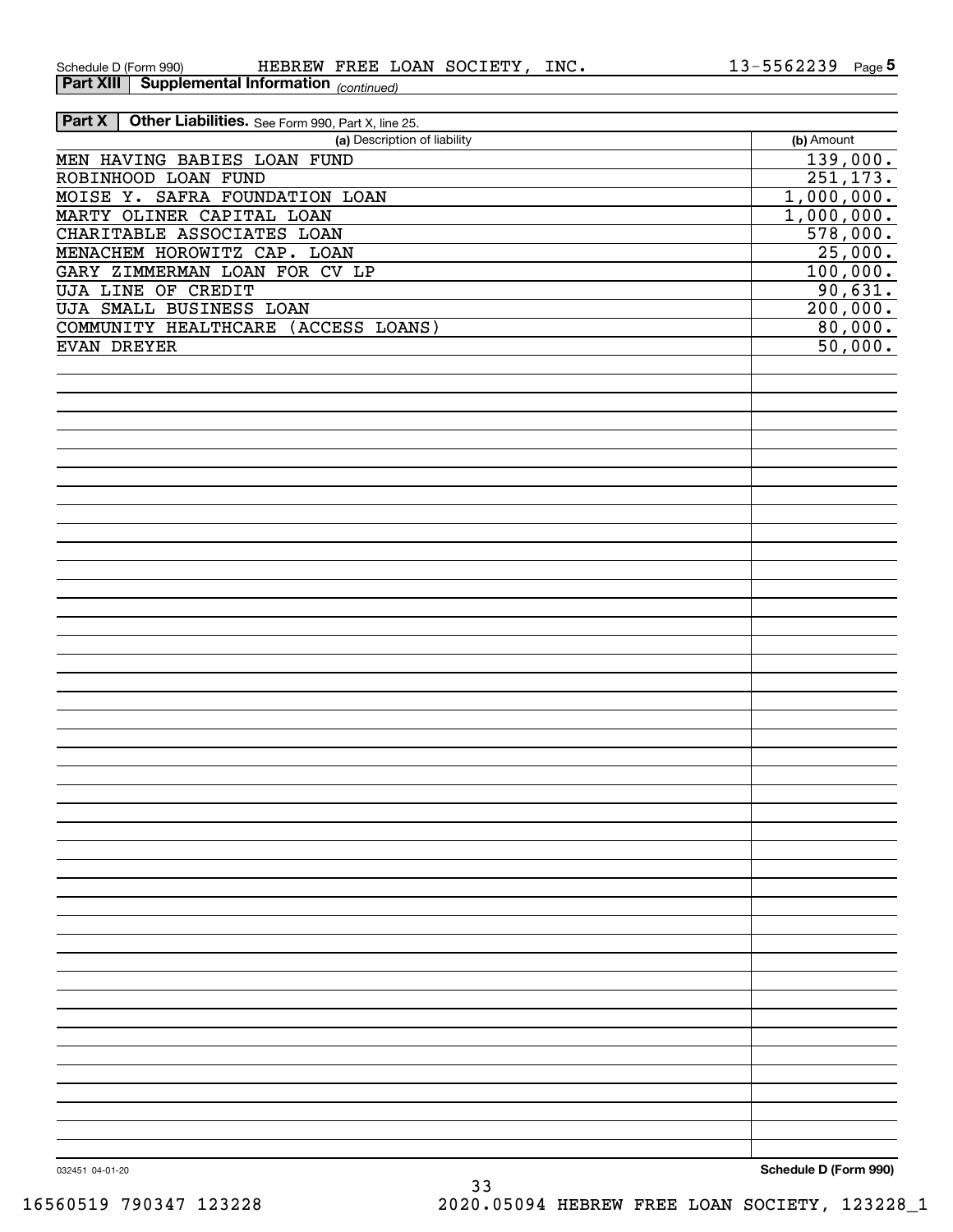Schedule D (Form 990) HEBREW FREE LOAN SOCIETY, INC. 13-5562239 Page 5

**Part XIII Supplemental Information** *(continued)*

**Part X Other Liabilities.** See Form 990, Part X, line 25.

| (a) Description of liability | (b) Amount |
|---|---|
| MEN HAVING BABIES LOAN FUND | 139,000. |
| ROBINHOOD LOAN FUND | 251,173. |
| MOISE Y. SAFRA FOUNDATION LOAN | 1,000,000. |
| MARTY OLINER CAPITAL LOAN | 1,000,000. |
| CHARITABLE ASSOCIATES LOAN | 578,000. |
| MENACHEM HOROWITZ CAP. LOAN | 25,000. |
| GARY ZIMMERMAN LOAN FOR CV LP | 100,000. |
| UJA LINE OF CREDIT | 90,631. |
| UJA SMALL BUSINESS LOAN | 200,000. |
| COMMUNITY HEALTHCARE (ACCESS LOANS) | 80,000. |
| EVAN DREYER | 50,000. |

032451 04-01-20 **Schedule D (Form 990)**

16560519 790347 123228 2020.05094 HEBREW FREE LOAN SOCIETY, 123228_1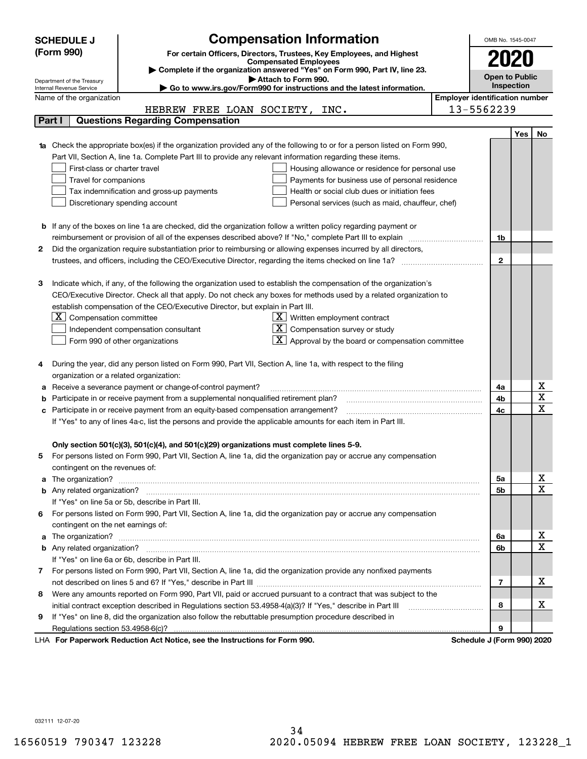# SCHEDULE J (Form 990)

## Compensation Information

**For certain Officers, Directors, Trustees, Key Employees, and Highest Compensated Employees**

▶ Complete if the organization answered "Yes" on Form 990, Part IV, line 23.

▶ Attach to Form 990.

▶ Go to www.irs.gov/Form990 for instructions and the latest information.

OMB No. 1545-0047

**2020**

**Open to Public Inspection**

Department of the Treasury
Internal Revenue Service

Name of the organization: HEBREW FREE LOAN SOCIETY, INC.

Employer identification number: 13-5562239

### Part I — Questions Regarding Compensation

| | | | Yes | No |
|---|---|---|---|---|
| **1a** | Check the appropriate box(es) if the organization provided any of the following to or for a person listed on Form 990, Part VII, Section A, line 1a. Complete Part III to provide any relevant information regarding these items.<br>☐ First-class or charter travel ☐ Housing allowance or residence for personal use<br>☐ Travel for companions ☐ Payments for business use of personal residence<br>☐ Tax indemnification and gross-up payments ☐ Health or social club dues or initiation fees<br>☐ Discretionary spending account ☐ Personal services (such as maid, chauffeur, chef) | | | |
| **b** | If any of the boxes on line 1a are checked, did the organization follow a written policy regarding payment or reimbursement or provision of all of the expenses described above? If "No," complete Part III to explain | 1b | | |
| **2** | Did the organization require substantiation prior to reimbursing or allowing expenses incurred by all directors, trustees, and officers, including the CEO/Executive Director, regarding the items checked on line 1a? | 2 | | |
| **3** | Indicate which, if any, of the following the organization used to establish the compensation of the organization's CEO/Executive Director. Check all that apply. Do not check any boxes for methods used by a related organization to establish compensation of the CEO/Executive Director, but explain in Part III.<br>☒ Compensation committee ☒ Written employment contract<br>☐ Independent compensation consultant ☒ Compensation survey or study<br>☐ Form 990 of other organizations ☒ Approval by the board or compensation committee | | | |
| **4** | During the year, did any person listed on Form 990, Part VII, Section A, line 1a, with respect to the filing organization or a related organization: | | | |
| **a** | Receive a severance payment or change-of-control payment? | 4a | | X |
| **b** | Participate in or receive payment from a supplemental nonqualified retirement plan? | 4b | | X |
| **c** | Participate in or receive payment from an equity-based compensation arrangement? | 4c | | X |
| | If "Yes" to any of lines 4a-c, list the persons and provide the applicable amounts for each item in Part III. | | | |
| | **Only section 501(c)(3), 501(c)(4), and 501(c)(29) organizations must complete lines 5-9.** | | | |
| **5** | For persons listed on Form 990, Part VII, Section A, line 1a, did the organization pay or accrue any compensation contingent on the revenues of: | | | |
| **a** | The organization? | 5a | | X |
| **b** | Any related organization? | 5b | | X |
| | If "Yes" on line 5a or 5b, describe in Part III. | | | |
| **6** | For persons listed on Form 990, Part VII, Section A, line 1a, did the organization pay or accrue any compensation contingent on the net earnings of: | | | |
| **a** | The organization? | 6a | | X |
| **b** | Any related organization? | 6b | | X |
| | If "Yes" on line 6a or 6b, describe in Part III. | | | |
| **7** | For persons listed on Form 990, Part VII, Section A, line 1a, did the organization provide any nonfixed payments not described on lines 5 and 6? If "Yes," describe in Part III | 7 | | X |
| **8** | Were any amounts reported on Form 990, Part VII, paid or accrued pursuant to a contract that was subject to the initial contract exception described in Regulations section 53.4958-4(a)(3)? If "Yes," describe in Part III | 8 | | X |
| **9** | If "Yes" on line 8, did the organization also follow the rebuttable presumption procedure described in Regulations section 53.4958-6(c)? | 9 | | |

LHA **For Paperwork Reduction Act Notice, see the Instructions for Form 990.** **Schedule J (Form 990) 2020**

032111 12-07-20

16560519 790347 123228 2020.05094 HEBREW FREE LOAN SOCIETY, 123228_1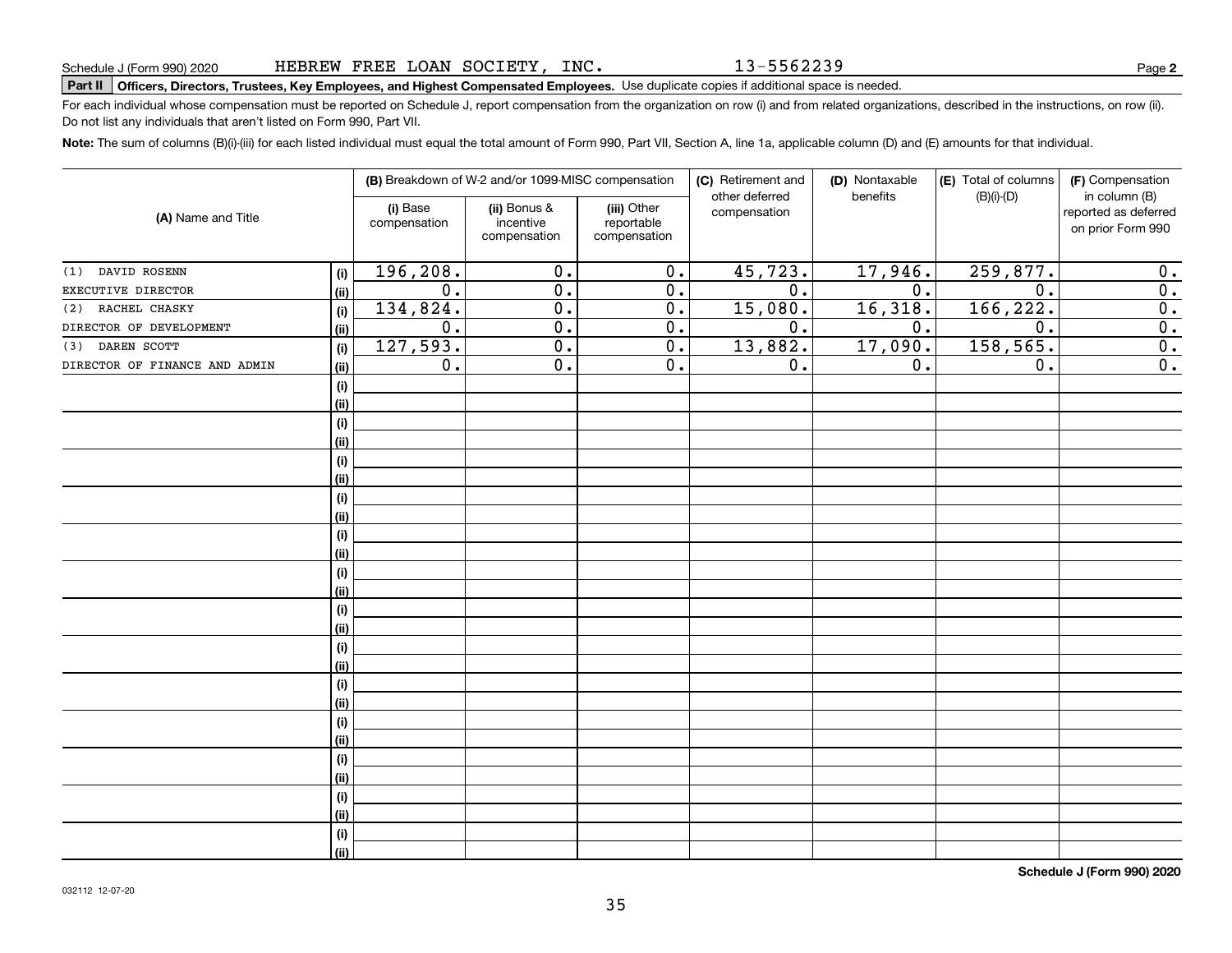Schedule J (Form 990) 2020 HEBREW FREE LOAN SOCIETY, INC. 13-5562239

**Part II** **Officers, Directors, Trustees, Key Employees, and Highest Compensated Employees.** Use duplicate copies if additional space is needed.

For each individual whose compensation must be reported on Schedule J, report compensation from the organization on row (i) and from related organizations, described in the instructions, on row (ii). Do not list any individuals that aren't listed on Form 990, Part VII.

**Note:** The sum of columns (B)(i)-(iii) for each listed individual must equal the total amount of Form 990, Part VII, Section A, line 1a, applicable column (D) and (E) amounts for that individual.

| (A) Name and Title | | (B) Breakdown of W-2 and/or 1099-MISC compensation | | | (C) Retirement and other deferred compensation | (D) Nontaxable benefits | (E) Total of columns (B)(i)-(D) | (F) Compensation in column (B) reported as deferred on prior Form 990 |
|---|---|---|---|---|---|---|---|---|
| | | (i) Base compensation | (ii) Bonus & incentive compensation | (iii) Other reportable compensation | | | | |
| (1) DAVID ROSENN | (i) | 196,208. | 0. | 0. | 45,723. | 17,946. | 259,877. | 0. |
| EXECUTIVE DIRECTOR | (ii) | 0. | 0. | 0. | 0. | 0. | 0. | 0. |
| (2) RACHEL CHASKY | (i) | 134,824. | 0. | 0. | 15,080. | 16,318. | 166,222. | 0. |
| DIRECTOR OF DEVELOPMENT | (ii) | 0. | 0. | 0. | 0. | 0. | 0. | 0. |
| (3) DAREN SCOTT | (i) | 127,593. | 0. | 0. | 13,882. | 17,090. | 158,565. | 0. |
| DIRECTOR OF FINANCE AND ADMIN | (ii) | 0. | 0. | 0. | 0. | 0. | 0. | 0. |

**Schedule J (Form 990) 2020**

032112 12-07-20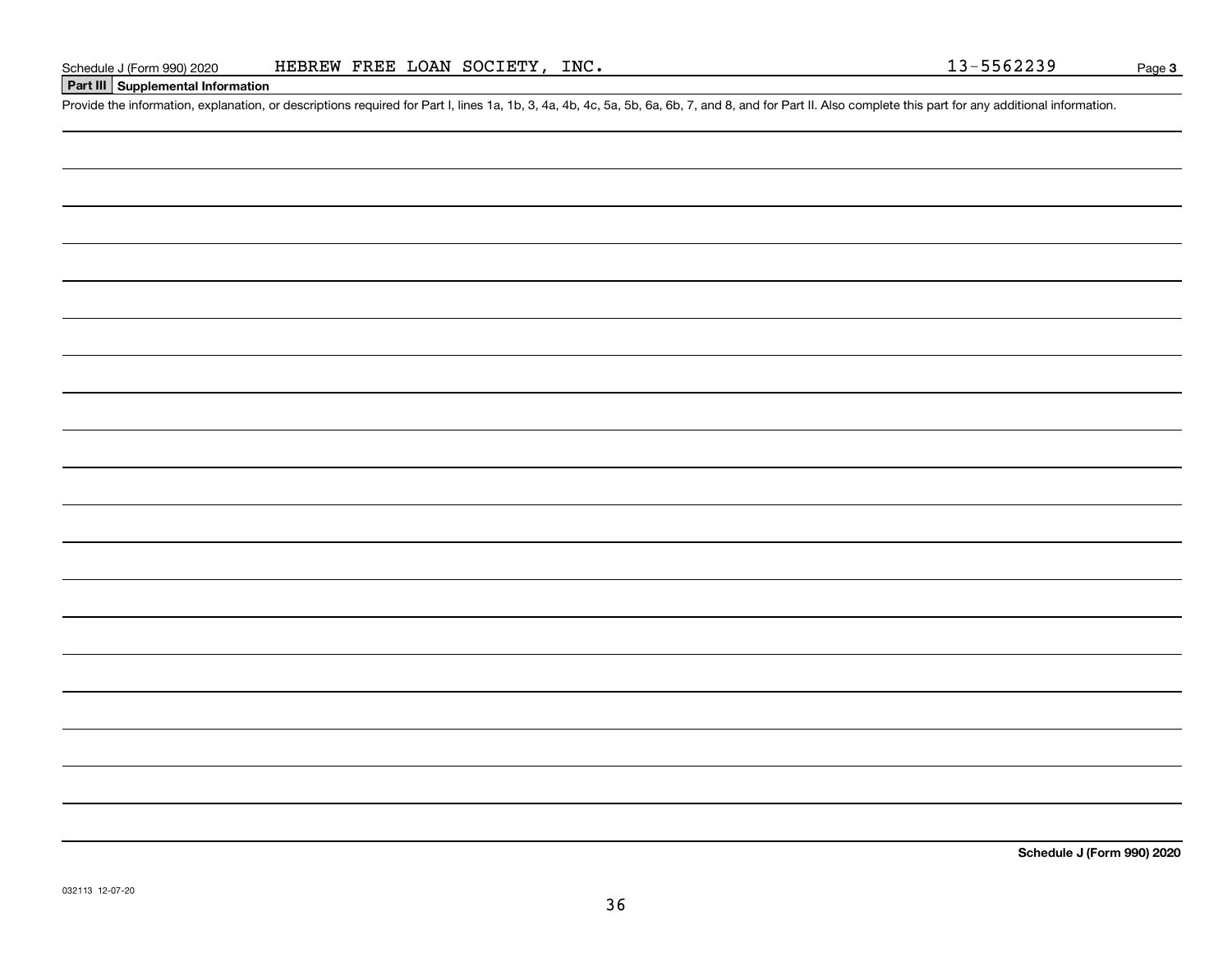Schedule J (Form 990) 2020 HEBREW FREE LOAN SOCIETY, INC. 13-5562239 Page **3**

**Part III Supplemental Information**

Provide the information, explanation, or descriptions required for Part I, lines 1a, 1b, 3, 4a, 4b, 4c, 5a, 5b, 6a, 6b, 7, and 8, and for Part II. Also complete this part for any additional information.

**Schedule J (Form 990) 2020**

032113 12-07-20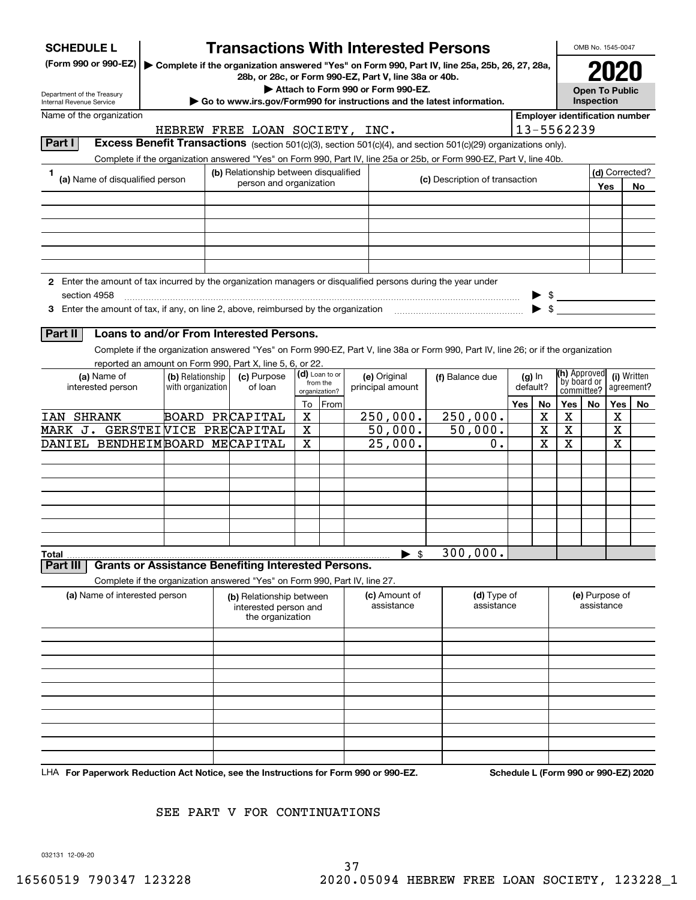**SCHEDULE L**
**(Form 990 or 990-EZ)**

Department of the Treasury
Internal Revenue Service

# Transactions With Interested Persons

▶ Complete if the organization answered "Yes" on Form 990, Part IV, line 25a, 25b, 26, 27, 28a, 28b, or 28c, or Form 990-EZ, Part V, line 38a or 40b.
▶ Attach to Form 990 or Form 990-EZ.
▶ Go to www.irs.gov/Form990 for instructions and the latest information.

OMB No. 1545-0047

**2020**

**Open To Public Inspection**

Name of the organization: HEBREW FREE LOAN SOCIETY, INC.

Employer identification number: 13-5562239

## Part I Excess Benefit Transactions (section 501(c)(3), section 501(c)(4), and section 501(c)(29) organizations only).

Complete if the organization answered "Yes" on Form 990, Part IV, line 25a or 25b, or Form 990-EZ, Part V, line 40b.

| 1 (a) Name of disqualified person | (b) Relationship between disqualified person and organization | (c) Description of transaction | (d) Corrected? Yes | No |
|---|---|---|---|---|
| | | | | |
| | | | | |
| | | | | |
| | | | | |
| | | | | |
| | | | | |

2 Enter the amount of tax incurred by the organization managers or disqualified persons during the year under section 4958 ▶ $

3 Enter the amount of tax, if any, on line 2, above, reimbursed by the organization ▶ $

## Part II Loans to and/or From Interested Persons.

Complete if the organization answered "Yes" on Form 990-EZ, Part V, line 38a or Form 990, Part IV, line 26; or if the organization reported an amount on Form 990, Part X, line 5, 6, or 22.

| (a) Name of interested person | (b) Relationship with organization | (c) Purpose of loan | (d) Loan to or from the organization? To | From | (e) Original principal amount | (f) Balance due | (g) In default? Yes | No | (h) Approved by board or committee? Yes | No | (i) Written agreement? Yes | No |
|---|---|---|---|---|---|---|---|---|---|---|---|---|
| IAN SHRANK | BOARD PR | CAPITAL | X | | 250,000. | 250,000. | | X | X | | X | |
| MARK J. GERSTEI | VICE PRE | CAPITAL | X | | 50,000. | 50,000. | | X | X | | X | |
| DANIEL BENDHEIM | BOARD ME | CAPITAL | X | | 25,000. | 0. | | X | X | | X | |
| | | | | | | | | | | | | |
| | | | | | | | | | | | | |
| | | | | | | | | | | | | |
| | | | | | | | | | | | | |
| | | | | | | | | | | | | |
| | | | | | | | | | | | | |
| Total | | | | | ▶ $ | 300,000. | | | | | | |

## Part III Grants or Assistance Benefiting Interested Persons.

Complete if the organization answered "Yes" on Form 990, Part IV, line 27.

| (a) Name of interested person | (b) Relationship between interested person and the organization | (c) Amount of assistance | (d) Type of assistance | (e) Purpose of assistance |
|---|---|---|---|---|
| | | | | |
| | | | | |
| | | | | |
| | | | | |
| | | | | |
| | | | | |
| | | | | |
| | | | | |
| | | | | |
| | | | | |

LHA **For Paperwork Reduction Act Notice, see the Instructions for Form 990 or 990-EZ.** **Schedule L (Form 990 or 990-EZ) 2020**

SEE PART V FOR CONTINUATIONS

032131 12-09-20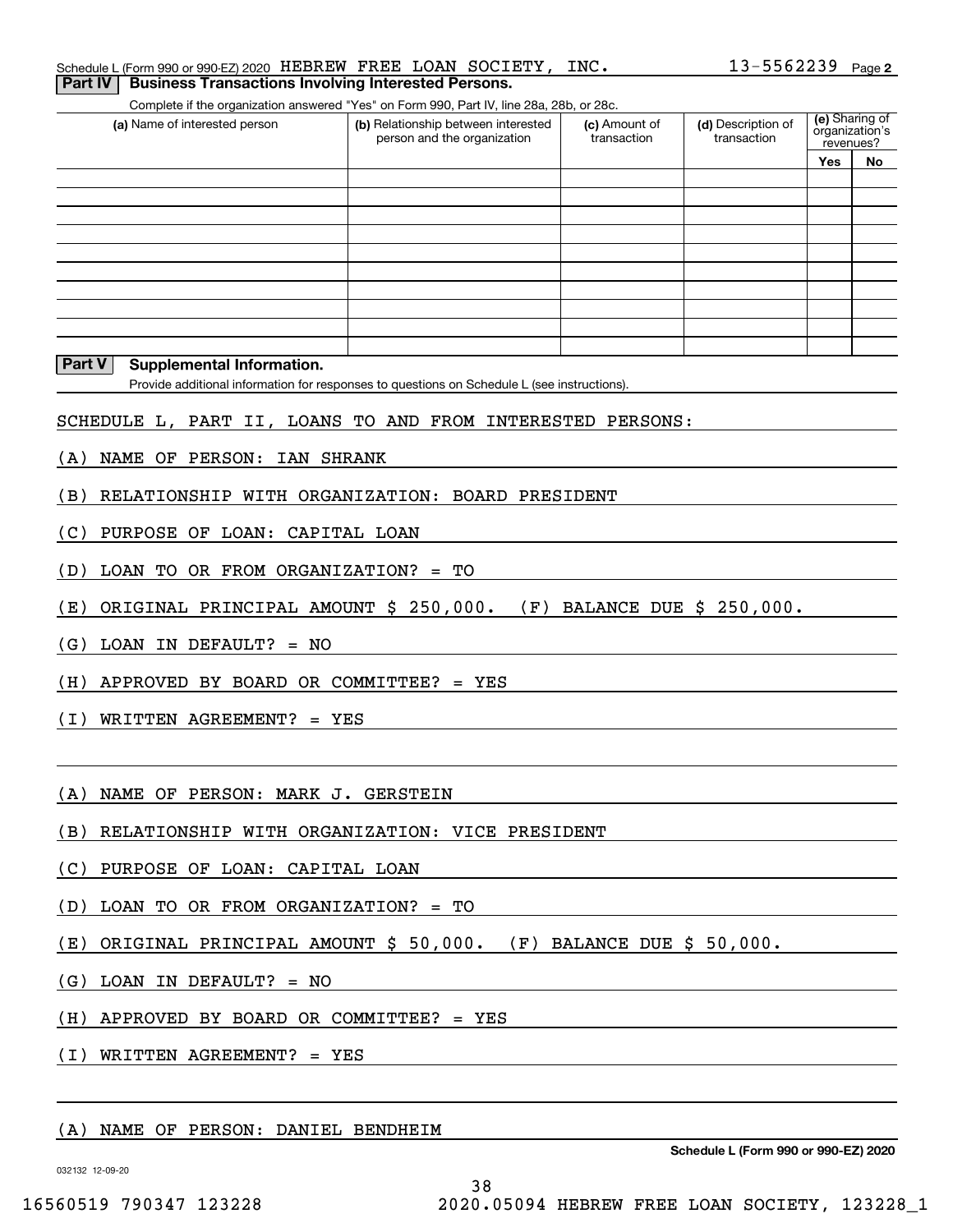Schedule L (Form 990 or 990-EZ) 2020 HEBREW FREE LOAN SOCIETY, INC. 13-5562239 Page 2

## Part IV Business Transactions Involving Interested Persons.

Complete if the organization answered "Yes" on Form 990, Part IV, line 28a, 28b, or 28c.

| (a) Name of interested person | (b) Relationship between interested person and the organization | (c) Amount of transaction | (d) Description of transaction | (e) Sharing of organization's revenues? | |
|---|---|---|---|---|---|
| | | | | Yes | No |
| | | | | | |
| | | | | | |
| | | | | | |
| | | | | | |
| | | | | | |
| | | | | | |
| | | | | | |
| | | | | | |
| | | | | | |
| | | | | | |

## Part V Supplemental Information.

Provide additional information for responses to questions on Schedule L (see instructions).

SCHEDULE L, PART II, LOANS TO AND FROM INTERESTED PERSONS:

(A) NAME OF PERSON: IAN SHRANK

(B) RELATIONSHIP WITH ORGANIZATION: BOARD PRESIDENT

(C) PURPOSE OF LOAN: CAPITAL LOAN

(D) LOAN TO OR FROM ORGANIZATION? = TO

(E) ORIGINAL PRINCIPAL AMOUNT $ 250,000. (F) BALANCE DUE $ 250,000.

(G) LOAN IN DEFAULT? = NO

(H) APPROVED BY BOARD OR COMMITTEE? = YES

(I) WRITTEN AGREEMENT? = YES

(A) NAME OF PERSON: MARK J. GERSTEIN

(B) RELATIONSHIP WITH ORGANIZATION: VICE PRESIDENT

(C) PURPOSE OF LOAN: CAPITAL LOAN

(D) LOAN TO OR FROM ORGANIZATION? = TO

(E) ORIGINAL PRINCIPAL AMOUNT $ 50,000. (F) BALANCE DUE $ 50,000.

(G) LOAN IN DEFAULT? = NO

(H) APPROVED BY BOARD OR COMMITTEE? = YES

(I) WRITTEN AGREEMENT? = YES

(A) NAME OF PERSON: DANIEL BENDHEIM

Schedule L (Form 990 or 990-EZ) 2020

032132 12-09-20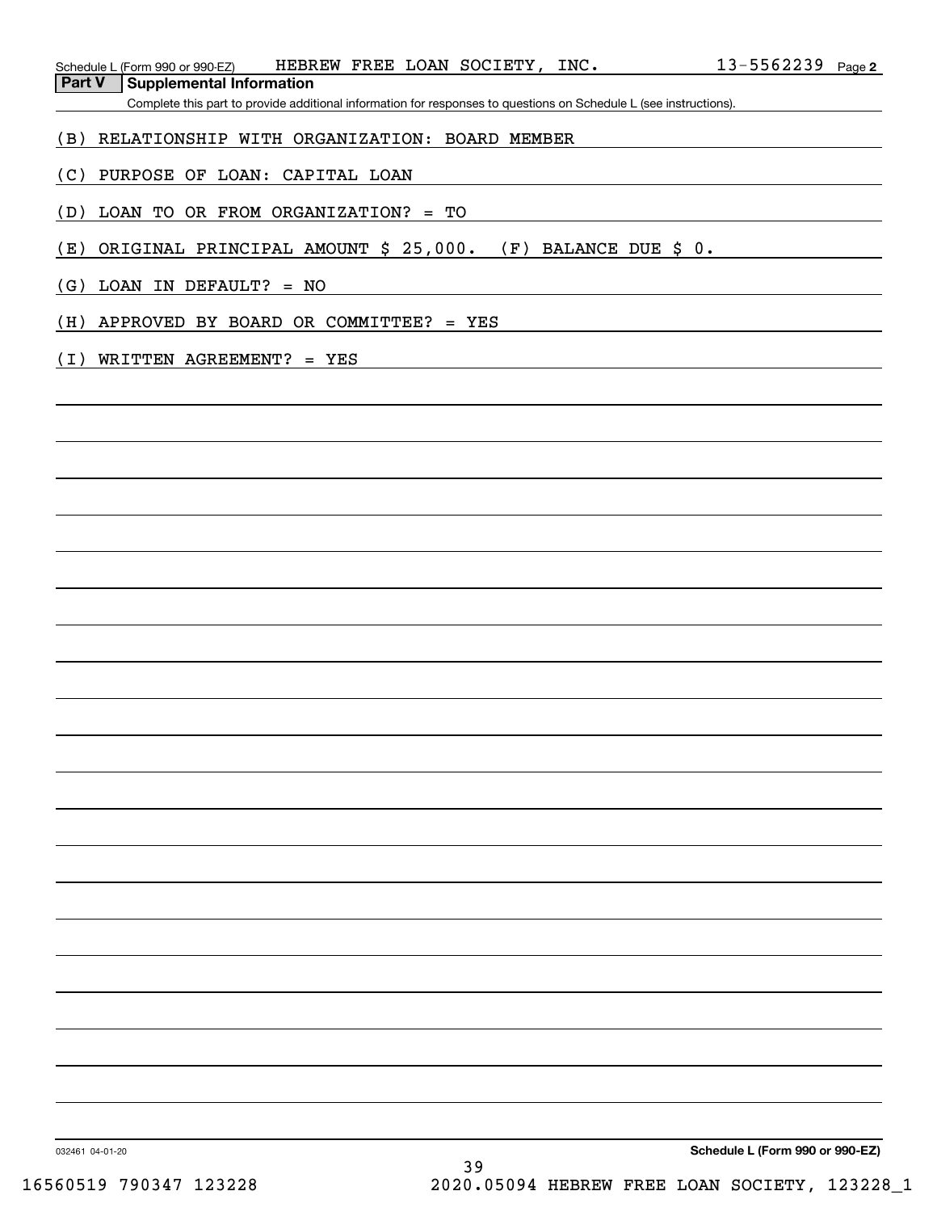Schedule L (Form 990 or 990-EZ) HEBREW FREE LOAN SOCIETY, INC. 13-5562239 Page 2

**Part V Supplemental Information**

Complete this part to provide additional information for responses to questions on Schedule L (see instructions).

(B) RELATIONSHIP WITH ORGANIZATION: BOARD MEMBER

(C) PURPOSE OF LOAN: CAPITAL LOAN

(D) LOAN TO OR FROM ORGANIZATION? = TO

(E) ORIGINAL PRINCIPAL AMOUNT $ 25,000. (F) BALANCE DUE $ 0.

(G) LOAN IN DEFAULT? = NO

(H) APPROVED BY BOARD OR COMMITTEE? = YES

(I) WRITTEN AGREEMENT? = YES

032461 04-01-20 Schedule L (Form 990 or 990-EZ)

16560519 790347 123228 2020.05094 HEBREW FREE LOAN SOCIETY, 123228_1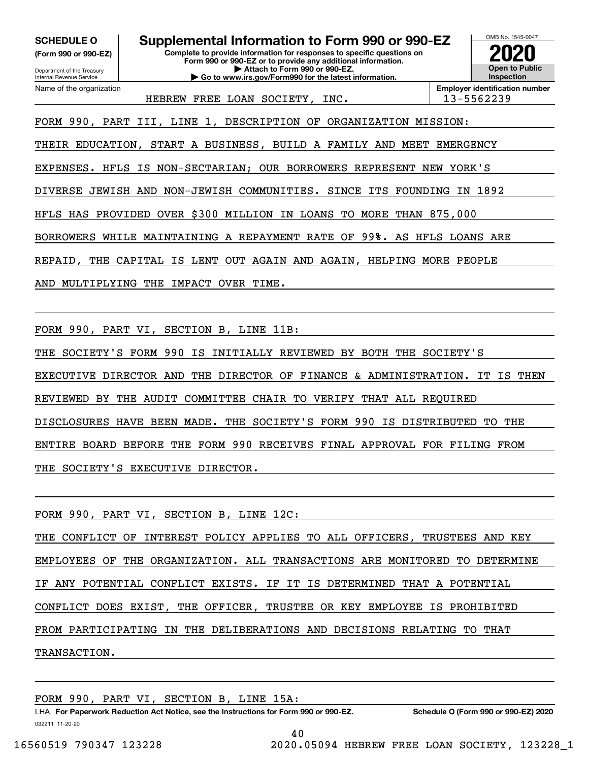**SCHEDULE O**
**(Form 990 or 990-EZ)**

Department of the Treasury
Internal Revenue Service

# Supplemental Information to Form 990 or 990-EZ

**Complete to provide information for responses to specific questions on Form 990 or 990-EZ or to provide any additional information.**
**▶ Attach to Form 990 or 990-EZ.**
**▶ Go to www.irs.gov/Form990 for the latest information.**

OMB No. 1545-0047

**2020**

**Open to Public Inspection**

| Name of the organization | Employer identification number |
|---|---|
| HEBREW FREE LOAN SOCIETY, INC. | 13-5562239 |

FORM 990, PART III, LINE 1, DESCRIPTION OF ORGANIZATION MISSION:

THEIR EDUCATION, START A BUSINESS, BUILD A FAMILY AND MEET EMERGENCY EXPENSES. HFLS IS NON-SECTARIAN; OUR BORROWERS REPRESENT NEW YORK'S DIVERSE JEWISH AND NON-JEWISH COMMUNITIES. SINCE ITS FOUNDING IN 1892 HFLS HAS PROVIDED OVER $300 MILLION IN LOANS TO MORE THAN 875,000 BORROWERS WHILE MAINTAINING A REPAYMENT RATE OF 99%. AS HFLS LOANS ARE REPAID, THE CAPITAL IS LENT OUT AGAIN AND AGAIN, HELPING MORE PEOPLE AND MULTIPLYING THE IMPACT OVER TIME.

FORM 990, PART VI, SECTION B, LINE 11B:

THE SOCIETY'S FORM 990 IS INITIALLY REVIEWED BY BOTH THE SOCIETY'S EXECUTIVE DIRECTOR AND THE DIRECTOR OF FINANCE & ADMINISTRATION. IT IS THEN REVIEWED BY THE AUDIT COMMITTEE CHAIR TO VERIFY THAT ALL REQUIRED DISCLOSURES HAVE BEEN MADE. THE SOCIETY'S FORM 990 IS DISTRIBUTED TO THE ENTIRE BOARD BEFORE THE FORM 990 RECEIVES FINAL APPROVAL FOR FILING FROM THE SOCIETY'S EXECUTIVE DIRECTOR.

FORM 990, PART VI, SECTION B, LINE 12C:

THE CONFLICT OF INTEREST POLICY APPLIES TO ALL OFFICERS, TRUSTEES AND KEY EMPLOYEES OF THE ORGANIZATION. ALL TRANSACTIONS ARE MONITORED TO DETERMINE IF ANY POTENTIAL CONFLICT EXISTS. IF IT IS DETERMINED THAT A POTENTIAL CONFLICT DOES EXIST, THE OFFICER, TRUSTEE OR KEY EMPLOYEE IS PROHIBITED FROM PARTICIPATING IN THE DELIBERATIONS AND DECISIONS RELATING TO THAT TRANSACTION.

FORM 990, PART VI, SECTION B, LINE 15A:

LHA **For Paperwork Reduction Act Notice, see the Instructions for Form 990 or 990-EZ.** **Schedule O (Form 990 or 990-EZ) 2020**

032211 11-20-20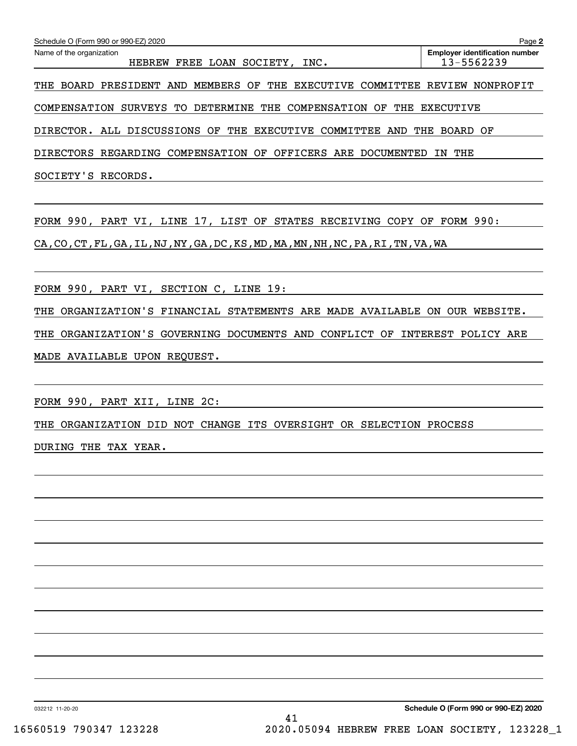Schedule O (Form 990 or 990-EZ) 2020 Page **2**

Name of the organization: HEBREW FREE LOAN SOCIETY, INC.

**Employer identification number:** 13-5562239

THE BOARD PRESIDENT AND MEMBERS OF THE EXECUTIVE COMMITTEE REVIEW NONPROFIT COMPENSATION SURVEYS TO DETERMINE THE COMPENSATION OF THE EXECUTIVE DIRECTOR. ALL DISCUSSIONS OF THE EXECUTIVE COMMITTEE AND THE BOARD OF DIRECTORS REGARDING COMPENSATION OF OFFICERS ARE DOCUMENTED IN THE SOCIETY'S RECORDS.

FORM 990, PART VI, LINE 17, LIST OF STATES RECEIVING COPY OF FORM 990:

CA,CO,CT,FL,GA,IL,NJ,NY,GA,DC,KS,MD,MA,MN,NH,NC,PA,RI,TN,VA,WA

FORM 990, PART VI, SECTION C, LINE 19:

THE ORGANIZATION'S FINANCIAL STATEMENTS ARE MADE AVAILABLE ON OUR WEBSITE. THE ORGANIZATION'S GOVERNING DOCUMENTS AND CONFLICT OF INTEREST POLICY ARE MADE AVAILABLE UPON REQUEST.

FORM 990, PART XII, LINE 2C:

THE ORGANIZATION DID NOT CHANGE ITS OVERSIGHT OR SELECTION PROCESS DURING THE TAX YEAR.

032212 11-20-20 **Schedule O (Form 990 or 990-EZ) 2020**

16560519 790347 123228 2020.05094 HEBREW FREE LOAN SOCIETY, 123228_1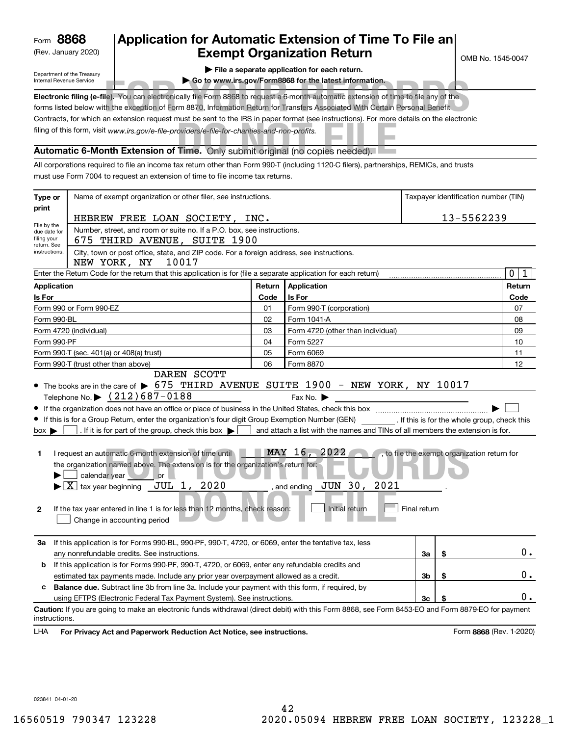Form **8868**
(Rev. January 2020)
Department of the Treasury
Internal Revenue Service

# Application for Automatic Extension of Time To File an Exempt Organization Return

OMB No. 1545-0047

▶ **File a separate application for each return.**
▶ **Go to www.irs.gov/Form8868 for the latest information.**

FOR YOUR RECORDS
DO NOT FILE

**Electronic filing (e-file).** You can electronically file Form 8868 to request a 6-month automatic extension of time to file any of the forms listed below with the exception of Form 8870, Information Return for Transfers Associated With Certain Personal Benefit Contracts, for which an extension request must be sent to the IRS in paper format (see instructions). For more details on the electronic filing of this form, visit *www.irs.gov/e-file-providers/e-file-for-charities-and-non-profits.*

## Automatic 6-Month Extension of Time. Only submit original (no copies needed).

All corporations required to file an income tax return other than Form 990-T (including 1120-C filers), partnerships, REMICs, and trusts must use Form 7004 to request an extension of time to file income tax returns.

| Type or print | Name of exempt organization or other filer, see instructions. | Taxpayer identification number (TIN) |
|---|---|---|
| File by the due date for filing your return. See instructions. | HEBREW FREE LOAN SOCIETY, INC. | 13-5562239 |
| | Number, street, and room or suite no. If a P.O. box, see instructions. 675 THIRD AVENUE, SUITE 1900 | |
| | City, town or post office, state, and ZIP code. For a foreign address, see instructions. NEW YORK, NY 10017 | |

Enter the Return Code for the return that this application is for (file a separate application for each return) ..... 0 1

| Application Is For | Return Code | Application Is For | Return Code |
|---|---|---|---|
| Form 990 or Form 990-EZ | 01 | Form 990-T (corporation) | 07 |
| Form 990-BL | 02 | Form 1041-A | 08 |
| Form 4720 (individual) | 03 | Form 4720 (other than individual) | 09 |
| Form 990-PF | 04 | Form 5227 | 10 |
| Form 990-T (sec. 401(a) or 408(a) trust) | 05 | Form 6069 | 11 |
| Form 990-T (trust other than above) | 06 | Form 8870 | 12 |

- The books are in the care of ▶ DAREN SCOTT 675 THIRD AVENUE SUITE 1900 - NEW YORK, NY 10017
  Telephone No. ▶ (212)687-0188  Fax No. ▶
- If the organization does not have an office or place of business in the United States, check this box ..... ▶ ☐
- If this is for a Group Return, enter the organization's four digit Group Exemption Number (GEN) ______ . If this is for the whole group, check this box ▶ ☐ . If it is for part of the group, check this box ▶ ☐ and attach a list with the names and TINs of all members the extension is for.

**1** I request an automatic 6-month extension of time until MAY 16, 2022, to file the exempt organization return for the organization named above. The extension is for the organization's return for:
▶ ☐ calendar year ______ or
▶ ☒ tax year beginning JUL 1, 2020, and ending JUN 30, 2021.

**2** If the tax year entered in line 1 is for less than 12 months, check reason: ☐ Initial return ☐ Final return
☐ Change in accounting period

| | | | |
|---|---|---|---|
| **3a** | If this application is for Forms 990-BL, 990-PF, 990-T, 4720, or 6069, enter the tentative tax, less any nonrefundable credits. See instructions. | 3a | $ 0. |
| **b** | If this application is for Forms 990-PF, 990-T, 4720, or 6069, enter any refundable credits and estimated tax payments made. Include any prior year overpayment allowed as a credit. | 3b | $ 0. |
| **c** | **Balance due.** Subtract line 3b from line 3a. Include your payment with this form, if required, by using EFTPS (Electronic Federal Tax Payment System). See instructions. | 3c | $ 0. |

**Caution:** If you are going to make an electronic funds withdrawal (direct debit) with this Form 8868, see Form 8453-EO and Form 8879-EO for payment instructions.

LHA **For Privacy Act and Paperwork Reduction Act Notice, see instructions.** Form **8868** (Rev. 1-2020)

023841 04-01-20

16560519 790347 123228 2020.05094 HEBREW FREE LOAN SOCIETY, 123228_1